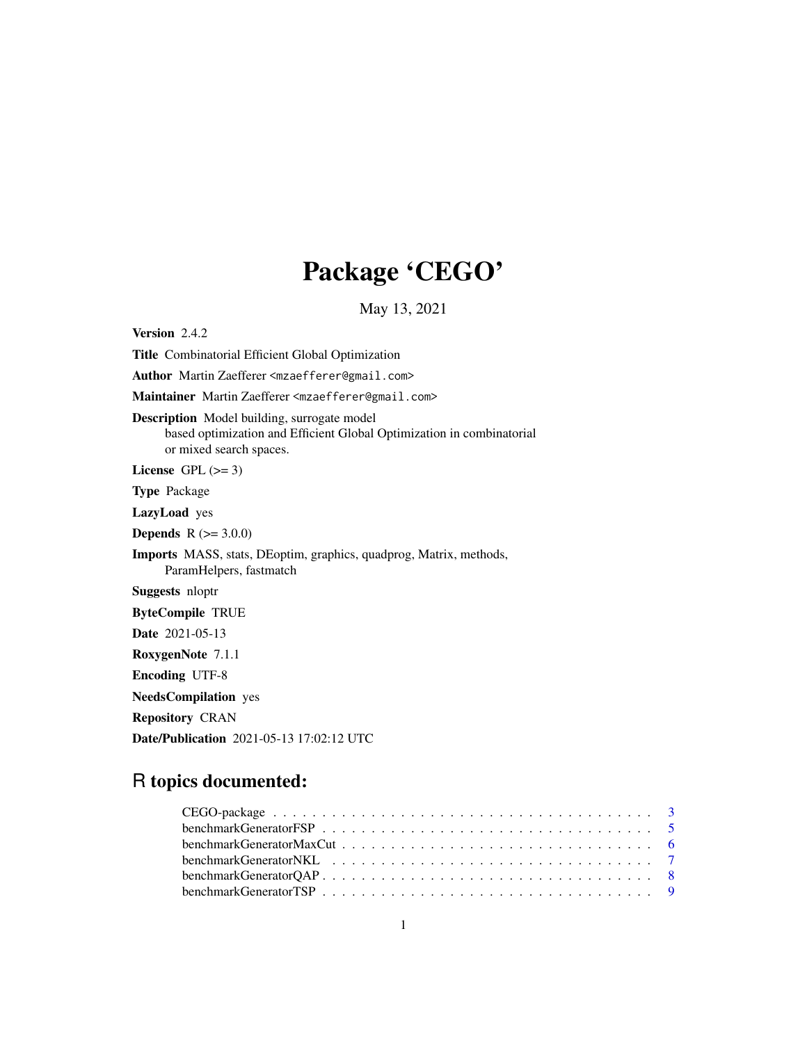# Package 'CEGO'

May 13, 2021

**Version** 2.4.2

**Title** Combinatorial Efficient Global Optimization

**Author** Martin Zaefferer <mzaefferer@gmail.com>

**Maintainer** Martin Zaefferer <mzaefferer@gmail.com>

**Description** Model building, surrogate model based optimization and Efficient Global Optimization in combinatorial or mixed search spaces.

**License** GPL (>= 3)

**Type** Package

**LazyLoad** yes

**Depends** R (>= 3.0.0)

**Imports** MASS, stats, DEoptim, graphics, quadprog, Matrix, methods, ParamHelpers, fastmatch

**Suggests** nloptr

**ByteCompile** TRUE

**Date** 2021-05-13

**RoxygenNote** 7.1.1

**Encoding** UTF-8

**NeedsCompilation** yes

**Repository** CRAN

**Date/Publication** 2021-05-13 17:02:12 UTC

## R topics documented:

CEGO-package . . . . . . . . . . . . . . . . . . . . . . . . . . . . . . . . . . . . . . 3
benchmarkGeneratorFSP . . . . . . . . . . . . . . . . . . . . . . . . . . . . . . . . 5
benchmarkGeneratorMaxCut . . . . . . . . . . . . . . . . . . . . . . . . . . . . . 6
benchmarkGeneratorNKL . . . . . . . . . . . . . . . . . . . . . . . . . . . . . . . 7
benchmarkGeneratorQAP . . . . . . . . . . . . . . . . . . . . . . . . . . . . . . . 8
benchmarkGeneratorTSP . . . . . . . . . . . . . . . . . . . . . . . . . . . . . . . 9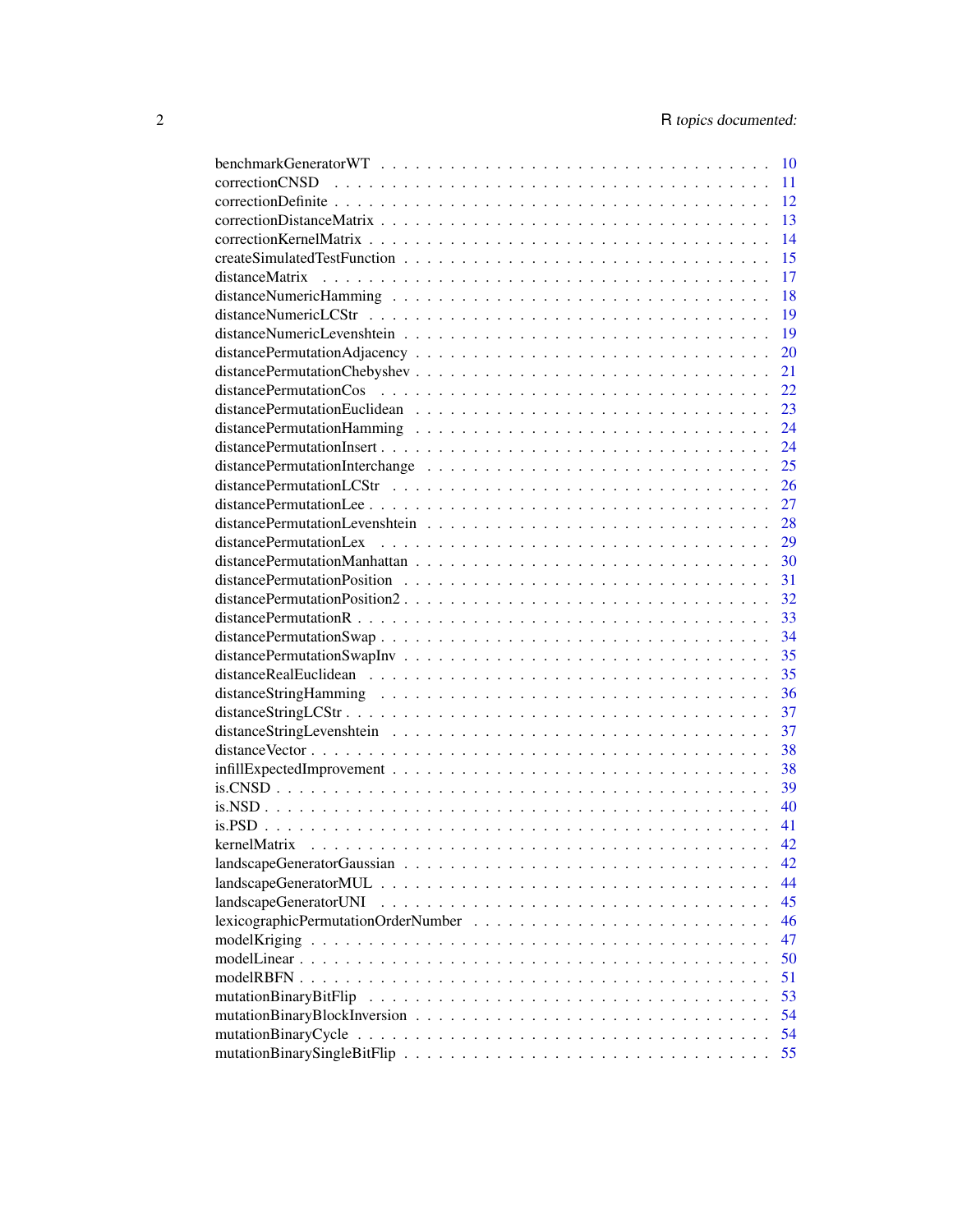| | |
|---|---|
| benchmarkGeneratorWT | 10 |
| correctionCNSD | 11 |
| correctionDefinite | 12 |
| correctionDistanceMatrix | 13 |
| correctionKernelMatrix | 14 |
| createSimulatedTestFunction | 15 |
| distanceMatrix | 17 |
| distanceNumericHamming | 18 |
| distanceNumericLCStr | 19 |
| distanceNumericLevenshtein | 19 |
| distancePermutationAdjacency | 20 |
| distancePermutationChebyshev | 21 |
| distancePermutationCos | 22 |
| distancePermutationEuclidean | 23 |
| distancePermutationHamming | 24 |
| distancePermutationInsert | 24 |
| distancePermutationInterchange | 25 |
| distancePermutationLCStr | 26 |
| distancePermutationLee | 27 |
| distancePermutationLevenshtein | 28 |
| distancePermutationLex | 29 |
| distancePermutationManhattan | 30 |
| distancePermutationPosition | 31 |
| distancePermutationPosition2 | 32 |
| distancePermutationR | 33 |
| distancePermutationSwap | 34 |
| distancePermutationSwapInv | 35 |
| distanceRealEuclidean | 35 |
| distanceStringHamming | 36 |
| distanceStringLCStr | 37 |
| distanceStringLevenshtein | 37 |
| distanceVector | 38 |
| infillExpectedImprovement | 38 |
| is.CNSD | 39 |
| is.NSD | 40 |
| is.PSD | 41 |
| kernelMatrix | 42 |
| landscapeGeneratorGaussian | 42 |
| landscapeGeneratorMUL | 44 |
| landscapeGeneratorUNI | 45 |
| lexicographicPermutationOrderNumber | 46 |
| modelKriging | 47 |
| modelLinear | 50 |
| modelRBFN | 51 |
| mutationBinaryBitFlip | 53 |
| mutationBinaryBlockInversion | 54 |
| mutationBinaryCycle | 54 |
| mutationBinarySingleBitFlip | 55 |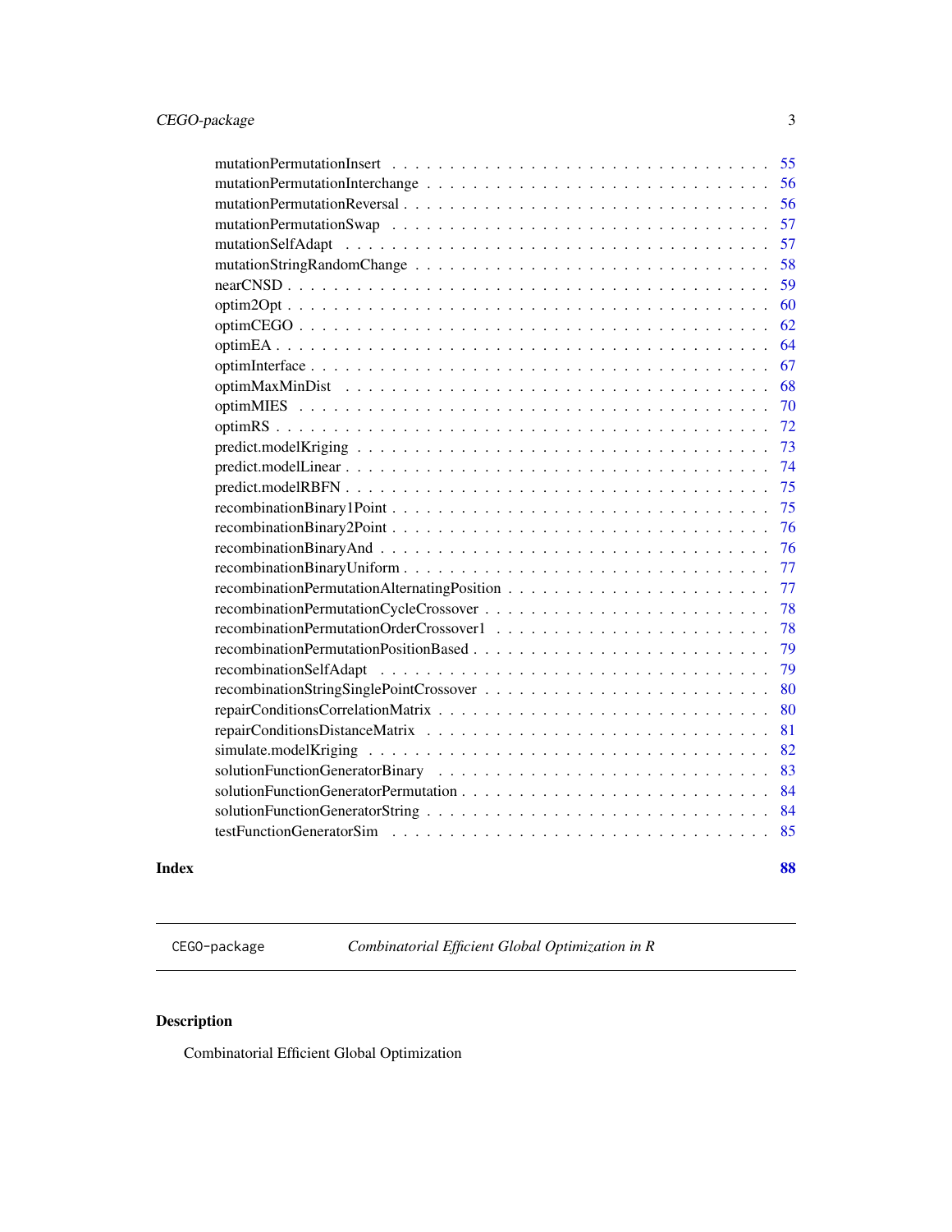mutationPermutationInsert . . . . . . . . . . . . . . . . . . . . . . . . . . . . . . . 55
mutationPermutationInterchange . . . . . . . . . . . . . . . . . . . . . . . . . . . . . 56
mutationPermutationReversal . . . . . . . . . . . . . . . . . . . . . . . . . . . . . . . 56
mutationPermutationSwap . . . . . . . . . . . . . . . . . . . . . . . . . . . . . . . . 57
mutationSelfAdapt . . . . . . . . . . . . . . . . . . . . . . . . . . . . . . . . . . . 57
mutationStringRandomChange . . . . . . . . . . . . . . . . . . . . . . . . . . . . . . 58
nearCNSD . . . . . . . . . . . . . . . . . . . . . . . . . . . . . . . . . . . . . . . 59
optim2Opt . . . . . . . . . . . . . . . . . . . . . . . . . . . . . . . . . . . . . . . 60
optimCEGO . . . . . . . . . . . . . . . . . . . . . . . . . . . . . . . . . . . . . . 62
optimEA . . . . . . . . . . . . . . . . . . . . . . . . . . . . . . . . . . . . . . . . 64
optimInterface . . . . . . . . . . . . . . . . . . . . . . . . . . . . . . . . . . . . . 67
optimMaxMinDist . . . . . . . . . . . . . . . . . . . . . . . . . . . . . . . . . . . 68
optimMIES . . . . . . . . . . . . . . . . . . . . . . . . . . . . . . . . . . . . . . . 70
optimRS . . . . . . . . . . . . . . . . . . . . . . . . . . . . . . . . . . . . . . . . 72
predict.modelKriging . . . . . . . . . . . . . . . . . . . . . . . . . . . . . . . . . 73
predict.modelLinear . . . . . . . . . . . . . . . . . . . . . . . . . . . . . . . . . . 74
predict.modelRBFN . . . . . . . . . . . . . . . . . . . . . . . . . . . . . . . . . . 75
recombinationBinary1Point . . . . . . . . . . . . . . . . . . . . . . . . . . . . . . 75
recombinationBinary2Point . . . . . . . . . . . . . . . . . . . . . . . . . . . . . . 76
recombinationBinaryAnd . . . . . . . . . . . . . . . . . . . . . . . . . . . . . . . . 76
recombinationBinaryUniform . . . . . . . . . . . . . . . . . . . . . . . . . . . . . . 77
recombinationPermutationAlternatingPosition . . . . . . . . . . . . . . . . . . . . . 77
recombinationPermutationCycleCrossover . . . . . . . . . . . . . . . . . . . . . . . 78
recombinationPermutationOrderCrossover1 . . . . . . . . . . . . . . . . . . . . . . . 78
recombinationPermutationPositionBased . . . . . . . . . . . . . . . . . . . . . . . . 79
recombinationSelfAdapt . . . . . . . . . . . . . . . . . . . . . . . . . . . . . . . . 79
recombinationStringSinglePointCrossover . . . . . . . . . . . . . . . . . . . . . . . 80
repairConditionsCorrelationMatrix . . . . . . . . . . . . . . . . . . . . . . . . . . . 80
repairConditionsDistanceMatrix . . . . . . . . . . . . . . . . . . . . . . . . . . . . 81
simulate.modelKriging . . . . . . . . . . . . . . . . . . . . . . . . . . . . . . . . . 82
solutionFunctionGeneratorBinary . . . . . . . . . . . . . . . . . . . . . . . . . . . 83
solutionFunctionGeneratorPermutation . . . . . . . . . . . . . . . . . . . . . . . . . 84
solutionFunctionGeneratorString . . . . . . . . . . . . . . . . . . . . . . . . . . . . 84
testFunctionGeneratorSim . . . . . . . . . . . . . . . . . . . . . . . . . . . . . . . 85

**Index** **88**

---

`CEGO-package` *Combinatorial Efficient Global Optimization in R*

---

## Description

Combinatorial Efficient Global Optimization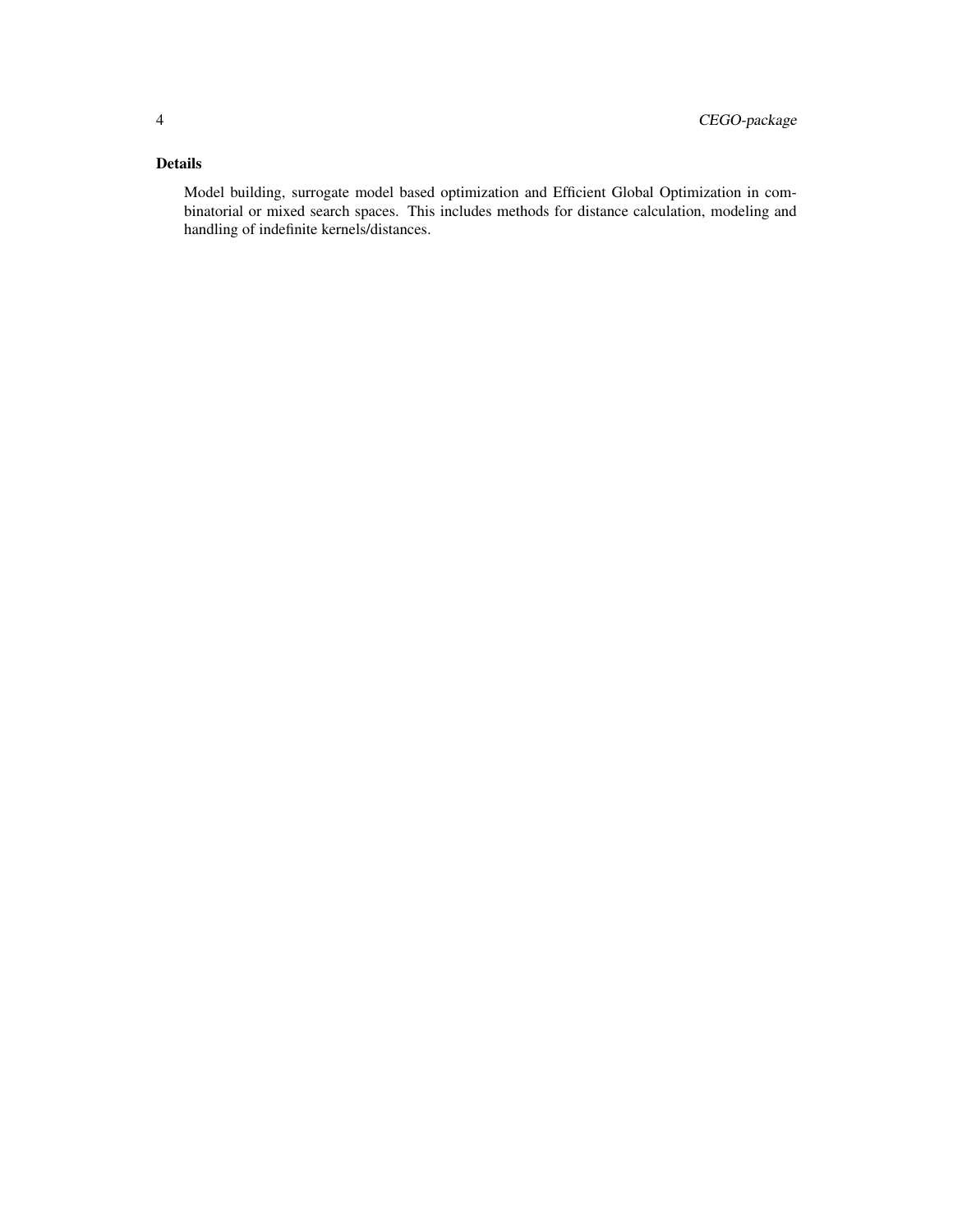## Details

Model building, surrogate model based optimization and Efficient Global Optimization in combinatorial or mixed search spaces. This includes methods for distance calculation, modeling and handling of indefinite kernels/distances.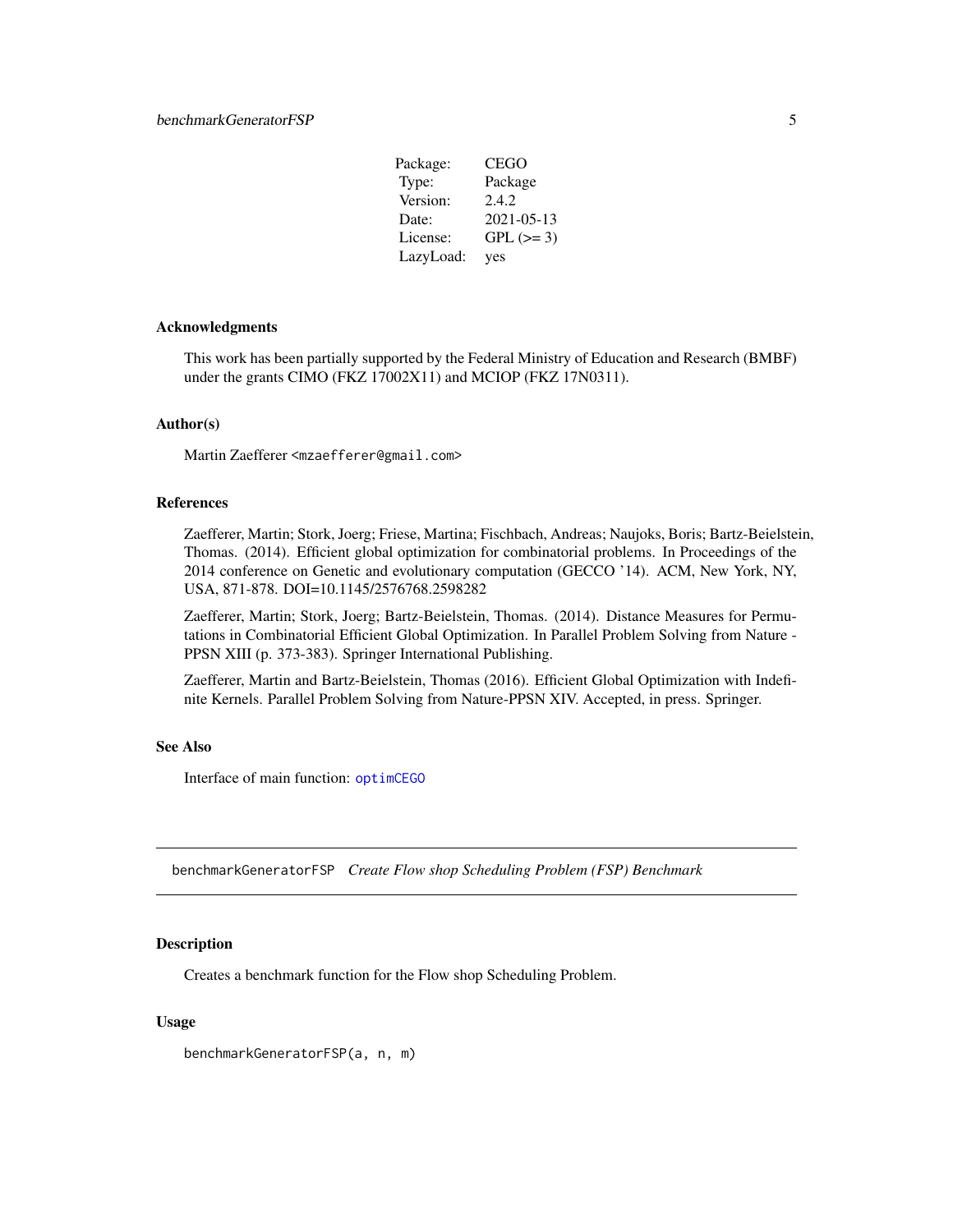| | |
|---|---|
| Package: | CEGO |
| Type: | Package |
| Version: | 2.4.2 |
| Date: | 2021-05-13 |
| License: | GPL (>= 3) |
| LazyLoad: | yes |

### Acknowledgments

This work has been partially supported by the Federal Ministry of Education and Research (BMBF) under the grants CIMO (FKZ 17002X11) and MCIOP (FKZ 17N0311).

### Author(s)

Martin Zaefferer <mzaefferer@gmail.com>

### References

Zaefferer, Martin; Stork, Joerg; Friese, Martina; Fischbach, Andreas; Naujoks, Boris; Bartz-Beielstein, Thomas. (2014). Efficient global optimization for combinatorial problems. In Proceedings of the 2014 conference on Genetic and evolutionary computation (GECCO '14). ACM, New York, NY, USA, 871-878. DOI=10.1145/2576768.2598282

Zaefferer, Martin; Stork, Joerg; Bartz-Beielstein, Thomas. (2014). Distance Measures for Permutations in Combinatorial Efficient Global Optimization. In Parallel Problem Solving from Nature - PPSN XIII (p. 373-383). Springer International Publishing.

Zaefferer, Martin and Bartz-Beielstein, Thomas (2016). Efficient Global Optimization with Indefinite Kernels. Parallel Problem Solving from Nature-PPSN XIV. Accepted, in press. Springer.

### See Also

Interface of main function: `optimCEGO`

---

## benchmarkGeneratorFSP *Create Flow shop Scheduling Problem (FSP) Benchmark*

---

### Description

Creates a benchmark function for the Flow shop Scheduling Problem.

### Usage

```
benchmarkGeneratorFSP(a, n, m)
```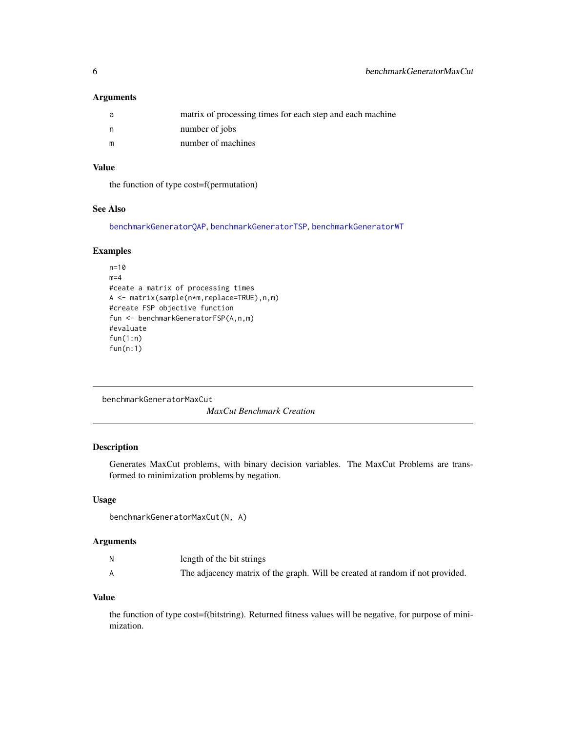### Arguments

| | |
|---|---|
| a | matrix of processing times for each step and each machine |
| n | number of jobs |
| m | number of machines |

### Value

the function of type cost=f(permutation)

### See Also

benchmarkGeneratorQAP, benchmarkGeneratorTSP, benchmarkGeneratorWT

### Examples

```
n=10
m=4
#ceate a matrix of processing times
A <- matrix(sample(n*m,replace=TRUE),n,m)
#create FSP objective function
fun <- benchmarkGeneratorFSP(A,n,m)
#evaluate
fun(1:n)
fun(n:1)
```

---

## benchmarkGeneratorMaxCut

*MaxCut Benchmark Creation*

---

### Description

Generates MaxCut problems, with binary decision variables. The MaxCut Problems are transformed to minimization problems by negation.

### Usage

```
benchmarkGeneratorMaxCut(N, A)
```

### Arguments

| | |
|---|---|
| N | length of the bit strings |
| A | The adjacency matrix of the graph. Will be created at random if not provided. |

### Value

the function of type cost=f(bitstring). Returned fitness values will be negative, for purpose of minimization.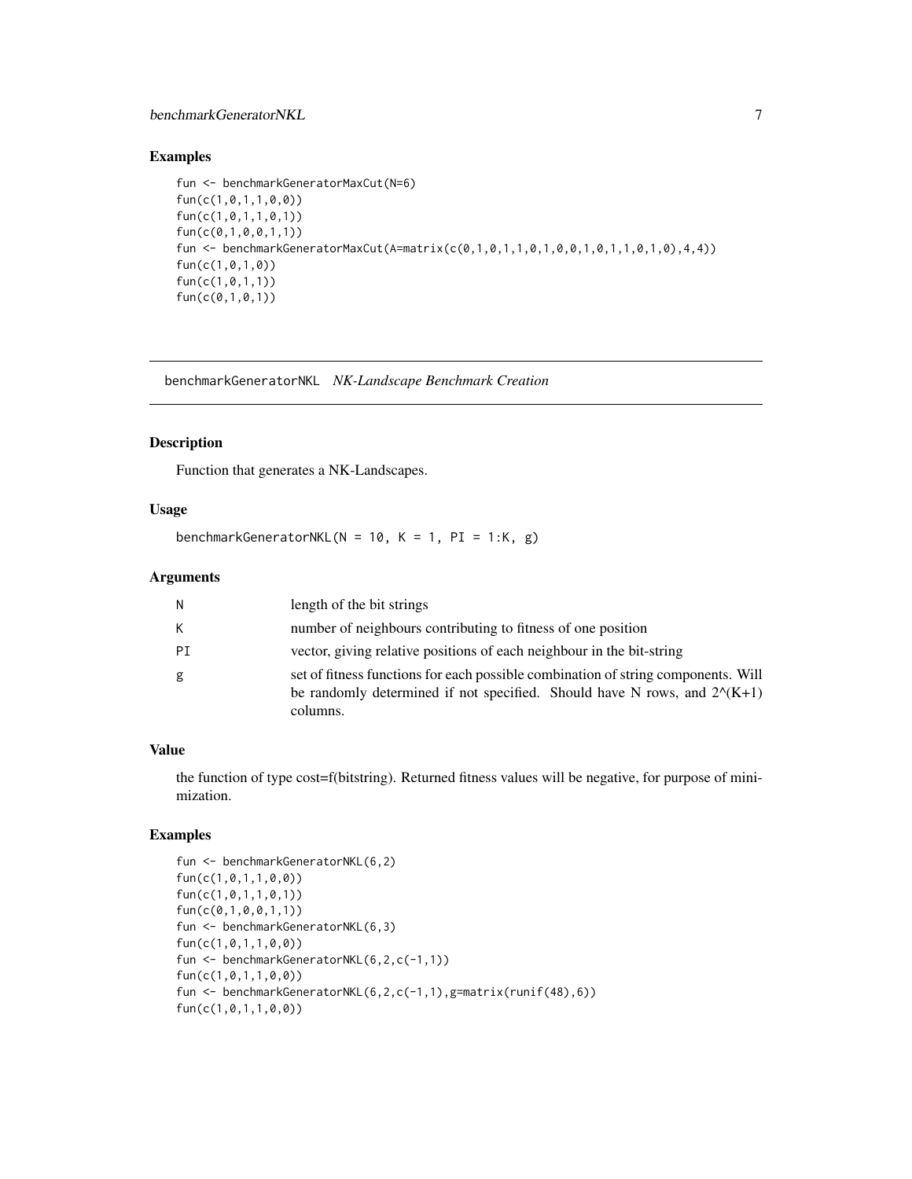## Examples

```
fun <- benchmarkGeneratorMaxCut(N=6)
fun(c(1,0,1,1,0,0))
fun(c(1,0,1,1,0,1))
fun(c(0,1,0,0,1,1))
fun <- benchmarkGeneratorMaxCut(A=matrix(c(0,1,0,1,1,0,1,0,0,1,0,1,1,0,1,0),4,4))
fun(c(1,0,1,0))
fun(c(1,0,1,1))
fun(c(0,1,0,1))
```

---

# benchmarkGeneratorNKL *NK-Landscape Benchmark Creation*

## Description

Function that generates a NK-Landscapes.

## Usage

```
benchmarkGeneratorNKL(N = 10, K = 1, PI = 1:K, g)
```

## Arguments

| | |
|---|---|
| N | length of the bit strings |
| K | number of neighbours contributing to fitness of one position |
| PI | vector, giving relative positions of each neighbour in the bit-string |
| g | set of fitness functions for each possible combination of string components. Will be randomly determined if not specified. Should have N rows, and 2^(K+1) columns. |

## Value

the function of type cost=f(bitstring). Returned fitness values will be negative, for purpose of minimization.

## Examples

```
fun <- benchmarkGeneratorNKL(6,2)
fun(c(1,0,1,1,0,0))
fun(c(1,0,1,1,0,1))
fun(c(0,1,0,0,1,1))
fun <- benchmarkGeneratorNKL(6,3)
fun(c(1,0,1,1,0,0))
fun <- benchmarkGeneratorNKL(6,2,c(-1,1))
fun(c(1,0,1,1,0,0))
fun <- benchmarkGeneratorNKL(6,2,c(-1,1),g=matrix(runif(48),6))
fun(c(1,0,1,1,0,0))
```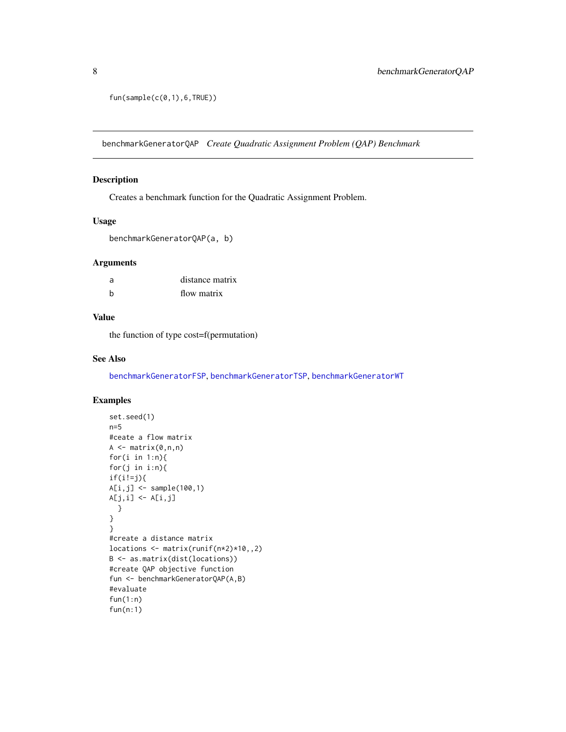```
fun(sample(c(0,1),6,TRUE))
```

---

## benchmarkGeneratorQAP *Create Quadratic Assignment Problem (QAP) Benchmark*

### Description

Creates a benchmark function for the Quadratic Assignment Problem.

### Usage

```
benchmarkGeneratorQAP(a, b)
```

### Arguments

| | |
|---|---|
| a | distance matrix |
| b | flow matrix |

### Value

the function of type cost=f(permutation)

### See Also

benchmarkGeneratorFSP, benchmarkGeneratorTSP, benchmarkGeneratorWT

### Examples

```
set.seed(1)
n=5
#ceate a flow matrix
A <- matrix(0,n,n)
for(i in 1:n){
for(j in i:n){
if(i!=j){
A[i,j] <- sample(100,1)
A[j,i] <- A[i,j]
  }
}
}
#create a distance matrix
locations <- matrix(runif(n*2)*10,,2)
B <- as.matrix(dist(locations))
#create QAP objective function
fun <- benchmarkGeneratorQAP(A,B)
#evaluate
fun(1:n)
fun(n:1)
```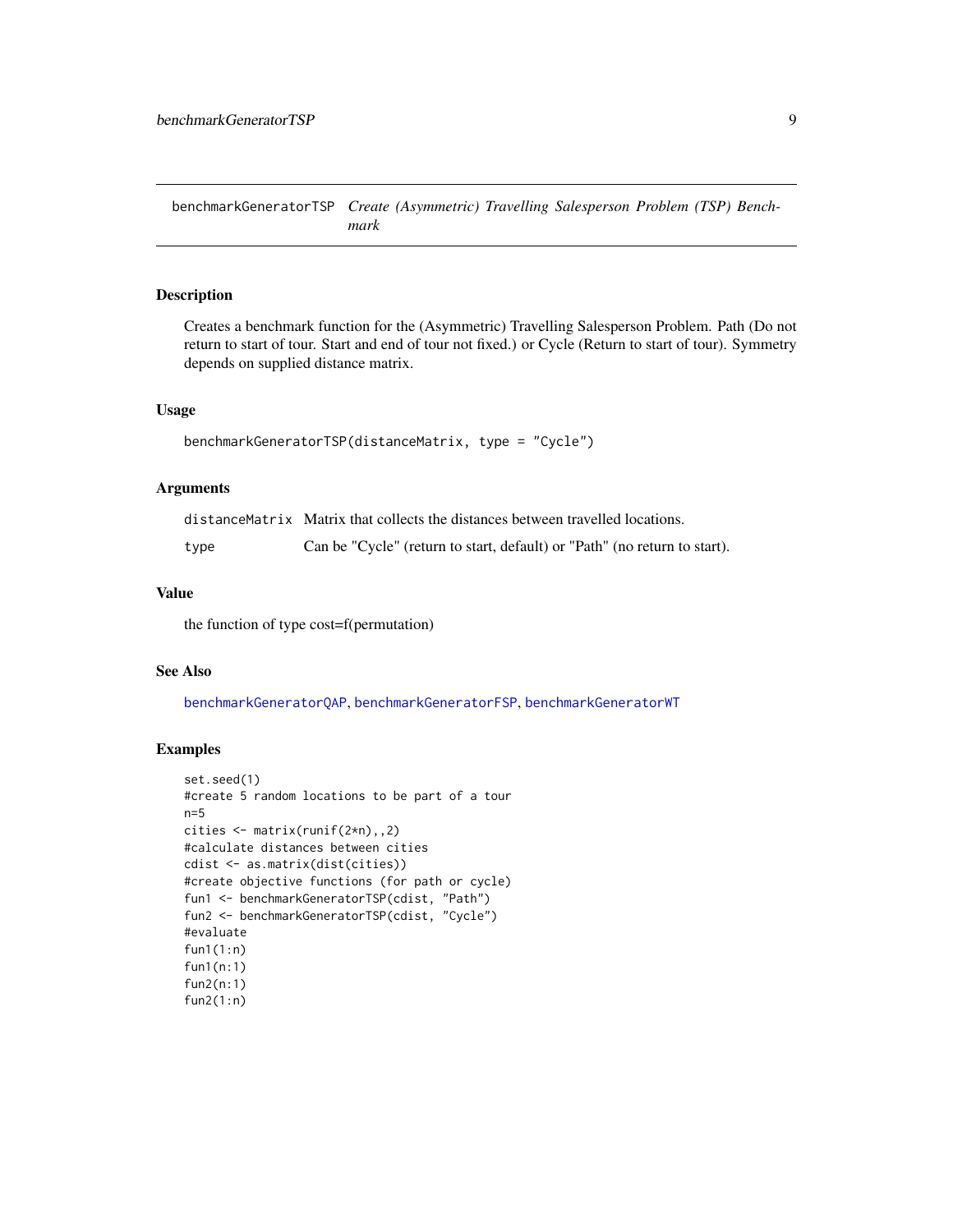## benchmarkGeneratorTSP — *Create (Asymmetric) Travelling Salesperson Problem (TSP) Benchmark*

### Description

Creates a benchmark function for the (Asymmetric) Travelling Salesperson Problem. Path (Do not return to start of tour. Start and end of tour not fixed.) or Cycle (Return to start of tour). Symmetry depends on supplied distance matrix.

### Usage

```
benchmarkGeneratorTSP(distanceMatrix, type = "Cycle")
```

### Arguments

| | |
|---|---|
| distanceMatrix | Matrix that collects the distances between travelled locations. |
| type | Can be "Cycle" (return to start, default) or "Path" (no return to start). |

### Value

the function of type cost=f(permutation)

### See Also

benchmarkGeneratorQAP, benchmarkGeneratorFSP, benchmarkGeneratorWT

### Examples

```
set.seed(1)
#create 5 random locations to be part of a tour
n=5
cities <- matrix(runif(2*n),,2)
#calculate distances between cities
cdist <- as.matrix(dist(cities))
#create objective functions (for path or cycle)
fun1 <- benchmarkGeneratorTSP(cdist, "Path")
fun2 <- benchmarkGeneratorTSP(cdist, "Cycle")
#evaluate
fun1(1:n)
fun1(n:1)
fun2(n:1)
fun2(1:n)
```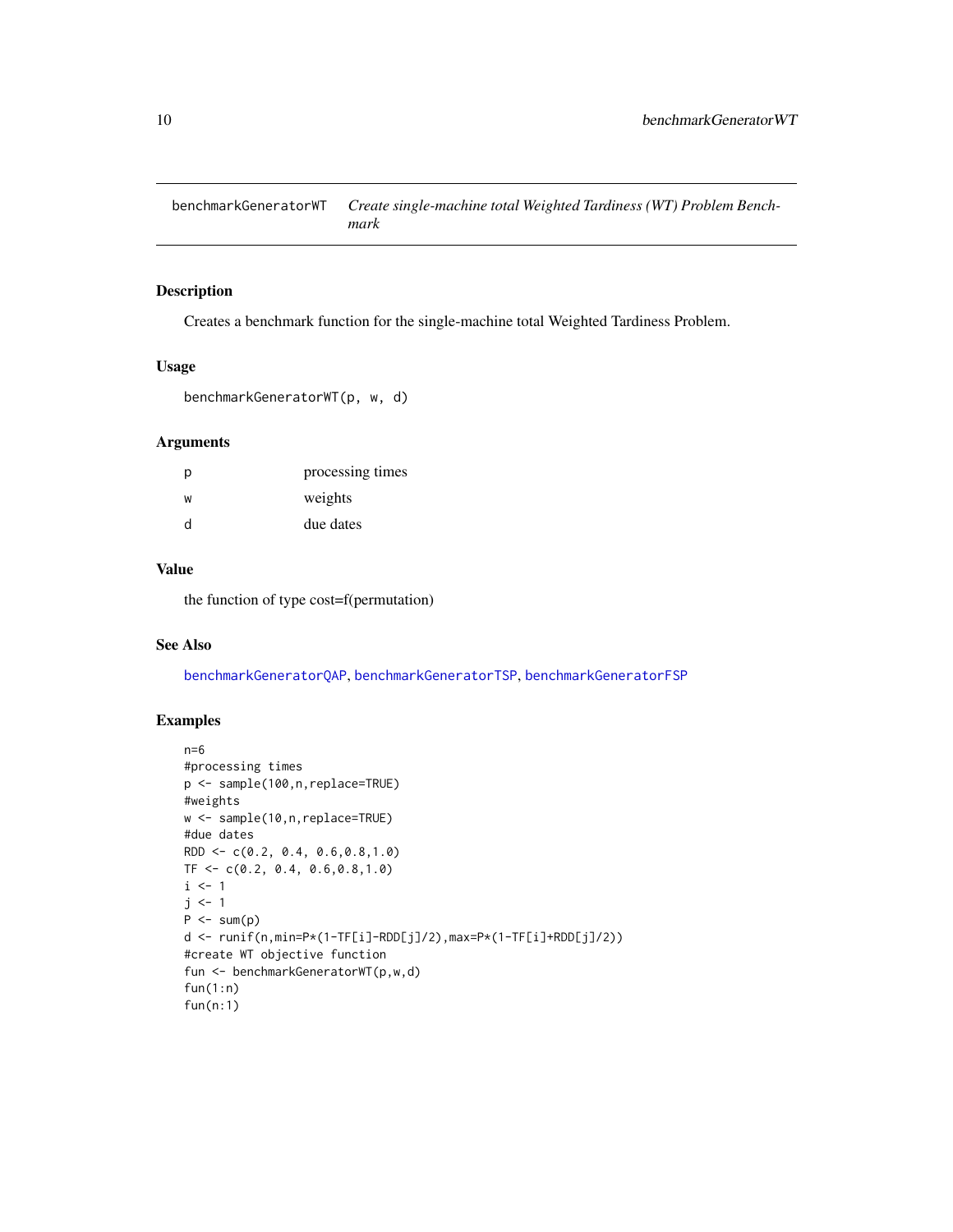## benchmarkGeneratorWT — *Create single-machine total Weighted Tardiness (WT) Problem Benchmark*

### Description

Creates a benchmark function for the single-machine total Weighted Tardiness Problem.

### Usage

```
benchmarkGeneratorWT(p, w, d)
```

### Arguments

| | |
|---|---|
| p | processing times |
| w | weights |
| d | due dates |

### Value

the function of type cost=f(permutation)

### See Also

benchmarkGeneratorQAP, benchmarkGeneratorTSP, benchmarkGeneratorFSP

### Examples

```
n=6
#processing times
p <- sample(100,n,replace=TRUE)
#weights
w <- sample(10,n,replace=TRUE)
#due dates
RDD <- c(0.2, 0.4, 0.6,0.8,1.0)
TF <- c(0.2, 0.4, 0.6,0.8,1.0)
i <- 1
j <- 1
P <- sum(p)
d <- runif(n,min=P*(1-TF[i]-RDD[j]/2),max=P*(1-TF[i]+RDD[j]/2))
#create WT objective function
fun <- benchmarkGeneratorWT(p,w,d)
fun(1:n)
fun(n:1)
```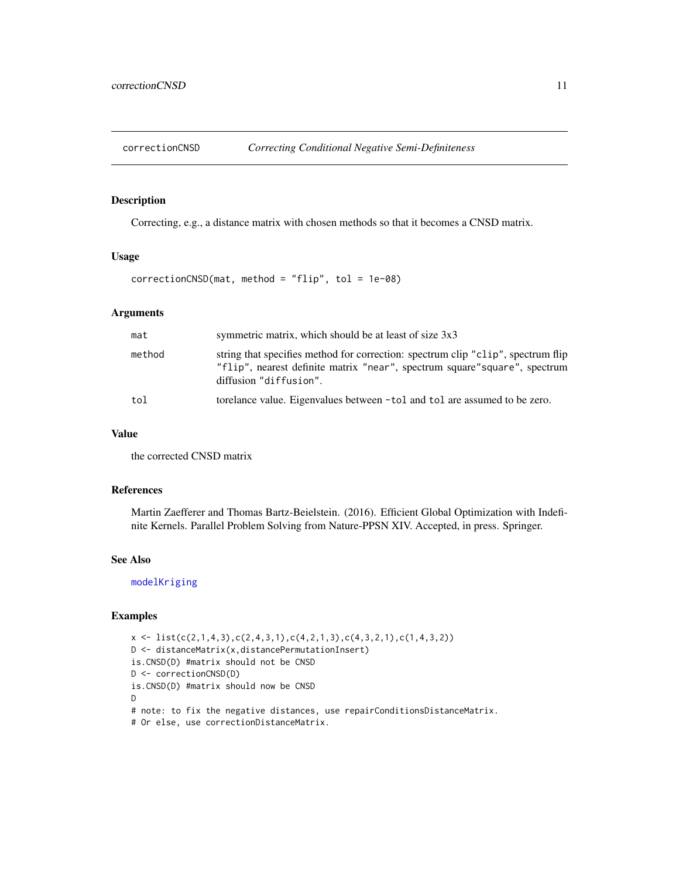## correctionCNSD — *Correcting Conditional Negative Semi-Definiteness*

### Description

Correcting, e.g., a distance matrix with chosen methods so that it becomes a CNSD matrix.

### Usage

```
correctionCNSD(mat, method = "flip", tol = 1e-08)
```

### Arguments

| | |
|---|---|
| `mat` | symmetric matrix, which should be at least of size 3x3 |
| `method` | string that specifies method for correction: spectrum clip "`clip`", spectrum flip "`flip`", nearest definite matrix "`near`", spectrum square"`square`", spectrum diffusion "`diffusion`". |
| `tol` | torelance value. Eigenvalues between `-tol` and `tol` are assumed to be zero. |

### Value

the corrected CNSD matrix

### References

Martin Zaefferer and Thomas Bartz-Beielstein. (2016). Efficient Global Optimization with Indefinite Kernels. Parallel Problem Solving from Nature-PPSN XIV. Accepted, in press. Springer.

### See Also

`modelKriging`

### Examples

```
x <- list(c(2,1,4,3),c(2,4,3,1),c(4,2,1,3),c(4,3,2,1),c(1,4,3,2))
D <- distanceMatrix(x,distancePermutationInsert)
is.CNSD(D) #matrix should not be CNSD
D <- correctionCNSD(D)
is.CNSD(D) #matrix should now be CNSD
D
# note: to fix the negative distances, use repairConditionsDistanceMatrix.
# Or else, use correctionDistanceMatrix.
```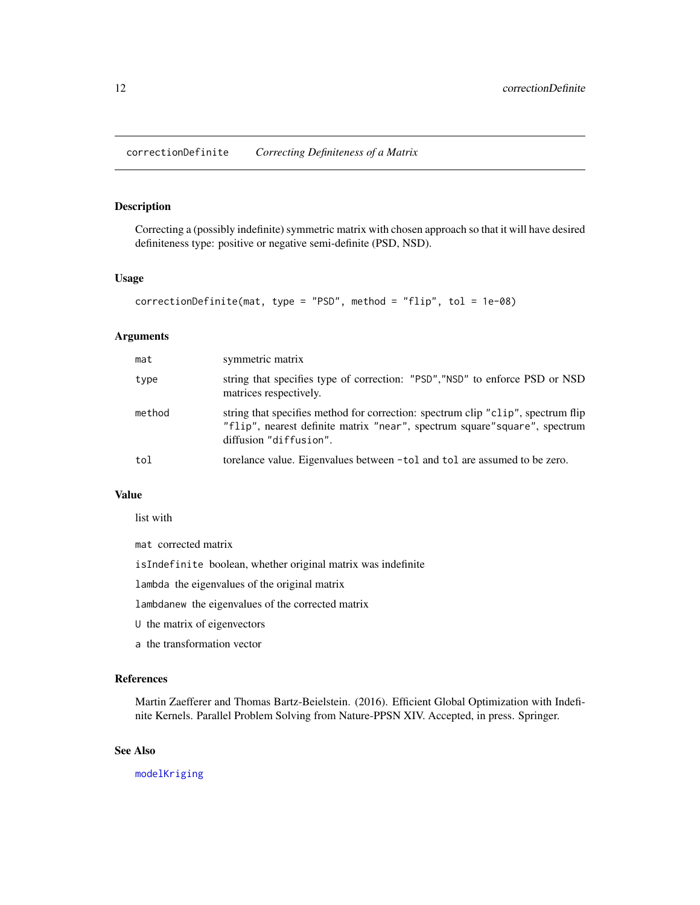## correctionDefinite *Correcting Definiteness of a Matrix*

### Description

Correcting a (possibly indefinite) symmetric matrix with chosen approach so that it will have desired definiteness type: positive or negative semi-definite (PSD, NSD).

### Usage

```
correctionDefinite(mat, type = "PSD", method = "flip", tol = 1e-08)
```

### Arguments

| | |
|---|---|
| `mat` | symmetric matrix |
| `type` | string that specifies type of correction: "PSD","NSD" to enforce PSD or NSD matrices respectively. |
| `method` | string that specifies method for correction: spectrum clip "clip", spectrum flip "flip", nearest definite matrix "near", spectrum square"square", spectrum diffusion "diffusion". |
| `tol` | torelance value. Eigenvalues between `-tol` and `tol` are assumed to be zero. |

### Value

list with

`mat` corrected matrix

`isIndefinite` boolean, whether original matrix was indefinite

`lambda` the eigenvalues of the original matrix

`lambdanew` the eigenvalues of the corrected matrix

`U` the matrix of eigenvectors

`a` the transformation vector

### References

Martin Zaefferer and Thomas Bartz-Beielstein. (2016). Efficient Global Optimization with Indefinite Kernels. Parallel Problem Solving from Nature-PPSN XIV. Accepted, in press. Springer.

### See Also

`modelKriging`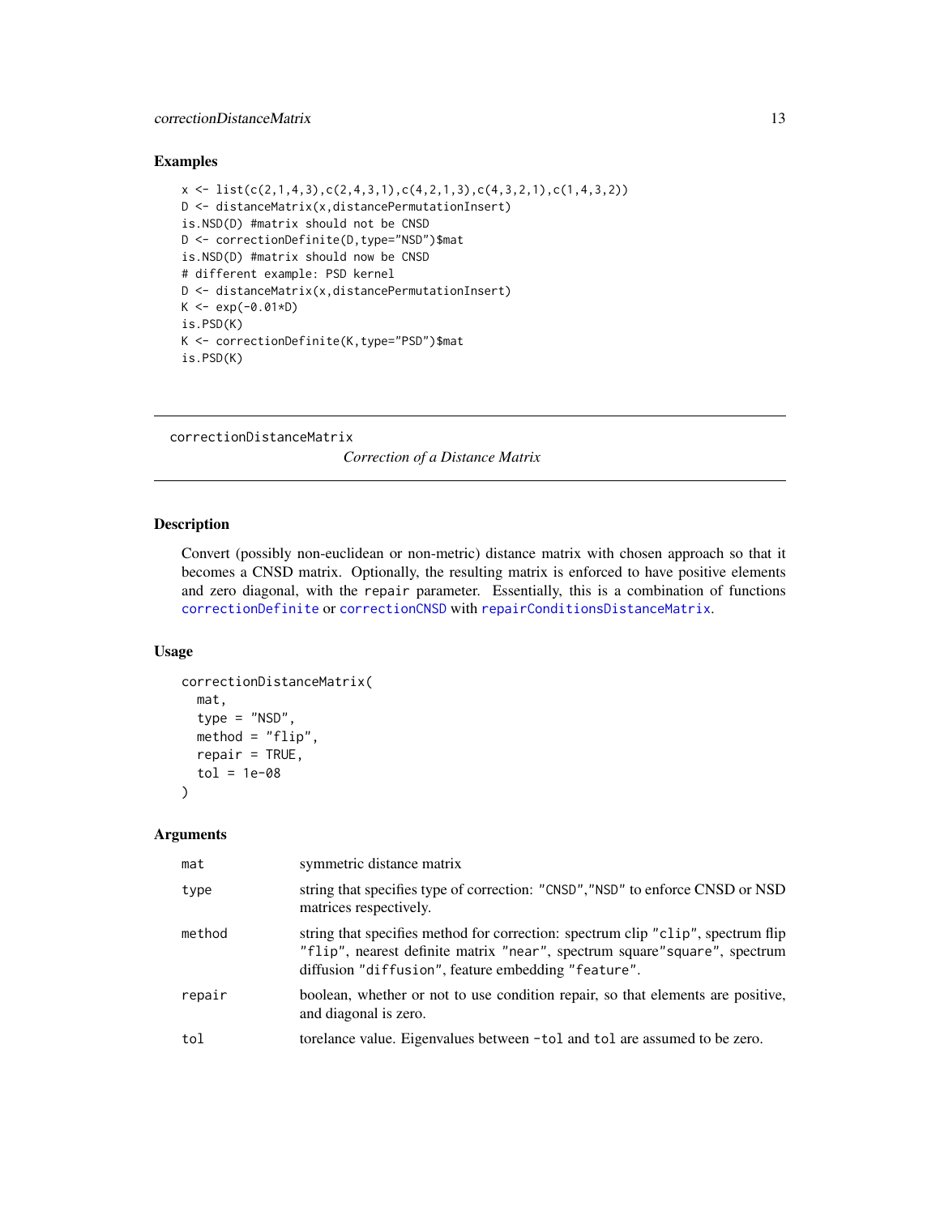## Examples

```
x <- list(c(2,1,4,3),c(2,4,3,1),c(4,2,1,3),c(4,3,2,1),c(1,4,3,2))
D <- distanceMatrix(x,distancePermutationInsert)
is.NSD(D) #matrix should not be CNSD
D <- correctionDefinite(D,type="NSD")$mat
is.NSD(D) #matrix should now be CNSD
# different example: PSD kernel
D <- distanceMatrix(x,distancePermutationInsert)
K <- exp(-0.01*D)
is.PSD(K)
K <- correctionDefinite(K,type="PSD")$mat
is.PSD(K)
```

---

# correctionDistanceMatrix

*Correction of a Distance Matrix*

---

## Description

Convert (possibly non-euclidean or non-metric) distance matrix with chosen approach so that it becomes a CNSD matrix. Optionally, the resulting matrix is enforced to have positive elements and zero diagonal, with the `repair` parameter. Essentially, this is a combination of functions `correctionDefinite` or `correctionCNSD` with `repairConditionsDistanceMatrix`.

## Usage

```
correctionDistanceMatrix(
  mat,
  type = "NSD",
  method = "flip",
  repair = TRUE,
  tol = 1e-08
)
```

## Arguments

| | |
|---|---|
| `mat` | symmetric distance matrix |
| `type` | string that specifies type of correction: `"CNSD"`,`"NSD"` to enforce CNSD or NSD matrices respectively. |
| `method` | string that specifies method for correction: spectrum clip `"clip"`, spectrum flip `"flip"`, nearest definite matrix `"near"`, spectrum square`"square"`, spectrum diffusion `"diffusion"`, feature embedding `"feature"`. |
| `repair` | boolean, whether or not to use condition repair, so that elements are positive, and diagonal is zero. |
| `tol` | torelance value. Eigenvalues between `-tol` and `tol` are assumed to be zero. |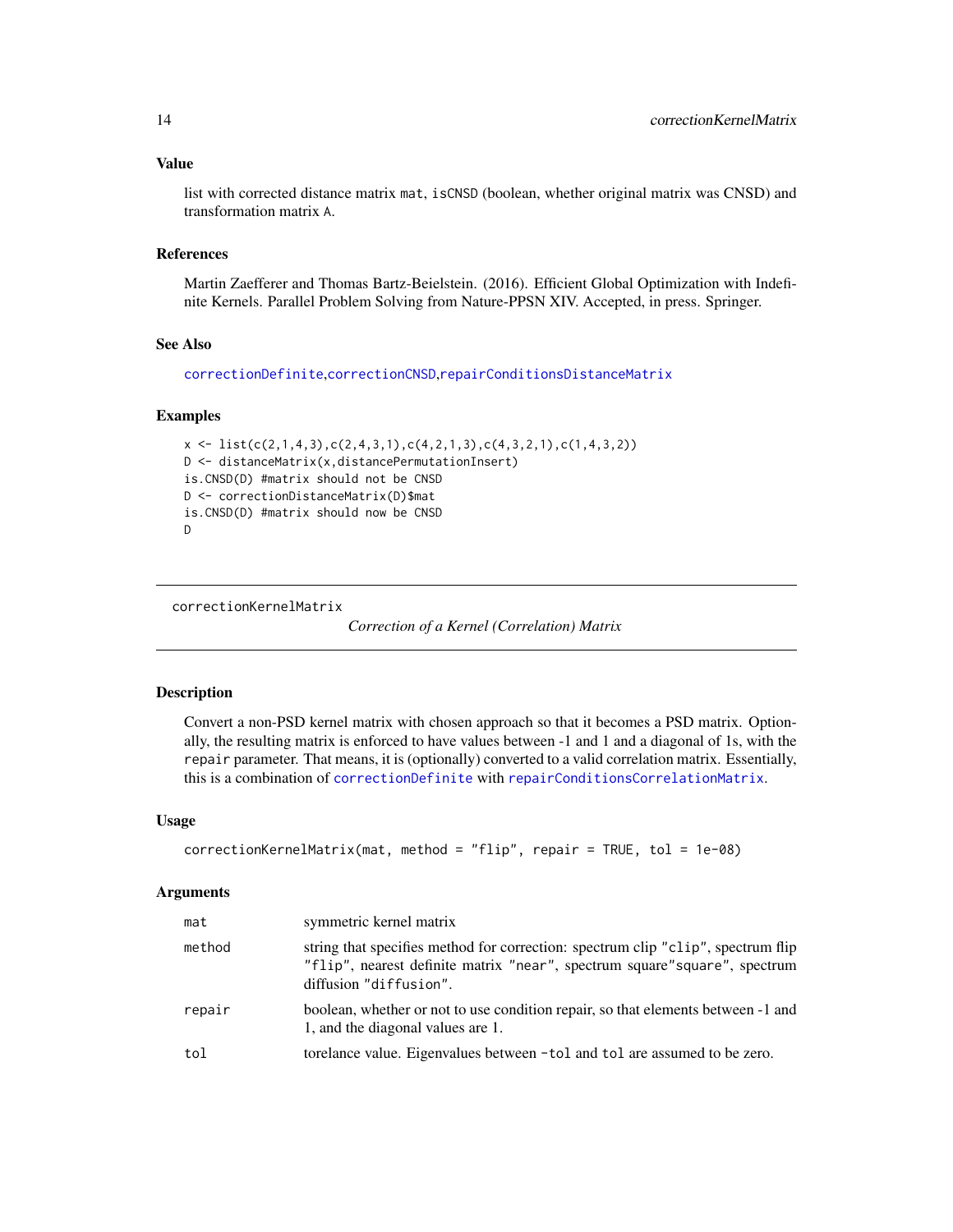### Value

list with corrected distance matrix `mat`, `isCNSD` (boolean, whether original matrix was CNSD) and transformation matrix `A`.

### References

Martin Zaefferer and Thomas Bartz-Beielstein. (2016). Efficient Global Optimization with Indefinite Kernels. Parallel Problem Solving from Nature-PPSN XIV. Accepted, in press. Springer.

### See Also

`correctionDefinite`,`correctionCNSD`,`repairConditionsDistanceMatrix`

### Examples

```
x <- list(c(2,1,4,3),c(2,4,3,1),c(4,2,1,3),c(4,3,2,1),c(1,4,3,2))
D <- distanceMatrix(x,distancePermutationInsert)
is.CNSD(D) #matrix should not be CNSD
D <- correctionDistanceMatrix(D)$mat
is.CNSD(D) #matrix should now be CNSD
D
```

---

## correctionKernelMatrix

*Correction of a Kernel (Correlation) Matrix*

### Description

Convert a non-PSD kernel matrix with chosen approach so that it becomes a PSD matrix. Optionally, the resulting matrix is enforced to have values between -1 and 1 and a diagonal of 1s, with the `repair` parameter. That means, it is (optionally) converted to a valid correlation matrix. Essentially, this is a combination of `correctionDefinite` with `repairConditionsCorrelationMatrix`.

### Usage

```
correctionKernelMatrix(mat, method = "flip", repair = TRUE, tol = 1e-08)
```

### Arguments

| | |
|---|---|
| `mat` | symmetric kernel matrix |
| `method` | string that specifies method for correction: spectrum clip `"clip"`, spectrum flip `"flip"`, nearest definite matrix `"near"`, spectrum square`"square"`, spectrum diffusion `"diffusion"`. |
| `repair` | boolean, whether or not to use condition repair, so that elements between -1 and 1, and the diagonal values are 1. |
| `tol` | torelance value. Eigenvalues between `-tol` and `tol` are assumed to be zero. |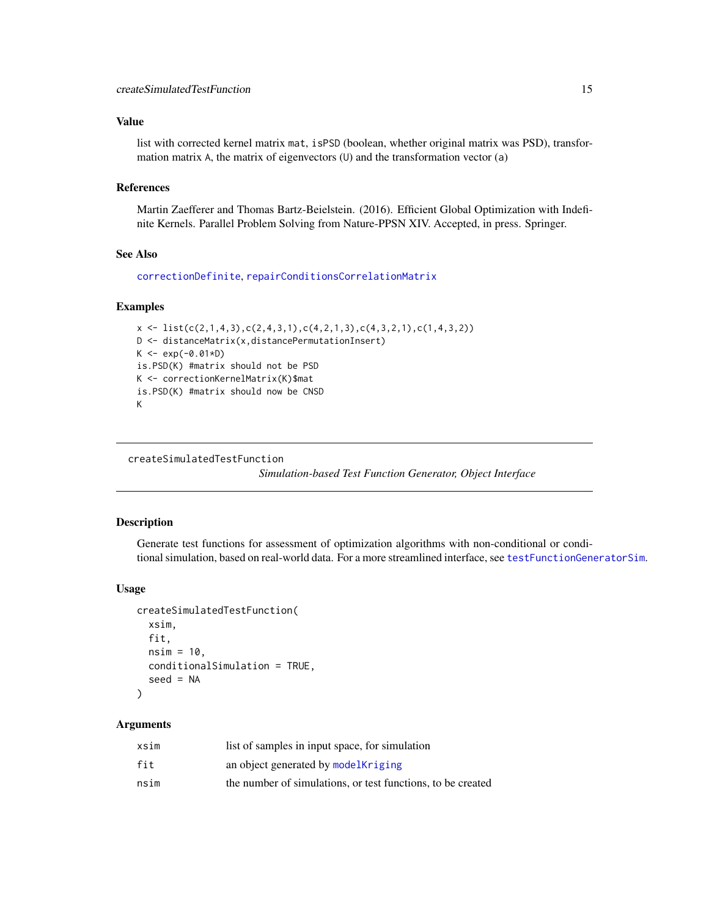### Value

list with corrected kernel matrix `mat`, `isPSD` (boolean, whether original matrix was PSD), transformation matrix `A`, the matrix of eigenvectors (`U`) and the transformation vector (`a`)

### References

Martin Zaefferer and Thomas Bartz-Beielstein. (2016). Efficient Global Optimization with Indefinite Kernels. Parallel Problem Solving from Nature-PPSN XIV. Accepted, in press. Springer.

### See Also

`correctionDefinite`, `repairConditionsCorrelationMatrix`

### Examples

```
x <- list(c(2,1,4,3),c(2,4,3,1),c(4,2,1,3),c(4,3,2,1),c(1,4,3,2))
D <- distanceMatrix(x,distancePermutationInsert)
K <- exp(-0.01*D)
is.PSD(K) #matrix should not be PSD
K <- correctionKernelMatrix(K)$mat
is.PSD(K) #matrix should now be CNSD
K
```

---

## createSimulatedTestFunction

*Simulation-based Test Function Generator, Object Interface*

---

### Description

Generate test functions for assessment of optimization algorithms with non-conditional or conditional simulation, based on real-world data. For a more streamlined interface, see `testFunctionGeneratorSim`.

### Usage

```
createSimulatedTestFunction(
  xsim,
  fit,
  nsim = 10,
  conditionalSimulation = TRUE,
  seed = NA
)
```

### Arguments

| | |
|---|---|
| xsim | list of samples in input space, for simulation |
| fit | an object generated by `modelKriging` |
| nsim | the number of simulations, or test functions, to be created |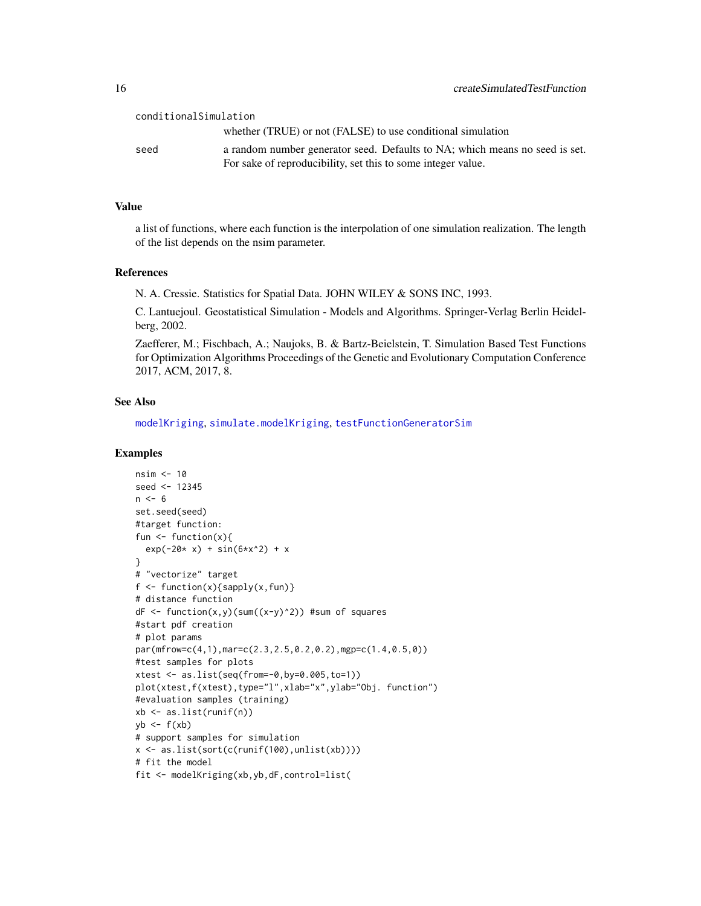conditionalSimulation
: whether (TRUE) or not (FALSE) to use conditional simulation

seed
: a random number generator seed. Defaults to NA; which means no seed is set. For sake of reproducibility, set this to some integer value.

### Value

a list of functions, where each function is the interpolation of one simulation realization. The length of the list depends on the nsim parameter.

### References

N. A. Cressie. Statistics for Spatial Data. JOHN WILEY & SONS INC, 1993.

C. Lantuejoul. Geostatistical Simulation - Models and Algorithms. Springer-Verlag Berlin Heidelberg, 2002.

Zaefferer, M.; Fischbach, A.; Naujoks, B. & Bartz-Beielstein, T. Simulation Based Test Functions for Optimization Algorithms Proceedings of the Genetic and Evolutionary Computation Conference 2017, ACM, 2017, 8.

### See Also

modelKriging, simulate.modelKriging, testFunctionGeneratorSim

### Examples

```
nsim <- 10
seed <- 12345
n <- 6
set.seed(seed)
#target function:
fun <- function(x){
  exp(-20* x) + sin(6*x^2) + x
}
# "vectorize" target
f <- function(x){sapply(x,fun)}
# distance function
dF <- function(x,y)(sum((x-y)^2)) #sum of squares
#start pdf creation
# plot params
par(mfrow=c(4,1),mar=c(2.3,2.5,0.2,0.2),mgp=c(1.4,0.5,0))
#test samples for plots
xtest <- as.list(seq(from=-0,by=0.005,to=1))
plot(xtest,f(xtest),type="l",xlab="x",ylab="Obj. function")
#evaluation samples (training)
xb <- as.list(runif(n))
yb <- f(xb)
# support samples for simulation
x <- as.list(sort(c(runif(100),unlist(xb))))
# fit the model
fit <- modelKriging(xb,yb,dF,control=list(
```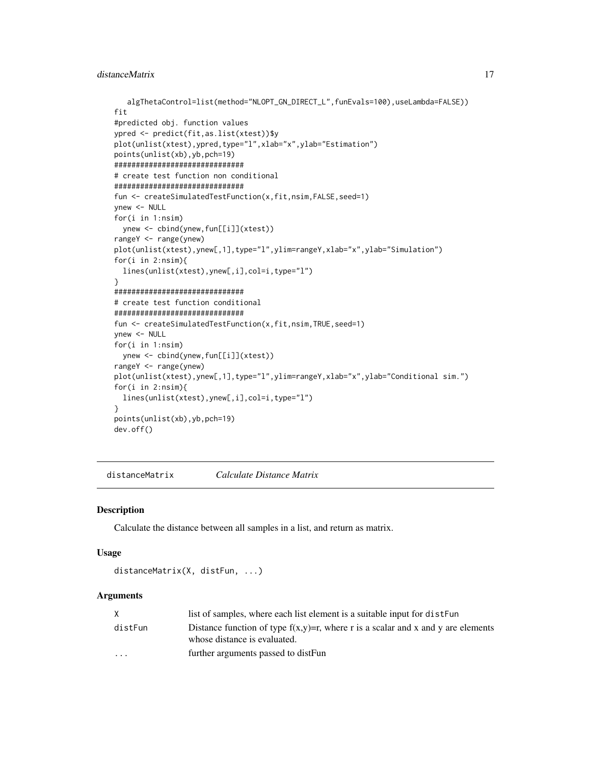```
   algThetaControl=list(method="NLOPT_GN_DIRECT_L",funEvals=100),useLambda=FALSE))
fit
#predicted obj. function values
ypred <- predict(fit,as.list(xtest))$y
plot(unlist(xtest),ypred,type="l",xlab="x",ylab="Estimation")
points(unlist(xb),yb,pch=19)
##############################
# create test function non conditional
##############################
fun <- createSimulatedTestFunction(x,fit,nsim,FALSE,seed=1)
ynew <- NULL
for(i in 1:nsim)
  ynew <- cbind(ynew,fun[[i]](xtest))
rangeY <- range(ynew)
plot(unlist(xtest),ynew[,1],type="l",ylim=rangeY,xlab="x",ylab="Simulation")
for(i in 2:nsim){
  lines(unlist(xtest),ynew[,i],col=i,type="l")
}
##############################
# create test function conditional
##############################
fun <- createSimulatedTestFunction(x,fit,nsim,TRUE,seed=1)
ynew <- NULL
for(i in 1:nsim)
  ynew <- cbind(ynew,fun[[i]](xtest))
rangeY <- range(ynew)
plot(unlist(xtest),ynew[,1],type="l",ylim=rangeY,xlab="x",ylab="Conditional sim.")
for(i in 2:nsim){
  lines(unlist(xtest),ynew[,i],col=i,type="l")
}
points(unlist(xb),yb,pch=19)
dev.off()
```

## distanceMatrix *Calculate Distance Matrix*

### Description

Calculate the distance between all samples in a list, and return as matrix.

### Usage

```
distanceMatrix(X, distFun, ...)
```

### Arguments

| | |
|---|---|
| X | list of samples, where each list element is a suitable input for `distFun` |
| distFun | Distance function of type f(x,y)=r, where r is a scalar and x and y are elements whose distance is evaluated. |
| ... | further arguments passed to distFun |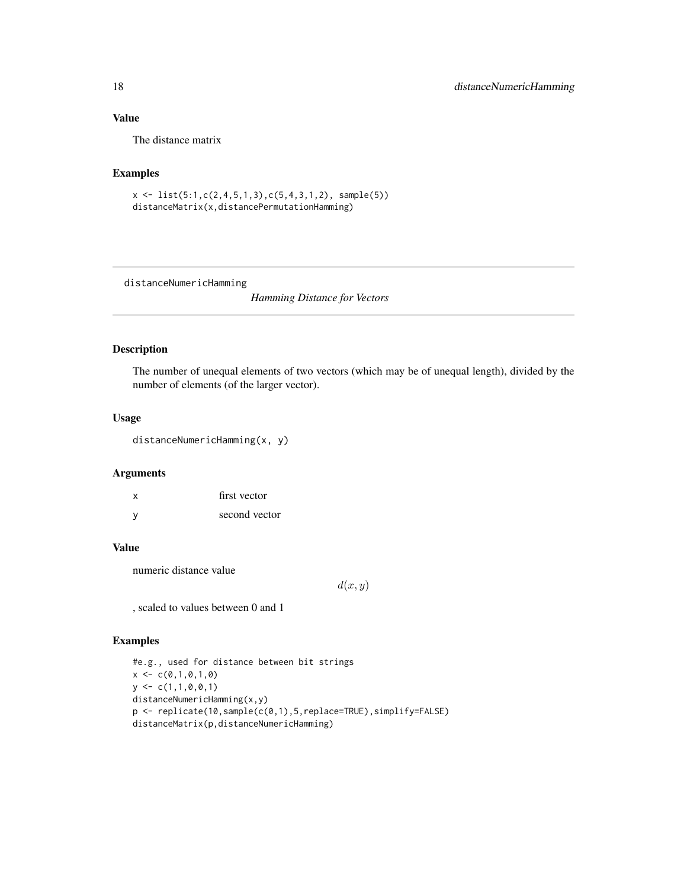### Value

The distance matrix

### Examples

```
x <- list(5:1,c(2,4,5,1,3),c(5,4,3,1,2), sample(5))
distanceMatrix(x,distancePermutationHamming)
```

---

## distanceNumericHamming

*Hamming Distance for Vectors*

---

### Description

The number of unequal elements of two vectors (which may be of unequal length), divided by the number of elements (of the larger vector).

### Usage

```
distanceNumericHamming(x, y)
```

### Arguments

| | |
|---|---|
| x | first vector |
| y | second vector |

### Value

numeric distance value

$$d(x, y)$$

, scaled to values between 0 and 1

### Examples

```
#e.g., used for distance between bit strings
x <- c(0,1,0,1,0)
y <- c(1,1,0,0,1)
distanceNumericHamming(x,y)
p <- replicate(10,sample(c(0,1),5,replace=TRUE),simplify=FALSE)
distanceMatrix(p,distanceNumericHamming)
```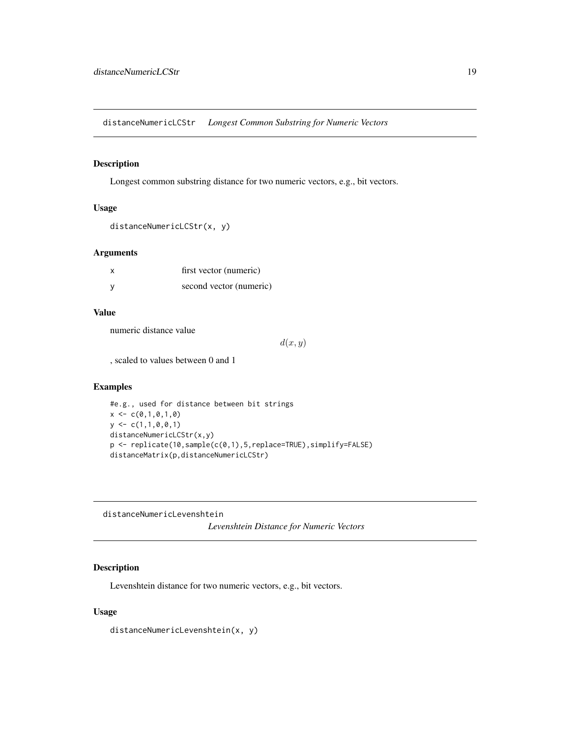## distanceNumericLCStr *Longest Common Substring for Numeric Vectors*

### Description

Longest common substring distance for two numeric vectors, e.g., bit vectors.

### Usage

```
distanceNumericLCStr(x, y)
```

### Arguments

| | |
|---|---|
| x | first vector (numeric) |
| y | second vector (numeric) |

### Value

numeric distance value

$$d(x, y)$$

, scaled to values between 0 and 1

### Examples

```
#e.g., used for distance between bit strings
x <- c(0,1,0,1,0)
y <- c(1,1,0,0,1)
distanceNumericLCStr(x,y)
p <- replicate(10,sample(c(0,1),5,replace=TRUE),simplify=FALSE)
distanceMatrix(p,distanceNumericLCStr)
```

## distanceNumericLevenshtein *Levenshtein Distance for Numeric Vectors*

### Description

Levenshtein distance for two numeric vectors, e.g., bit vectors.

### Usage

```
distanceNumericLevenshtein(x, y)
```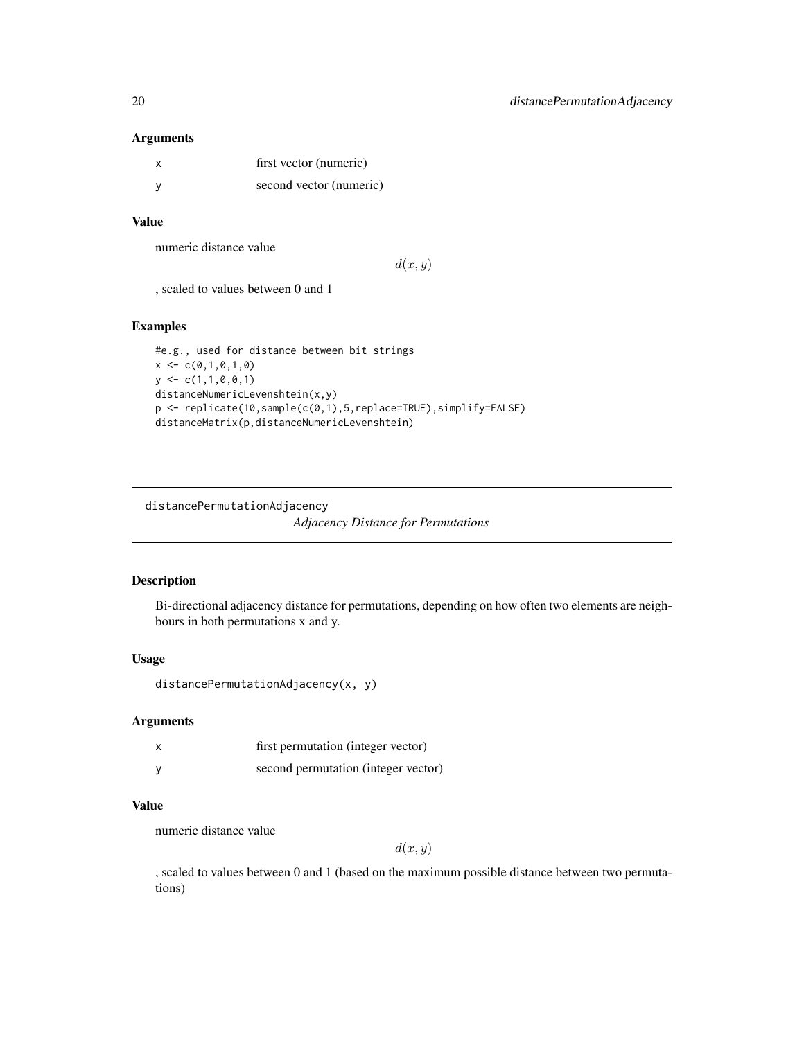## Arguments

| | |
|---|---|
| x | first vector (numeric) |
| y | second vector (numeric) |

## Value

numeric distance value

$$d(x,y)$$

, scaled to values between 0 and 1

## Examples

```
#e.g., used for distance between bit strings
x <- c(0,1,0,1,0)
y <- c(1,1,0,0,1)
distanceNumericLevenshtein(x,y)
p <- replicate(10,sample(c(0,1),5,replace=TRUE),simplify=FALSE)
distanceMatrix(p,distanceNumericLevenshtein)
```

---

# distancePermutationAdjacency *Adjacency Distance for Permutations*

## Description

Bi-directional adjacency distance for permutations, depending on how often two elements are neighbours in both permutations x and y.

## Usage

```
distancePermutationAdjacency(x, y)
```

## Arguments

| | |
|---|---|
| x | first permutation (integer vector) |
| y | second permutation (integer vector) |

## Value

numeric distance value

$$d(x,y)$$

, scaled to values between 0 and 1 (based on the maximum possible distance between two permutations)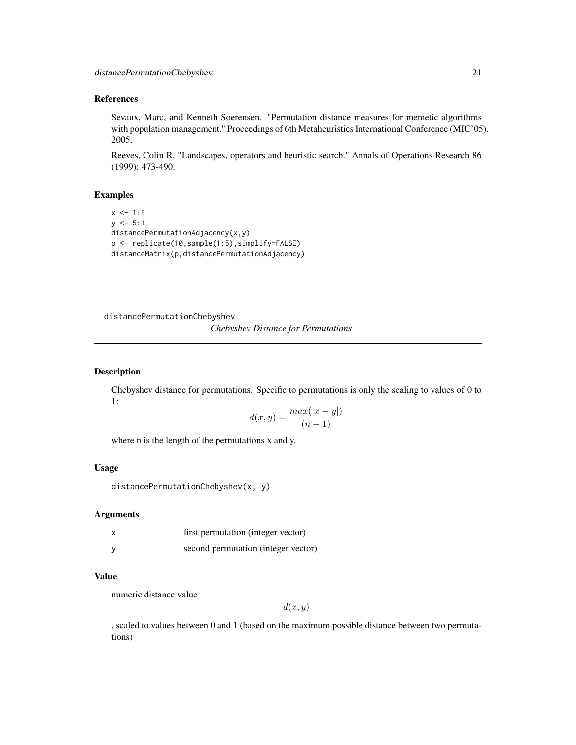### References

Sevaux, Marc, and Kenneth Soerensen. "Permutation distance measures for memetic algorithms with population management." Proceedings of 6th Metaheuristics International Conference (MIC'05). 2005.

Reeves, Colin R. "Landscapes, operators and heuristic search." Annals of Operations Research 86 (1999): 473-490.

### Examples

```
x <- 1:5
y <- 5:1
distancePermutationAdjacency(x,y)
p <- replicate(10,sample(1:5),simplify=FALSE)
distanceMatrix(p,distancePermutationAdjacency)
```

---

## distancePermutationChebyshev

*Chebyshev Distance for Permutations*

---

### Description

Chebyshev distance for permutations. Specific to permutations is only the scaling to values of 0 to 1:

$$d(x,y) = \frac{max(|x-y|)}{(n-1)}$$

where n is the length of the permutations x and y.

### Usage

```
distancePermutationChebyshev(x, y)
```

### Arguments

| | |
|---|---|
| x | first permutation (integer vector) |
| y | second permutation (integer vector) |

### Value

numeric distance value

$$d(x,y)$$

, scaled to values between 0 and 1 (based on the maximum possible distance between two permutations)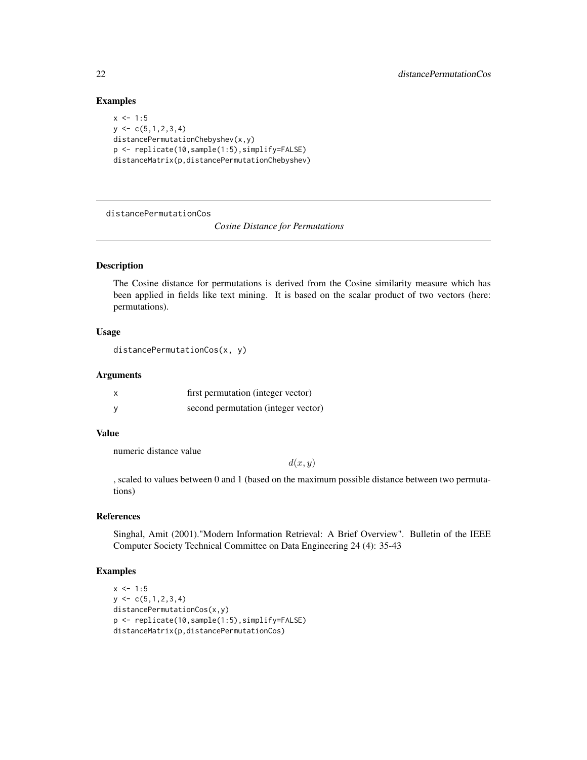### Examples

```
x <- 1:5
y <- c(5,1,2,3,4)
distancePermutationChebyshev(x,y)
p <- replicate(10,sample(1:5),simplify=FALSE)
distanceMatrix(p,distancePermutationChebyshev)
```

---

## distancePermutationCos — *Cosine Distance for Permutations*

### Description

The Cosine distance for permutations is derived from the Cosine similarity measure which has been applied in fields like text mining. It is based on the scalar product of two vectors (here: permutations).

### Usage

```
distancePermutationCos(x, y)
```

### Arguments

| | |
|---|---|
| x | first permutation (integer vector) |
| y | second permutation (integer vector) |

### Value

numeric distance value

$$d(x, y)$$

, scaled to values between 0 and 1 (based on the maximum possible distance between two permutations)

### References

Singhal, Amit (2001)."Modern Information Retrieval: A Brief Overview". Bulletin of the IEEE Computer Society Technical Committee on Data Engineering 24 (4): 35-43

### Examples

```
x <- 1:5
y <- c(5,1,2,3,4)
distancePermutationCos(x,y)
p <- replicate(10,sample(1:5),simplify=FALSE)
distanceMatrix(p,distancePermutationCos)
```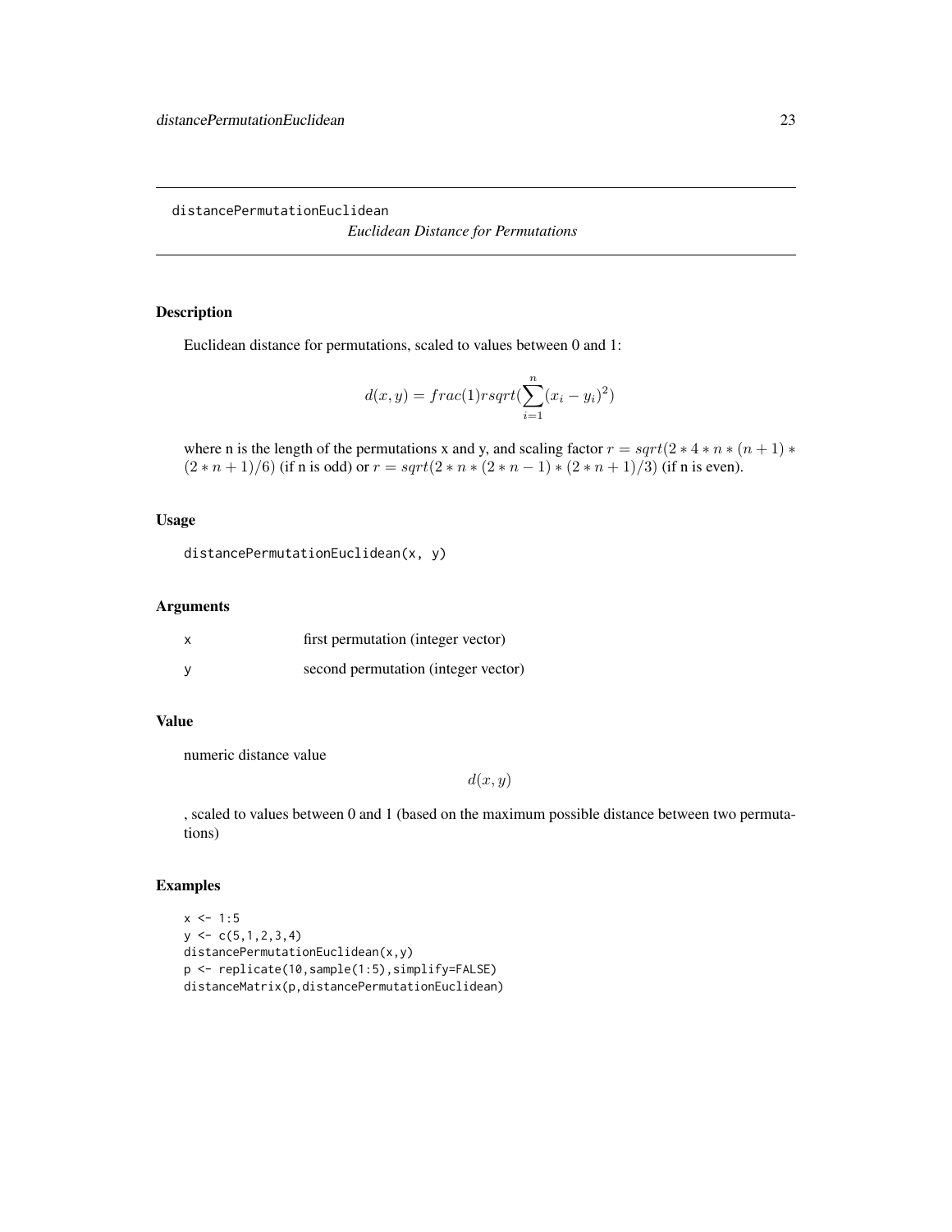distancePermutationEuclidean

*Euclidean Distance for Permutations*

### Description

Euclidean distance for permutations, scaled to values between 0 and 1:

$$d(x,y) = frac(1)rsqrt(\sum_{i=1}^{n}(x_i - y_i)^2)$$

where n is the length of the permutations x and y, and scaling factor $r = sqrt(2*4*n*(n+1)*(2*n+1)/6)$ (if n is odd) or $r = sqrt(2*n*(2*n-1)*(2*n+1)/3)$ (if n is even).

### Usage

```
distancePermutationEuclidean(x, y)
```

### Arguments

| | |
|---|---|
| x | first permutation (integer vector) |
| y | second permutation (integer vector) |

### Value

numeric distance value

$$d(x,y)$$

, scaled to values between 0 and 1 (based on the maximum possible distance between two permutations)

### Examples

```
x <- 1:5
y <- c(5,1,2,3,4)
distancePermutationEuclidean(x,y)
p <- replicate(10,sample(1:5),simplify=FALSE)
distanceMatrix(p,distancePermutationEuclidean)
```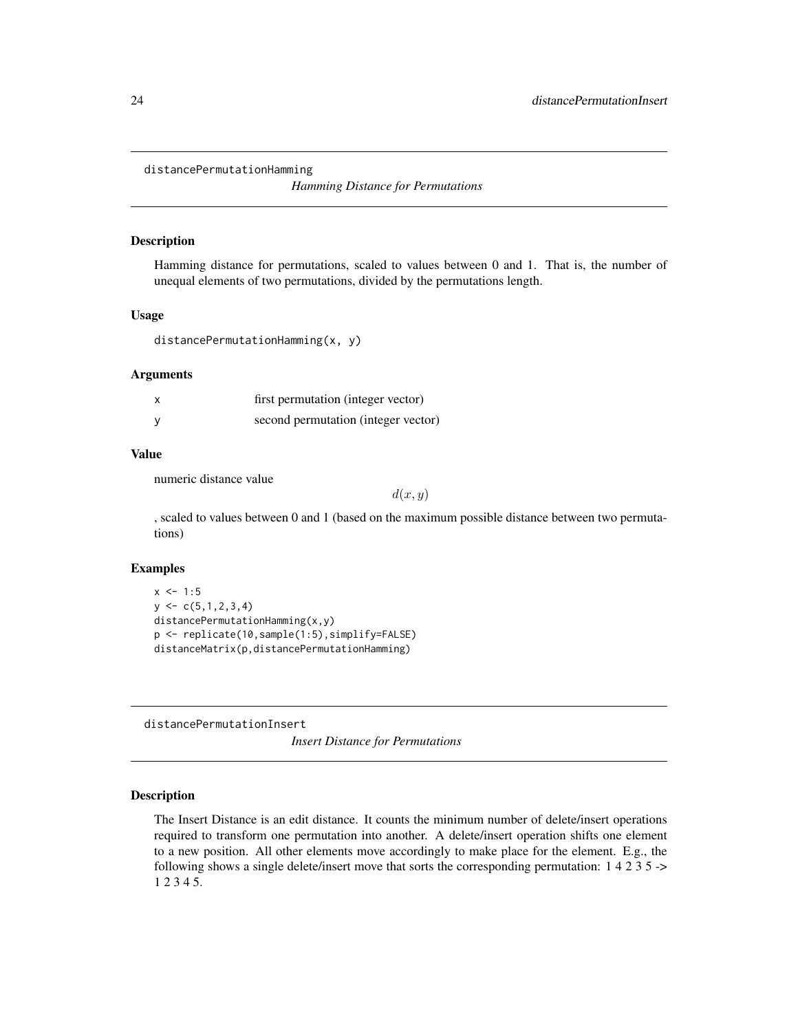## distancePermutationHamming

*Hamming Distance for Permutations*

### Description

Hamming distance for permutations, scaled to values between 0 and 1. That is, the number of unequal elements of two permutations, divided by the permutations length.

### Usage

```
distancePermutationHamming(x, y)
```

### Arguments

| | |
|---|---|
| x | first permutation (integer vector) |
| y | second permutation (integer vector) |

### Value

numeric distance value

$$d(x, y)$$

, scaled to values between 0 and 1 (based on the maximum possible distance between two permutations)

### Examples

```
x <- 1:5
y <- c(5,1,2,3,4)
distancePermutationHamming(x,y)
p <- replicate(10,sample(1:5),simplify=FALSE)
distanceMatrix(p,distancePermutationHamming)
```

## distancePermutationInsert

*Insert Distance for Permutations*

### Description

The Insert Distance is an edit distance. It counts the minimum number of delete/insert operations required to transform one permutation into another. A delete/insert operation shifts one element to a new position. All other elements move accordingly to make place for the element. E.g., the following shows a single delete/insert move that sorts the corresponding permutation: 1 4 2 3 5 -> 1 2 3 4 5.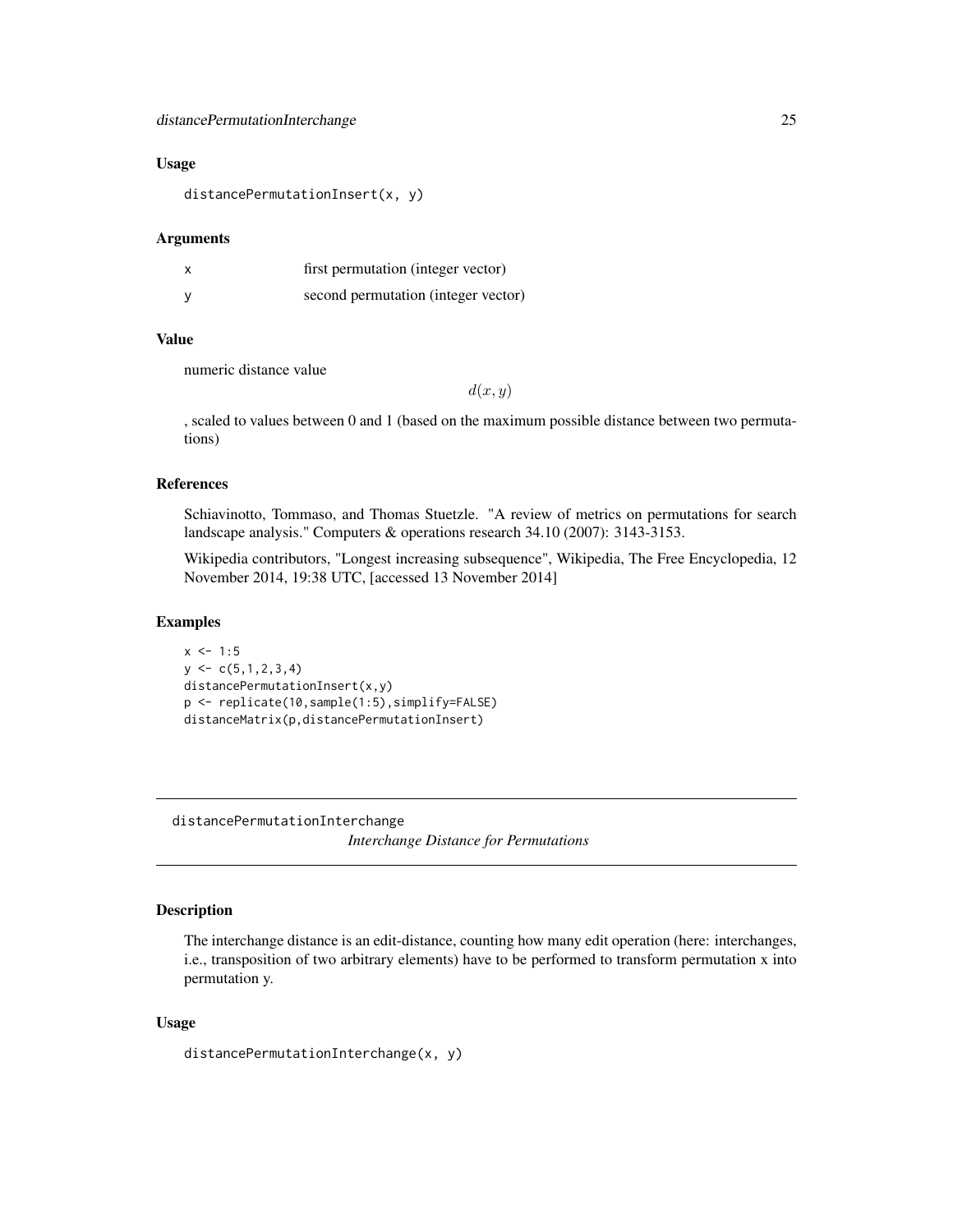### Usage

```
distancePermutationInsert(x, y)
```

### Arguments

| | |
|---|---|
| x | first permutation (integer vector) |
| y | second permutation (integer vector) |

### Value

numeric distance value

$$d(x,y)$$

, scaled to values between 0 and 1 (based on the maximum possible distance between two permutations)

### References

Schiavinotto, Tommaso, and Thomas Stuetzle. "A review of metrics on permutations for search landscape analysis." Computers & operations research 34.10 (2007): 3143-3153.

Wikipedia contributors, "Longest increasing subsequence", Wikipedia, The Free Encyclopedia, 12 November 2014, 19:38 UTC, [accessed 13 November 2014]

### Examples

```
x <- 1:5
y <- c(5,1,2,3,4)
distancePermutationInsert(x,y)
p <- replicate(10,sample(1:5),simplify=FALSE)
distanceMatrix(p,distancePermutationInsert)
```

---

## distancePermutationInterchange

*Interchange Distance for Permutations*

---

### Description

The interchange distance is an edit-distance, counting how many edit operation (here: interchanges, i.e., transposition of two arbitrary elements) have to be performed to transform permutation x into permutation y.

### Usage

```
distancePermutationInterchange(x, y)
```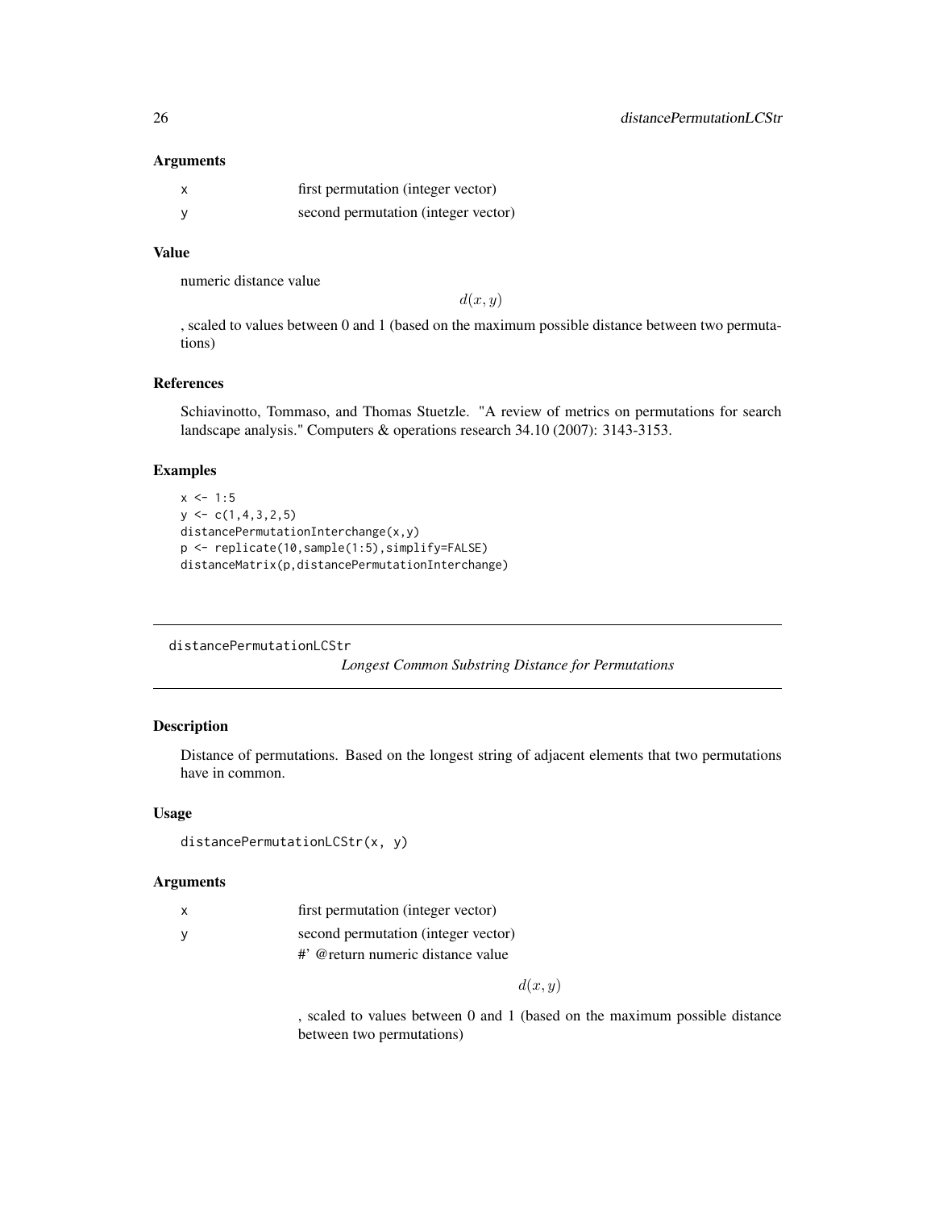#### Arguments

| | |
|---|---|
| x | first permutation (integer vector) |
| y | second permutation (integer vector) |

#### Value

numeric distance value

$$d(x, y)$$

, scaled to values between 0 and 1 (based on the maximum possible distance between two permutations)

#### References

Schiavinotto, Tommaso, and Thomas Stuetzle. "A review of metrics on permutations for search landscape analysis." Computers & operations research 34.10 (2007): 3143-3153.

#### Examples

```
x <- 1:5
y <- c(1,4,3,2,5)
distancePermutationInterchange(x,y)
p <- replicate(10,sample(1:5),simplify=FALSE)
distanceMatrix(p,distancePermutationInterchange)
```

---

## distancePermutationLCStr

*Longest Common Substring Distance for Permutations*

---

#### Description

Distance of permutations. Based on the longest string of adjacent elements that two permutations have in common.

#### Usage

```
distancePermutationLCStr(x, y)
```

#### Arguments

| | |
|---|---|
| x | first permutation (integer vector) |
| y | second permutation (integer vector)<br>#' @return numeric distance value<br>$$d(x, y)$$<br>, scaled to values between 0 and 1 (based on the maximum possible distance between two permutations) |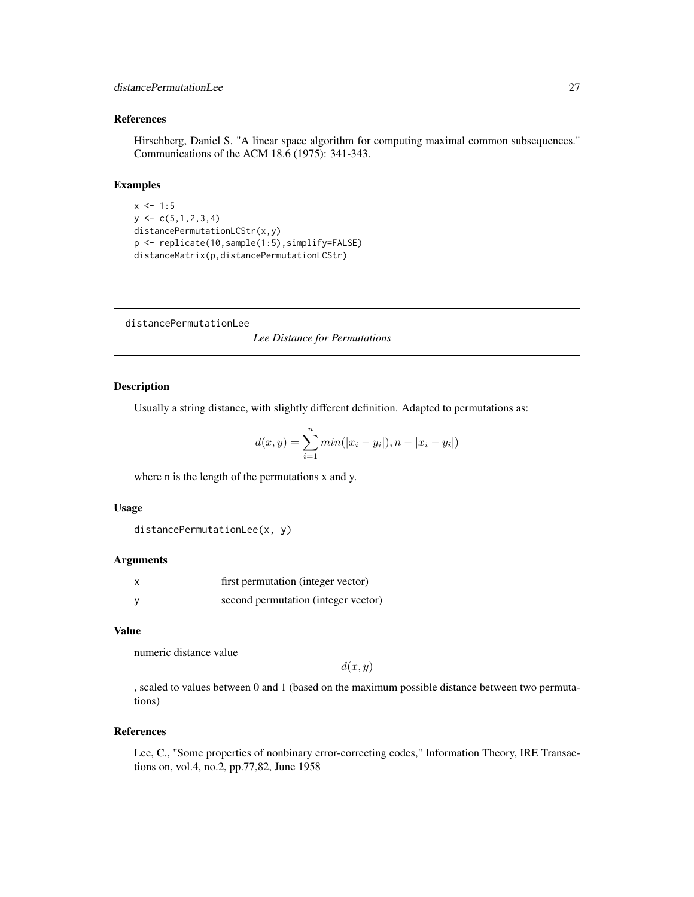### References

Hirschberg, Daniel S. "A linear space algorithm for computing maximal common subsequences." Communications of the ACM 18.6 (1975): 341-343.

### Examples

```
x <- 1:5
y <- c(5,1,2,3,4)
distancePermutationLCStr(x,y)
p <- replicate(10,sample(1:5),simplify=FALSE)
distanceMatrix(p,distancePermutationLCStr)
```

---

## distancePermutationLee

*Lee Distance for Permutations*

---

### Description

Usually a string distance, with slightly different definition. Adapted to permutations as:

$$d(x,y) = \sum_{i=1}^{n} min(|x_i - y_i|), n - |x_i - y_i|)$$

where n is the length of the permutations x and y.

### Usage

```
distancePermutationLee(x, y)
```

### Arguments

| | |
|---|---|
| x | first permutation (integer vector) |
| y | second permutation (integer vector) |

### Value

numeric distance value

$$d(x,y)$$

, scaled to values between 0 and 1 (based on the maximum possible distance between two permutations)

### References

Lee, C., "Some properties of nonbinary error-correcting codes," Information Theory, IRE Transactions on, vol.4, no.2, pp.77,82, June 1958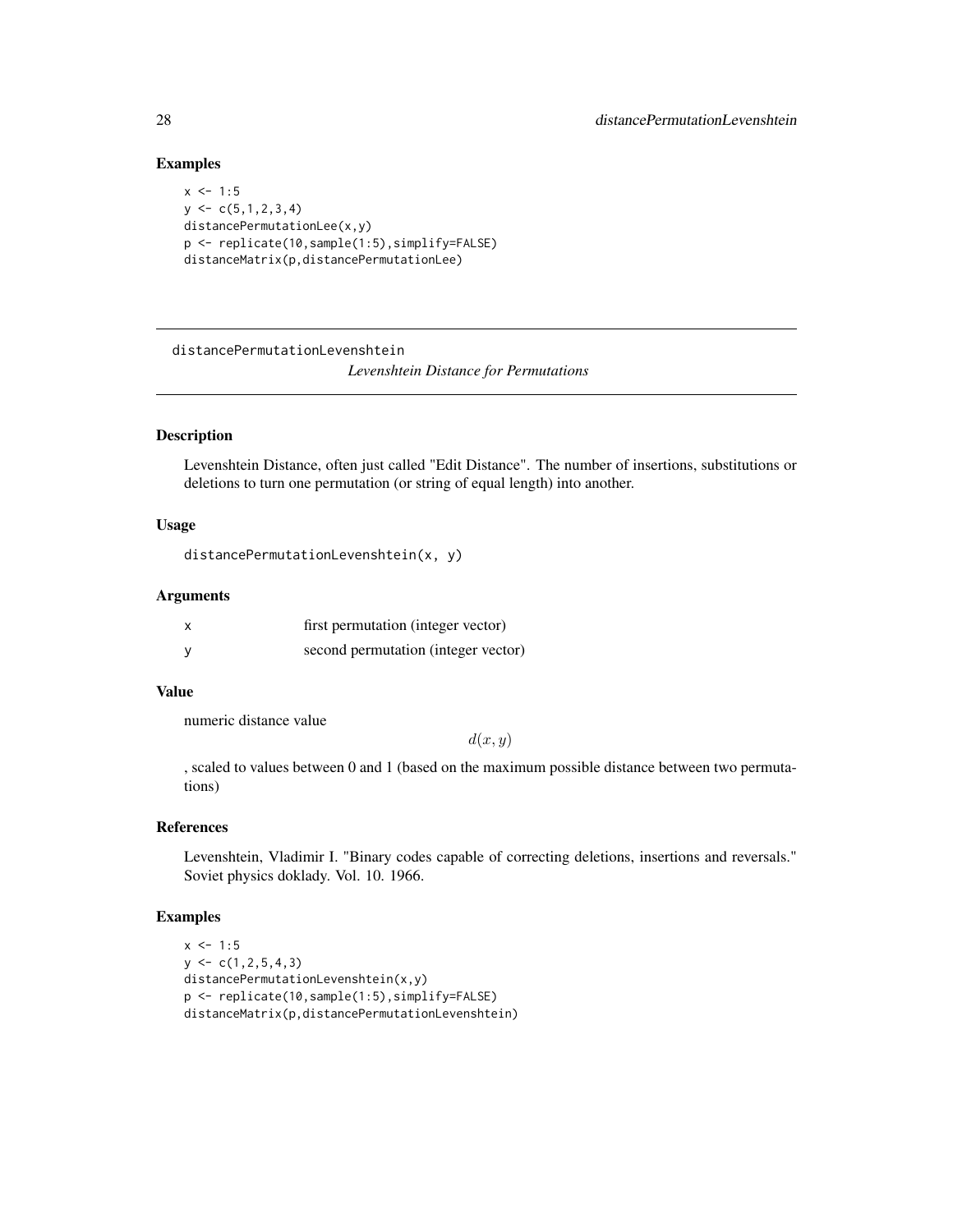### Examples

```
x <- 1:5
y <- c(5,1,2,3,4)
distancePermutationLee(x,y)
p <- replicate(10,sample(1:5),simplify=FALSE)
distanceMatrix(p,distancePermutationLee)
```

---

## distancePermutationLevenshtein

*Levenshtein Distance for Permutations*

---

### Description

Levenshtein Distance, often just called "Edit Distance". The number of insertions, substitutions or deletions to turn one permutation (or string of equal length) into another.

### Usage

```
distancePermutationLevenshtein(x, y)
```

### Arguments

| | |
|---|---|
| x | first permutation (integer vector) |
| y | second permutation (integer vector) |

### Value

numeric distance value

$$d(x, y)$$

, scaled to values between 0 and 1 (based on the maximum possible distance between two permutations)

### References

Levenshtein, Vladimir I. "Binary codes capable of correcting deletions, insertions and reversals." Soviet physics doklady. Vol. 10. 1966.

### Examples

```
x <- 1:5
y <- c(1,2,5,4,3)
distancePermutationLevenshtein(x,y)
p <- replicate(10,sample(1:5),simplify=FALSE)
distanceMatrix(p,distancePermutationLevenshtein)
```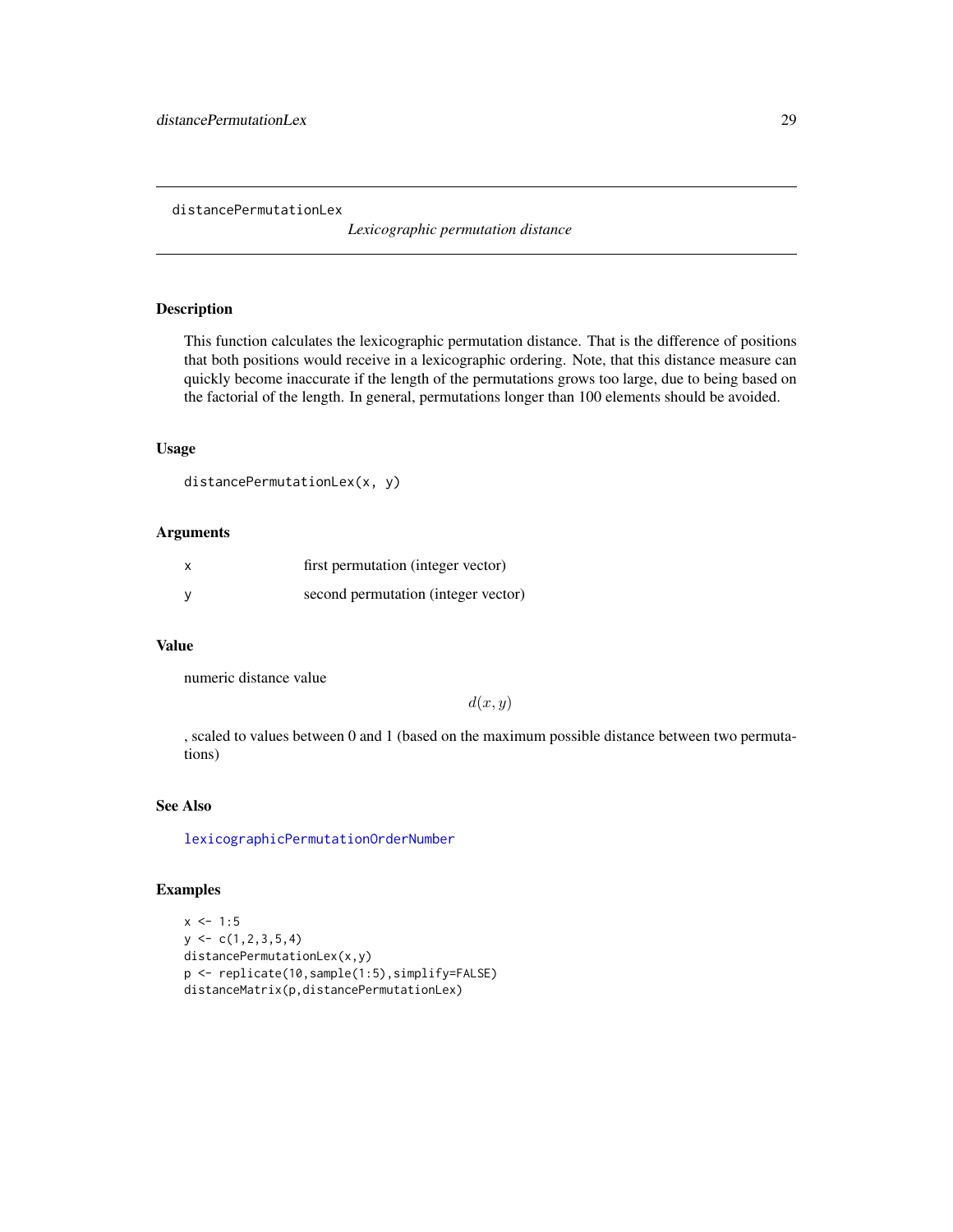distancePermutationLex

*Lexicographic permutation distance*

## Description

This function calculates the lexicographic permutation distance. That is the difference of positions that both positions would receive in a lexicographic ordering. Note, that this distance measure can quickly become inaccurate if the length of the permutations grows too large, due to being based on the factorial of the length. In general, permutations longer than 100 elements should be avoided.

## Usage

```
distancePermutationLex(x, y)
```

## Arguments

| | |
|---|---|
| x | first permutation (integer vector) |
| y | second permutation (integer vector) |

## Value

numeric distance value

$$d(x, y)$$

, scaled to values between 0 and 1 (based on the maximum possible distance between two permutations)

## See Also

lexicographicPermutationOrderNumber

## Examples

```
x <- 1:5
y <- c(1,2,3,5,4)
distancePermutationLex(x,y)
p <- replicate(10,sample(1:5),simplify=FALSE)
distanceMatrix(p,distancePermutationLex)
```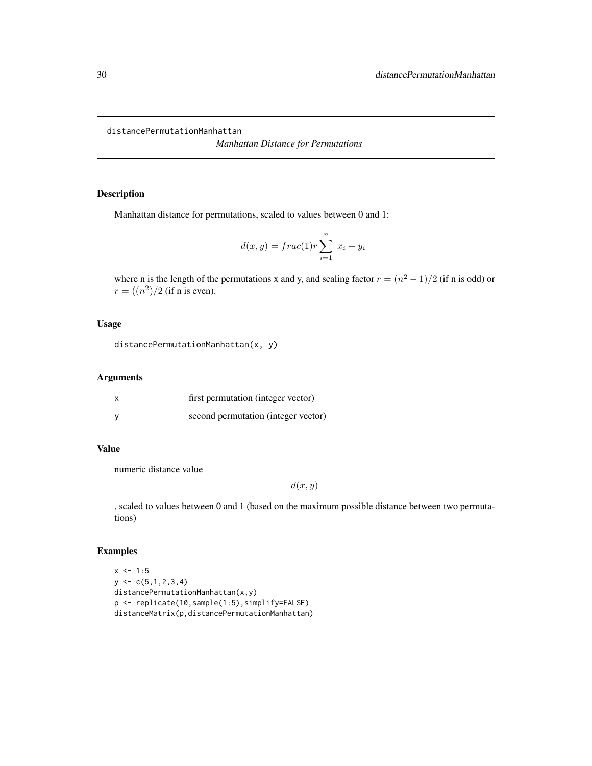distancePermutationManhattan

*Manhattan Distance for Permutations*

### Description

Manhattan distance for permutations, scaled to values between 0 and 1:

$$d(x, y) = frac(1)r \sum_{i=1}^{n} |x_i - y_i|$$

where n is the length of the permutations x and y, and scaling factor $r = (n^2 - 1)/2$ (if n is odd) or $r = ((n^2)/2$ (if n is even).

### Usage

```
distancePermutationManhattan(x, y)
```

### Arguments

| | |
|---|---|
| x | first permutation (integer vector) |
| y | second permutation (integer vector) |

### Value

numeric distance value

$$d(x, y)$$

, scaled to values between 0 and 1 (based on the maximum possible distance between two permutations)

### Examples

```
x <- 1:5
y <- c(5,1,2,3,4)
distancePermutationManhattan(x,y)
p <- replicate(10,sample(1:5),simplify=FALSE)
distanceMatrix(p,distancePermutationManhattan)
```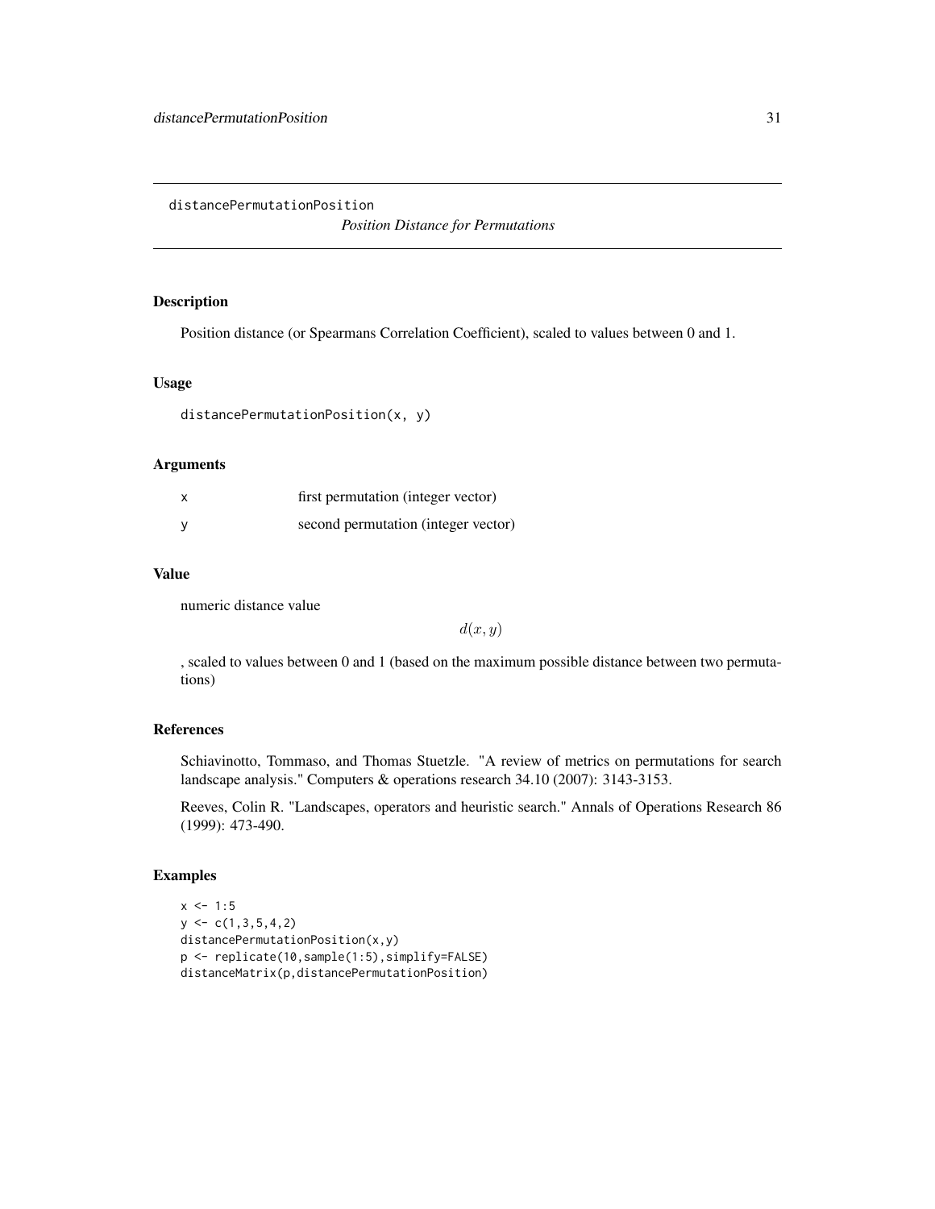distancePermutationPosition

*Position Distance for Permutations*

## Description

Position distance (or Spearmans Correlation Coefficient), scaled to values between 0 and 1.

## Usage

```
distancePermutationPosition(x, y)
```

## Arguments

| | |
|---|---|
| x | first permutation (integer vector) |
| y | second permutation (integer vector) |

## Value

numeric distance value

$$d(x, y)$$

, scaled to values between 0 and 1 (based on the maximum possible distance between two permutations)

## References

Schiavinotto, Tommaso, and Thomas Stuetzle. "A review of metrics on permutations for search landscape analysis." Computers & operations research 34.10 (2007): 3143-3153.

Reeves, Colin R. "Landscapes, operators and heuristic search." Annals of Operations Research 86 (1999): 473-490.

## Examples

```
x <- 1:5
y <- c(1,3,5,4,2)
distancePermutationPosition(x,y)
p <- replicate(10,sample(1:5),simplify=FALSE)
distanceMatrix(p,distancePermutationPosition)
```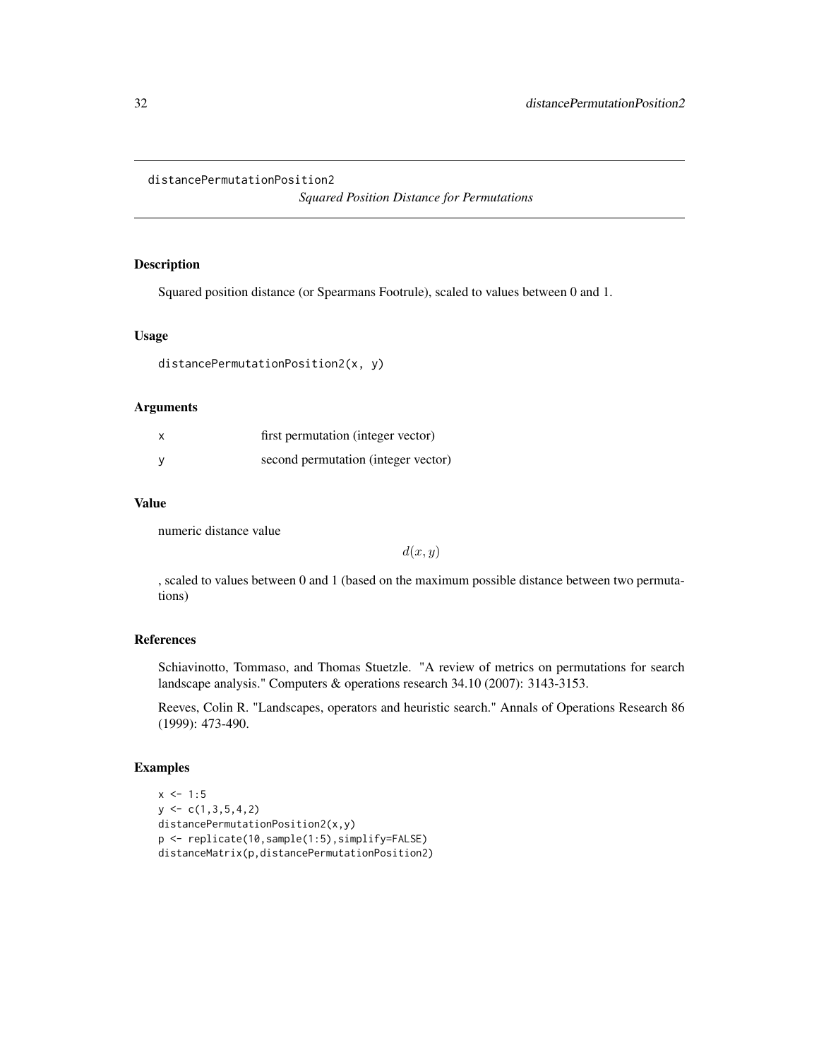`distancePermutationPosition2`

*Squared Position Distance for Permutations*

## Description

Squared position distance (or Spearmans Footrule), scaled to values between 0 and 1.

## Usage

```
distancePermutationPosition2(x, y)
```

## Arguments

| | |
|---|---|
| x | first permutation (integer vector) |
| y | second permutation (integer vector) |

## Value

numeric distance value

$$d(x, y)$$

, scaled to values between 0 and 1 (based on the maximum possible distance between two permutations)

## References

Schiavinotto, Tommaso, and Thomas Stuetzle. "A review of metrics on permutations for search landscape analysis." Computers & operations research 34.10 (2007): 3143-3153.

Reeves, Colin R. "Landscapes, operators and heuristic search." Annals of Operations Research 86 (1999): 473-490.

## Examples

```
x <- 1:5
y <- c(1,3,5,4,2)
distancePermutationPosition2(x,y)
p <- replicate(10,sample(1:5),simplify=FALSE)
distanceMatrix(p,distancePermutationPosition2)
```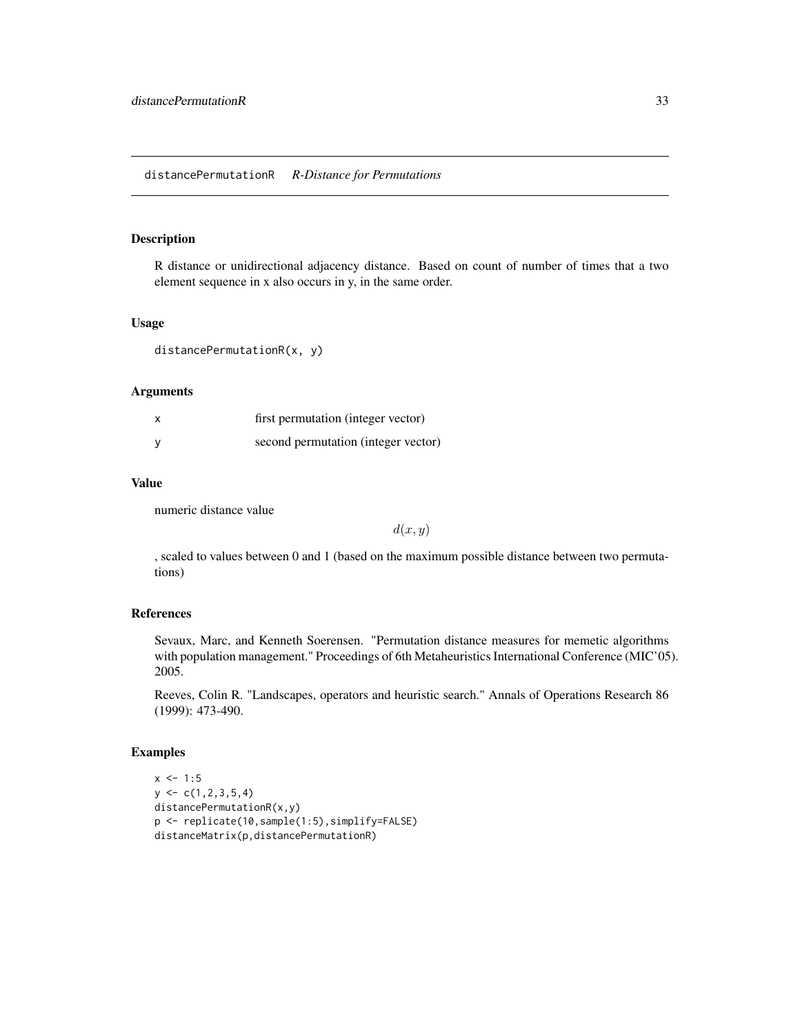## distancePermutationR *R-Distance for Permutations*

### Description

R distance or unidirectional adjacency distance. Based on count of number of times that a two element sequence in x also occurs in y, in the same order.

### Usage

```
distancePermutationR(x, y)
```

### Arguments

| | |
|---|---|
| x | first permutation (integer vector) |
| y | second permutation (integer vector) |

### Value

numeric distance value

$$d(x, y)$$

, scaled to values between 0 and 1 (based on the maximum possible distance between two permutations)

### References

Sevaux, Marc, and Kenneth Soerensen. "Permutation distance measures for memetic algorithms with population management." Proceedings of 6th Metaheuristics International Conference (MIC'05). 2005.

Reeves, Colin R. "Landscapes, operators and heuristic search." Annals of Operations Research 86 (1999): 473-490.

### Examples

```
x <- 1:5
y <- c(1,2,3,5,4)
distancePermutationR(x,y)
p <- replicate(10,sample(1:5),simplify=FALSE)
distanceMatrix(p,distancePermutationR)
```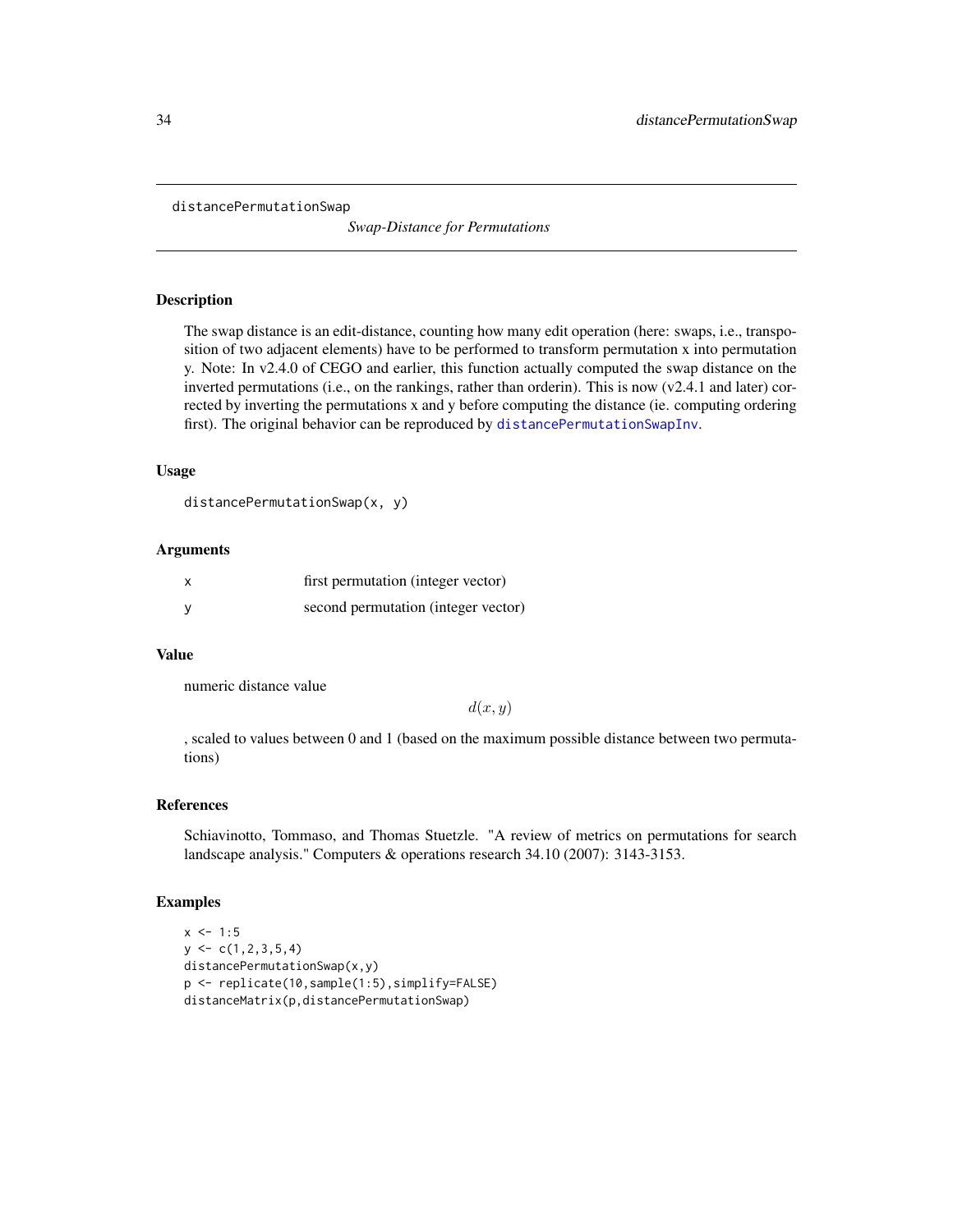# distancePermutationSwap

*Swap-Distance for Permutations*

## Description

The swap distance is an edit-distance, counting how many edit operation (here: swaps, i.e., transposition of two adjacent elements) have to be performed to transform permutation x into permutation y. Note: In v2.4.0 of CEGO and earlier, this function actually computed the swap distance on the inverted permutations (i.e., on the rankings, rather than orderin). This is now (v2.4.1 and later) corrected by inverting the permutations x and y before computing the distance (ie. computing ordering first). The original behavior can be reproduced by distancePermutationSwapInv.

## Usage

```
distancePermutationSwap(x, y)
```

## Arguments

| | |
|---|---|
| x | first permutation (integer vector) |
| y | second permutation (integer vector) |

## Value

numeric distance value

$$d(x, y)$$

, scaled to values between 0 and 1 (based on the maximum possible distance between two permutations)

## References

Schiavinotto, Tommaso, and Thomas Stuetzle. "A review of metrics on permutations for search landscape analysis." Computers & operations research 34.10 (2007): 3143-3153.

## Examples

```
x <- 1:5
y <- c(1,2,3,5,4)
distancePermutationSwap(x,y)
p <- replicate(10,sample(1:5),simplify=FALSE)
distanceMatrix(p,distancePermutationSwap)
```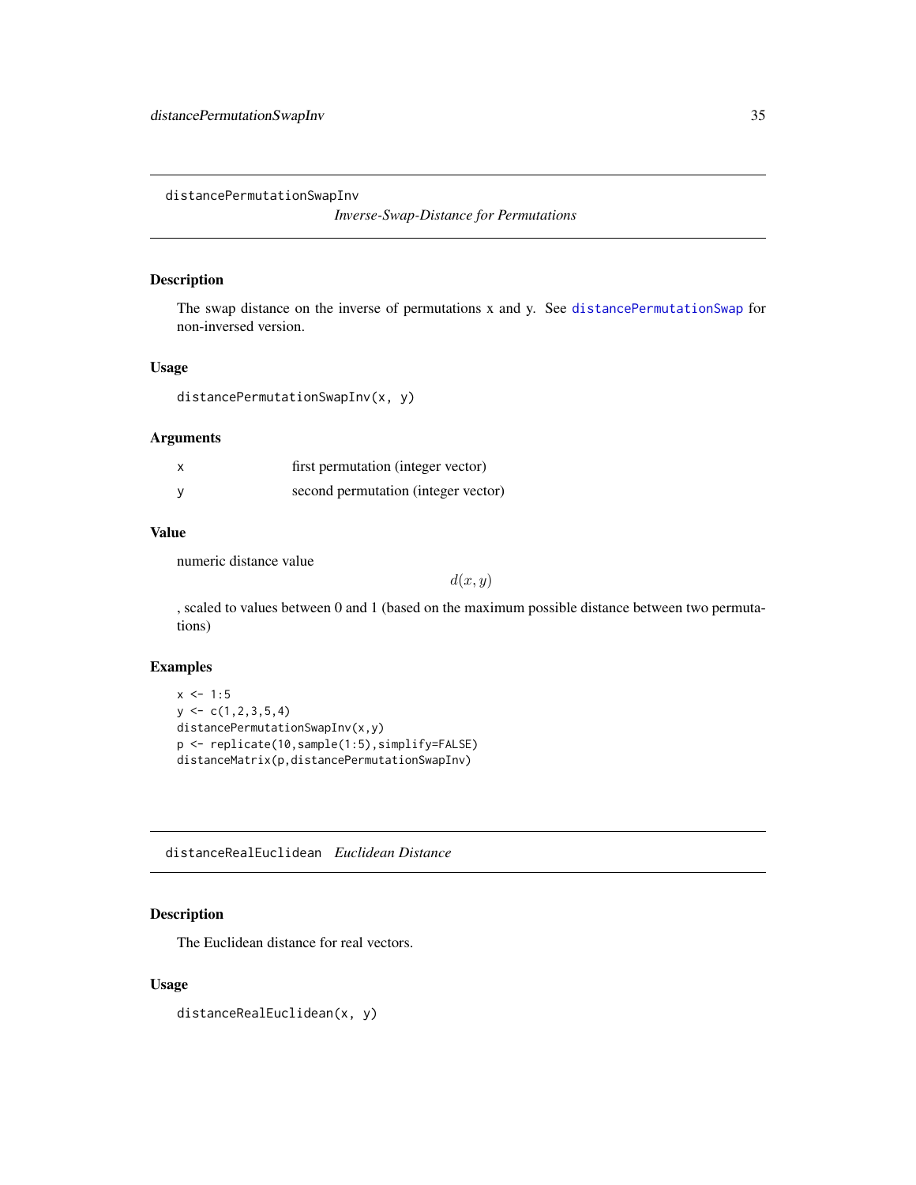## distancePermutationSwapInv

*Inverse-Swap-Distance for Permutations*

### Description

The swap distance on the inverse of permutations x and y. See distancePermutationSwap for non-inversed version.

### Usage

```
distancePermutationSwapInv(x, y)
```

### Arguments

| | |
|---|---|
| x | first permutation (integer vector) |
| y | second permutation (integer vector) |

### Value

numeric distance value

$$d(x, y)$$

, scaled to values between 0 and 1 (based on the maximum possible distance between two permutations)

### Examples

```
x <- 1:5
y <- c(1,2,3,5,4)
distancePermutationSwapInv(x,y)
p <- replicate(10,sample(1:5),simplify=FALSE)
distanceMatrix(p,distancePermutationSwapInv)
```

## distanceRealEuclidean

*Euclidean Distance*

### Description

The Euclidean distance for real vectors.

### Usage

```
distanceRealEuclidean(x, y)
```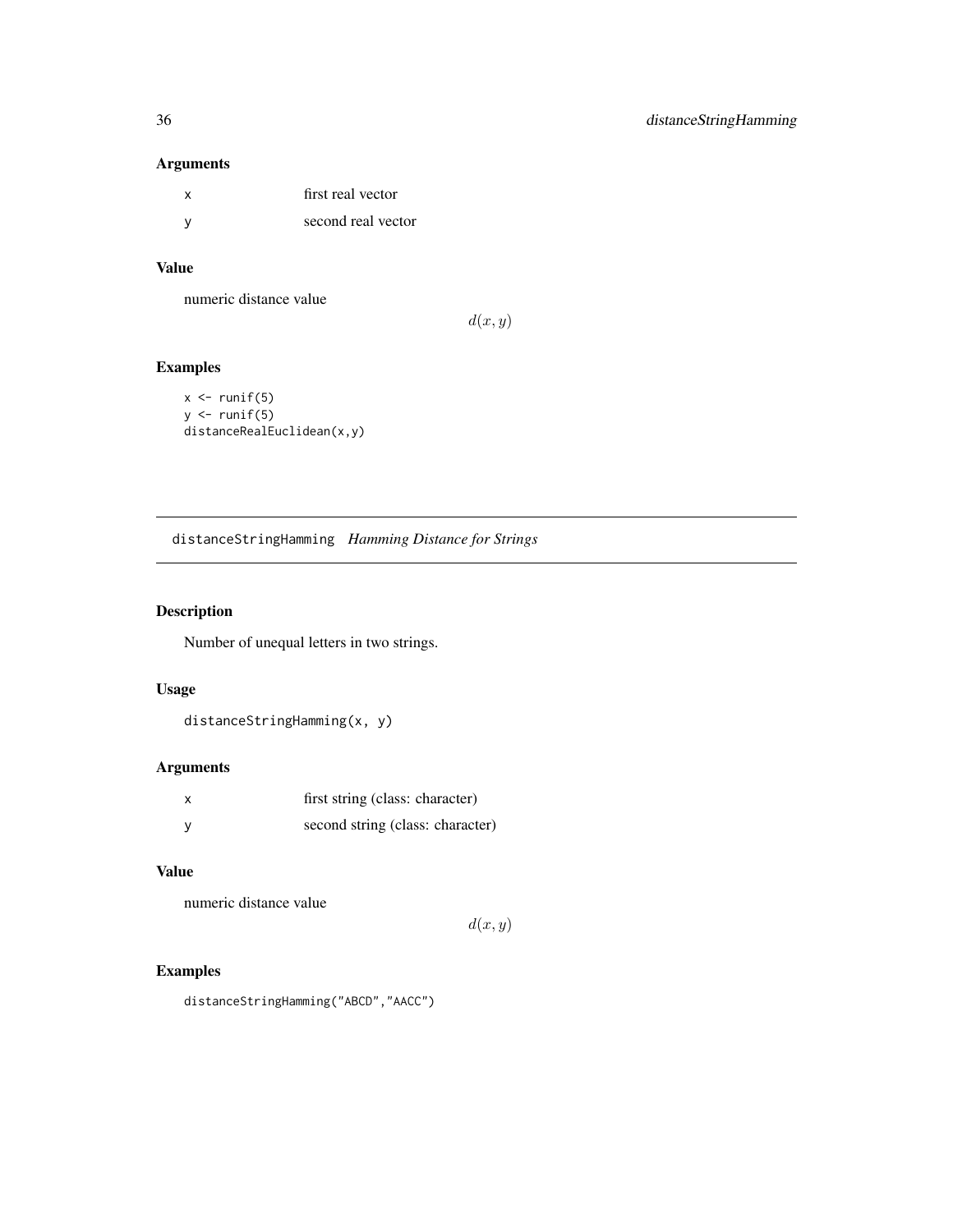### Arguments

| | |
|---|---|
| x | first real vector |
| y | second real vector |

### Value

numeric distance value

$$d(x, y)$$

### Examples

```
x <- runif(5)
y <- runif(5)
distanceRealEuclidean(x,y)
```

---

## distanceStringHamming *Hamming Distance for Strings*

---

### Description

Number of unequal letters in two strings.

### Usage

```
distanceStringHamming(x, y)
```

### Arguments

| | |
|---|---|
| x | first string (class: character) |
| y | second string (class: character) |

### Value

numeric distance value

$$d(x, y)$$

### Examples

```
distanceStringHamming("ABCD","AACC")
```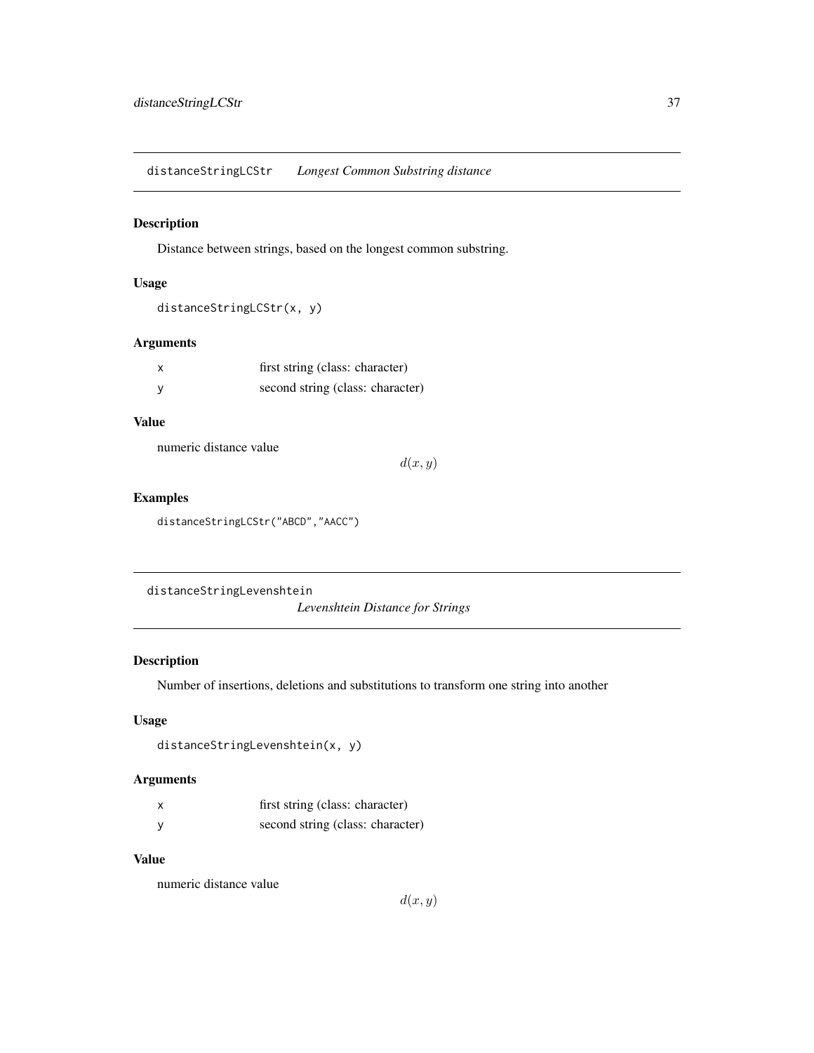## distanceStringLCStr    *Longest Common Substring distance*

### Description

Distance between strings, based on the longest common substring.

### Usage

```
distanceStringLCStr(x, y)
```

### Arguments

| | |
|---|---|
| x | first string (class: character) |
| y | second string (class: character) |

### Value

numeric distance value

$$d(x, y)$$

### Examples

```
distanceStringLCStr("ABCD","AACC")
```

## distanceStringLevenshtein    *Levenshtein Distance for Strings*

### Description

Number of insertions, deletions and substitutions to transform one string into another

### Usage

```
distanceStringLevenshtein(x, y)
```

### Arguments

| | |
|---|---|
| x | first string (class: character) |
| y | second string (class: character) |

### Value

numeric distance value

$$d(x, y)$$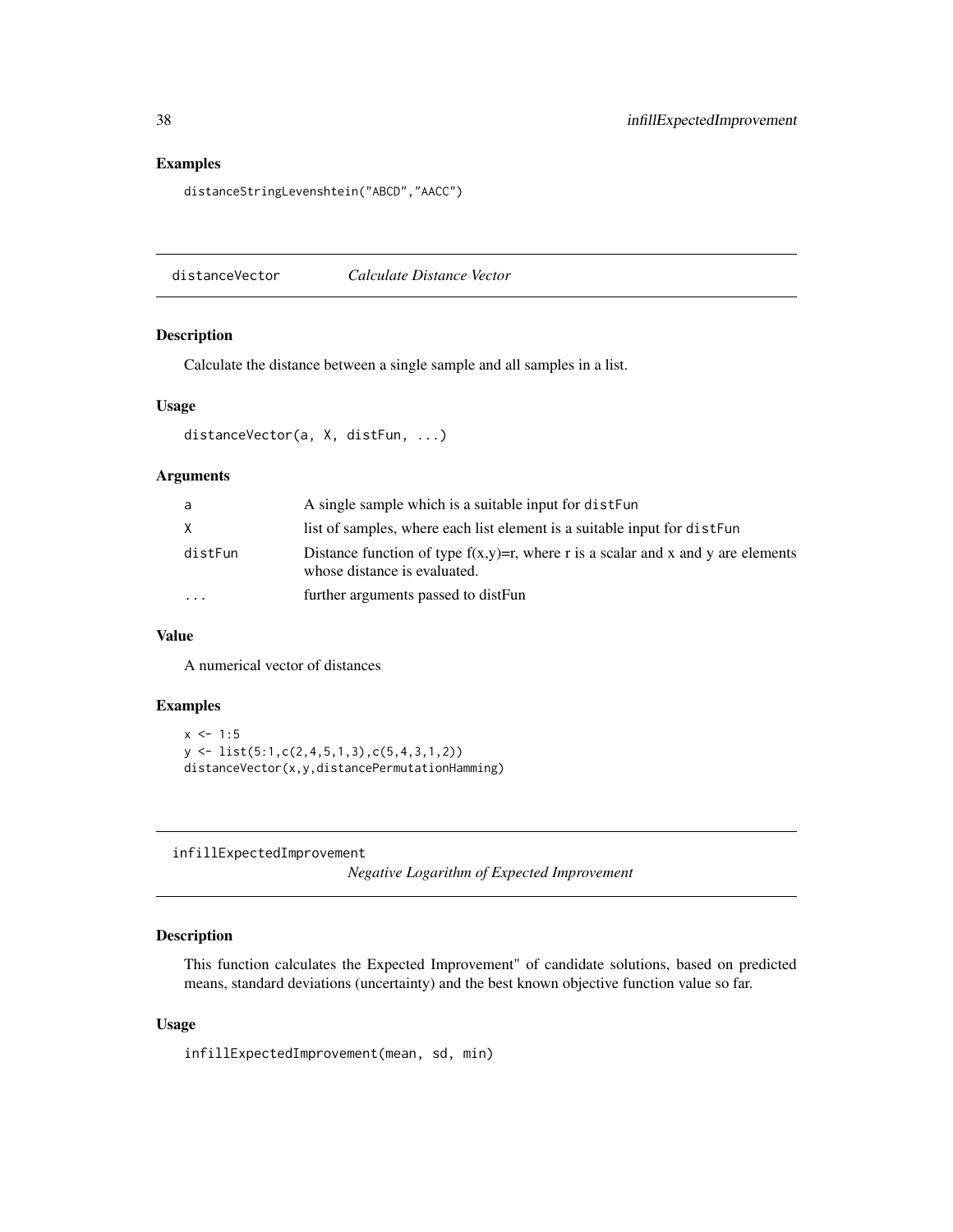## Examples

```
distanceStringLevenshtein("ABCD","AACC")
```

---

## distanceVector *Calculate Distance Vector*

### Description

Calculate the distance between a single sample and all samples in a list.

### Usage

```
distanceVector(a, X, distFun, ...)
```

### Arguments

| | |
|---|---|
| a | A single sample which is a suitable input for `distFun` |
| X | list of samples, where each list element is a suitable input for `distFun` |
| distFun | Distance function of type f(x,y)=r, where r is a scalar and x and y are elements whose distance is evaluated. |
| ... | further arguments passed to distFun |

### Value

A numerical vector of distances

### Examples

```
x <- 1:5
y <- list(5:1,c(2,4,5,1,3),c(5,4,3,1,2))
distanceVector(x,y,distancePermutationHamming)
```

---

## infillExpectedImprovement *Negative Logarithm of Expected Improvement*

### Description

This function calculates the Expected Improvement" of candidate solutions, based on predicted means, standard deviations (uncertainty) and the best known objective function value so far.

### Usage

```
infillExpectedImprovement(mean, sd, min)
```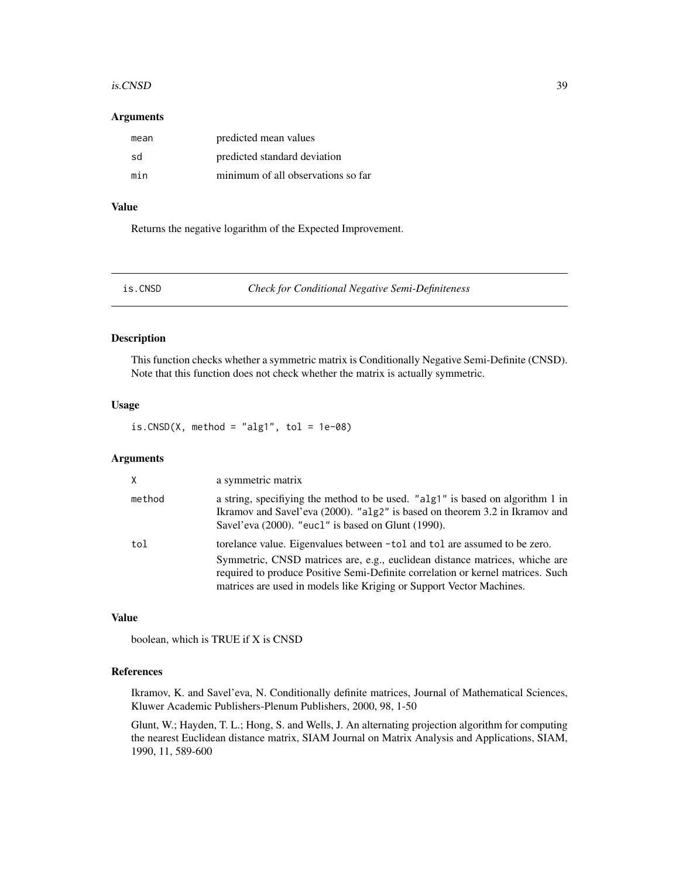### Arguments

| | |
|---|---|
| mean | predicted mean values |
| sd | predicted standard deviation |
| min | minimum of all observations so far |

### Value

Returns the negative logarithm of the Expected Improvement.

---

## is.CNSD — *Check for Conditional Negative Semi-Definiteness*

---

### Description

This function checks whether a symmetric matrix is Conditionally Negative Semi-Definite (CNSD). Note that this function does not check whether the matrix is actually symmetric.

### Usage

```
is.CNSD(X, method = "alg1", tol = 1e-08)
```

### Arguments

| | |
|---|---|
| X | a symmetric matrix |
| method | a string, specifiying the method to be used. "alg1" is based on algorithm 1 in Ikramov and Savel'eva (2000). "alg2" is based on theorem 3.2 in Ikramov and Savel'eva (2000). "eucl" is based on Glunt (1990). |
| tol | torelance value. Eigenvalues between -tol and tol are assumed to be zero. Symmetric, CNSD matrices are, e.g., euclidean distance matrices, whiche are required to produce Positive Semi-Definite correlation or kernel matrices. Such matrices are used in models like Kriging or Support Vector Machines. |

### Value

boolean, which is TRUE if X is CNSD

### References

Ikramov, K. and Savel'eva, N. Conditionally definite matrices, Journal of Mathematical Sciences, Kluwer Academic Publishers-Plenum Publishers, 2000, 98, 1-50

Glunt, W.; Hayden, T. L.; Hong, S. and Wells, J. An alternating projection algorithm for computing the nearest Euclidean distance matrix, SIAM Journal on Matrix Analysis and Applications, SIAM, 1990, 11, 589-600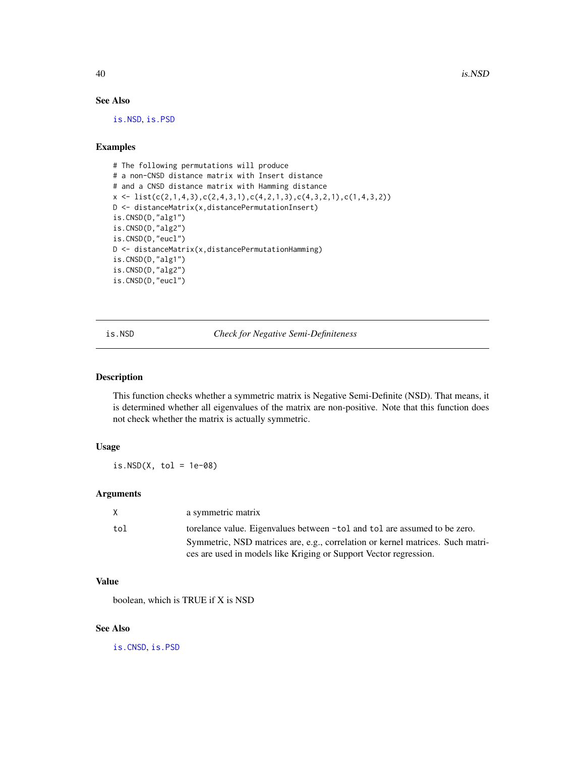### See Also

is.NSD, is.PSD

### Examples

```
# The following permutations will produce
# a non-CNSD distance matrix with Insert distance
# and a CNSD distance matrix with Hamming distance
x <- list(c(2,1,4,3),c(2,4,3,1),c(4,2,1,3),c(4,3,2,1),c(1,4,3,2))
D <- distanceMatrix(x,distancePermutationInsert)
is.CNSD(D,"alg1")
is.CNSD(D,"alg2")
is.CNSD(D,"eucl")
D <- distanceMatrix(x,distancePermutationHamming)
is.CNSD(D,"alg1")
is.CNSD(D,"alg2")
is.CNSD(D,"eucl")
```

---

## is.NSD — *Check for Negative Semi-Definiteness*

### Description

This function checks whether a symmetric matrix is Negative Semi-Definite (NSD). That means, it is determined whether all eigenvalues of the matrix are non-positive. Note that this function does not check whether the matrix is actually symmetric.

### Usage

```
is.NSD(X, tol = 1e-08)
```

### Arguments

| | |
|---|---|
| X | a symmetric matrix |
| tol | torelance value. Eigenvalues between `-tol` and `tol` are assumed to be zero. Symmetric, NSD matrices are, e.g., correlation or kernel matrices. Such matrices are used in models like Kriging or Support Vector regression. |

### Value

boolean, which is TRUE if X is NSD

### See Also

is.CNSD, is.PSD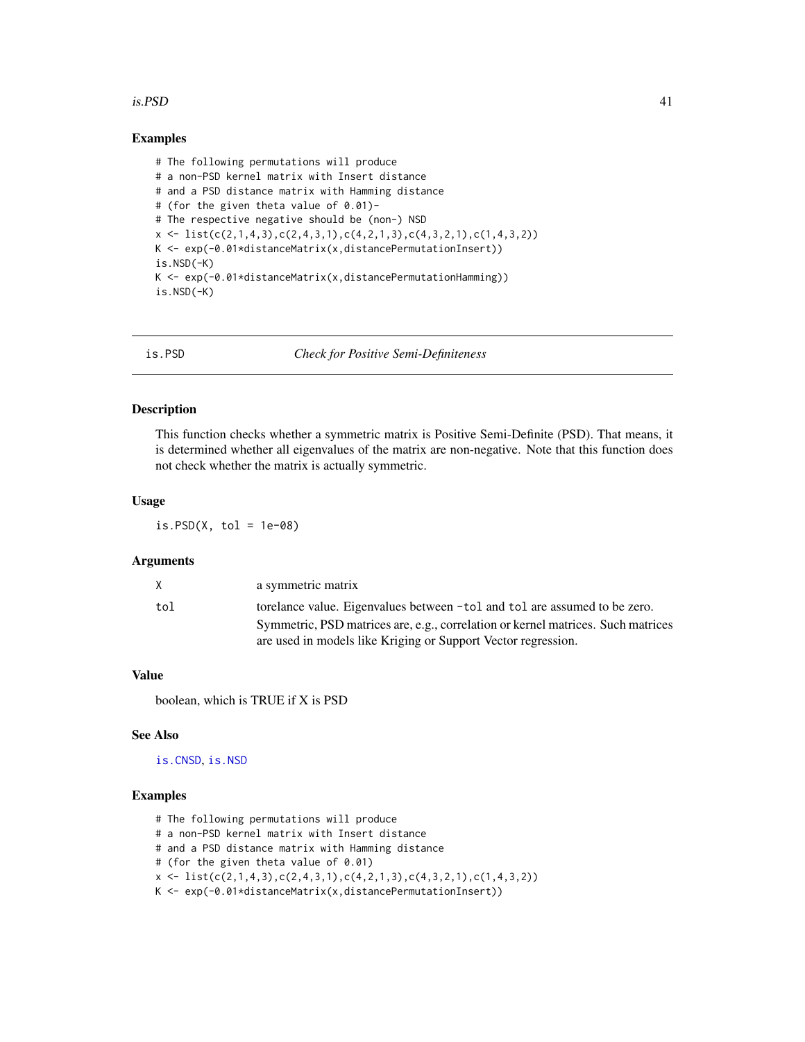## Examples

```
# The following permutations will produce
# a non-PSD kernel matrix with Insert distance
# and a PSD distance matrix with Hamming distance
# (for the given theta value of 0.01)-
# The respective negative should be (non-) NSD
x <- list(c(2,1,4,3),c(2,4,3,1),c(4,2,1,3),c(4,3,2,1),c(1,4,3,2))
K <- exp(-0.01*distanceMatrix(x,distancePermutationInsert))
is.NSD(-K)
K <- exp(-0.01*distanceMatrix(x,distancePermutationHamming))
is.NSD(-K)
```

---

## is.PSD — *Check for Positive Semi-Definiteness*

### Description

This function checks whether a symmetric matrix is Positive Semi-Definite (PSD). That means, it is determined whether all eigenvalues of the matrix are non-negative. Note that this function does not check whether the matrix is actually symmetric.

### Usage

```
is.PSD(X, tol = 1e-08)
```

### Arguments

| | |
|---|---|
| X | a symmetric matrix |
| tol | torelance value. Eigenvalues between -tol and tol are assumed to be zero. Symmetric, PSD matrices are, e.g., correlation or kernel matrices. Such matrices are used in models like Kriging or Support Vector regression. |

### Value

boolean, which is TRUE if X is PSD

### See Also

is.CNSD, is.NSD

### Examples

```
# The following permutations will produce
# a non-PSD kernel matrix with Insert distance
# and a PSD distance matrix with Hamming distance
# (for the given theta value of 0.01)
x <- list(c(2,1,4,3),c(2,4,3,1),c(4,2,1,3),c(4,3,2,1),c(1,4,3,2))
K <- exp(-0.01*distanceMatrix(x,distancePermutationInsert))
```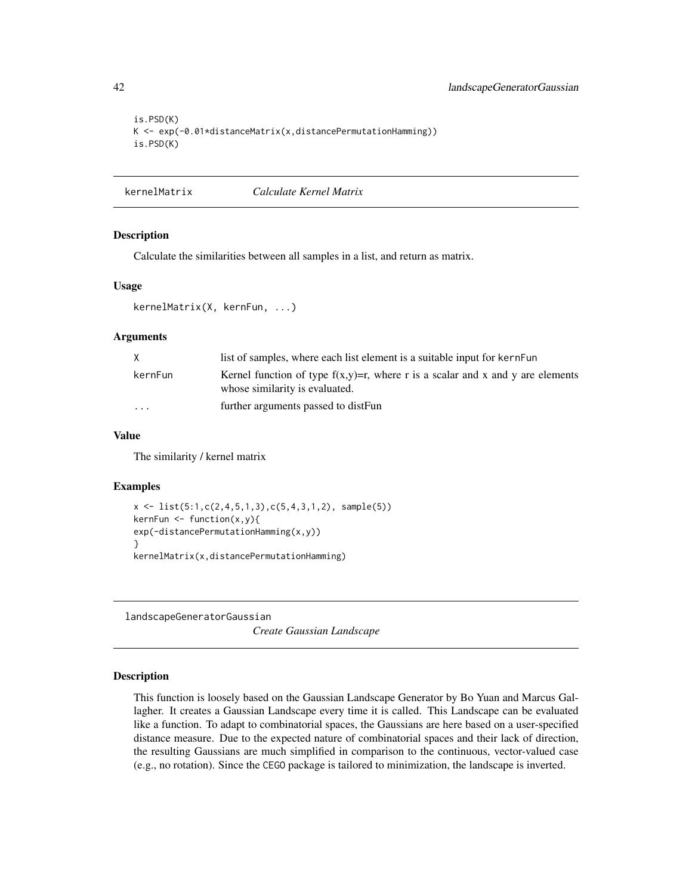```
is.PSD(K)
K <- exp(-0.01*distanceMatrix(x,distancePermutationHamming))
is.PSD(K)
```

## kernelMatrix *Calculate Kernel Matrix*

### Description

Calculate the similarities between all samples in a list, and return as matrix.

### Usage

```
kernelMatrix(X, kernFun, ...)
```

### Arguments

| | |
|---|---|
| X | list of samples, where each list element is a suitable input for kernFun |
| kernFun | Kernel function of type f(x,y)=r, where r is a scalar and x and y are elements whose similarity is evaluated. |
| ... | further arguments passed to distFun |

### Value

The similarity / kernel matrix

### Examples

```
x <- list(5:1,c(2,4,5,1,3),c(5,4,3,1,2), sample(5))
kernFun <- function(x,y){
exp(-distancePermutationHamming(x,y))
}
kernelMatrix(x,distancePermutationHamming)
```

## landscapeGeneratorGaussian *Create Gaussian Landscape*

### Description

This function is loosely based on the Gaussian Landscape Generator by Bo Yuan and Marcus Gallagher. It creates a Gaussian Landscape every time it is called. This Landscape can be evaluated like a function. To adapt to combinatorial spaces, the Gaussians are here based on a user-specified distance measure. Due to the expected nature of combinatorial spaces and their lack of direction, the resulting Gaussians are much simplified in comparison to the continuous, vector-valued case (e.g., no rotation). Since the CEGO package is tailored to minimization, the landscape is inverted.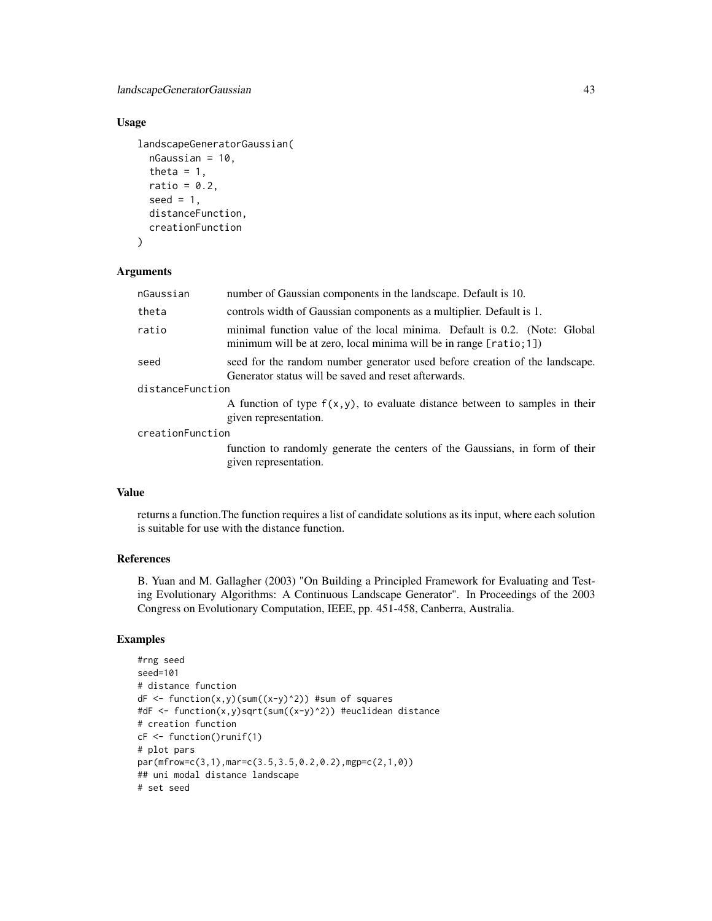## Usage

```
landscapeGeneratorGaussian(
  nGaussian = 10,
  theta = 1,
  ratio = 0.2,
  seed = 1,
  distanceFunction,
  creationFunction
)
```

## Arguments

| | |
|---|---|
| nGaussian | number of Gaussian components in the landscape. Default is 10. |
| theta | controls width of Gaussian components as a multiplier. Default is 1. |
| ratio | minimal function value of the local minima. Default is 0.2. (Note: Global minimum will be at zero, local minima will be in range `[ratio;1]`) |
| seed | seed for the random number generator used before creation of the landscape. Generator status will be saved and reset afterwards. |
| distanceFunction | A function of type `f(x,y)`, to evaluate distance between to samples in their given representation. |
| creationFunction | function to randomly generate the centers of the Gaussians, in form of their given representation. |

## Value

returns a function.The function requires a list of candidate solutions as its input, where each solution is suitable for use with the distance function.

## References

B. Yuan and M. Gallagher (2003) "On Building a Principled Framework for Evaluating and Testing Evolutionary Algorithms: A Continuous Landscape Generator". In Proceedings of the 2003 Congress on Evolutionary Computation, IEEE, pp. 451-458, Canberra, Australia.

## Examples

```
#rng seed
seed=101
# distance function
dF <- function(x,y)(sum((x-y)^2)) #sum of squares
#dF <- function(x,y)sqrt(sum((x-y)^2)) #euclidean distance
# creation function
cF <- function()runif(1)
# plot pars
par(mfrow=c(3,1),mar=c(3.5,3.5,0.2,0.2),mgp=c(2,1,0))
## uni modal distance landscape
# set seed
```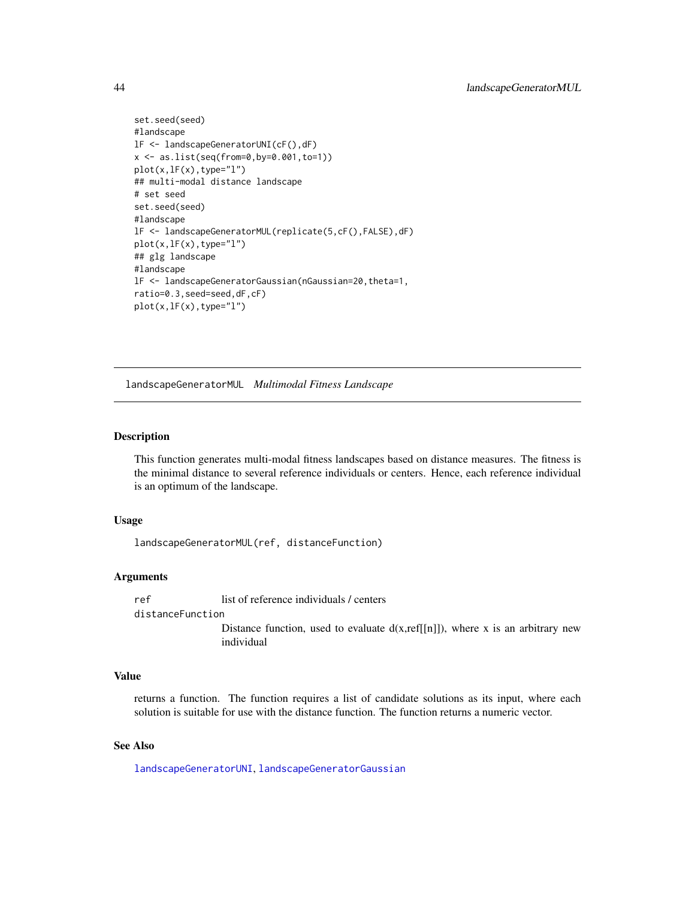```
set.seed(seed)
#landscape
lF <- landscapeGeneratorUNI(cF(),dF)
x <- as.list(seq(from=0,by=0.001,to=1))
plot(x,lF(x),type="l")
## multi-modal distance landscape
# set seed
set.seed(seed)
#landscape
lF <- landscapeGeneratorMUL(replicate(5,cF(),FALSE),dF)
plot(x,lF(x),type="l")
## glg landscape
#landscape
lF <- landscapeGeneratorGaussian(nGaussian=20,theta=1,
ratio=0.3,seed=seed,dF,cF)
plot(x,lF(x),type="l")
```

---

## landscapeGeneratorMUL *Multimodal Fitness Landscape*

---

### Description

This function generates multi-modal fitness landscapes based on distance measures. The fitness is the minimal distance to several reference individuals or centers. Hence, each reference individual is an optimum of the landscape.

### Usage

```
landscapeGeneratorMUL(ref, distanceFunction)
```

### Arguments

| | |
|---|---|
| `ref` | list of reference individuals / centers |
| `distanceFunction` | Distance function, used to evaluate d(x,ref[[n]]), where x is an arbitrary new individual |

### Value

returns a function. The function requires a list of candidate solutions as its input, where each solution is suitable for use with the distance function. The function returns a numeric vector.

### See Also

`landscapeGeneratorUNI`, `landscapeGeneratorGaussian`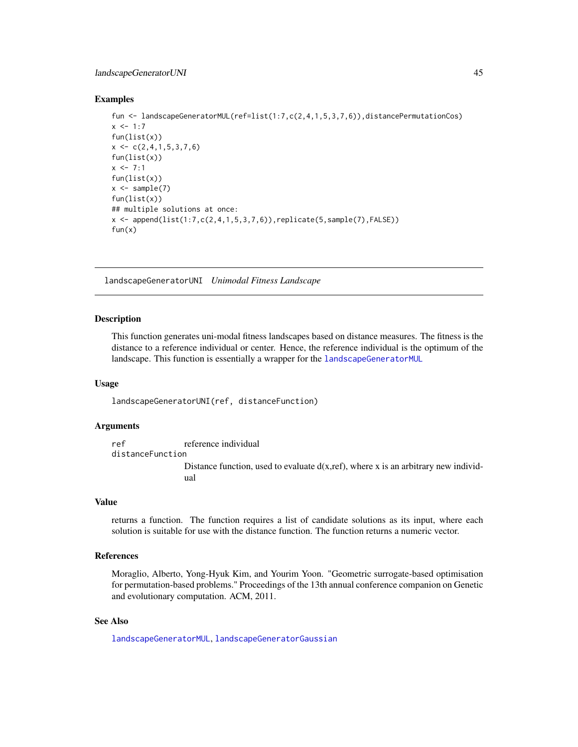## Examples

```
fun <- landscapeGeneratorMUL(ref=list(1:7,c(2,4,1,5,3,7,6)),distancePermutationCos)
x <- 1:7
fun(list(x))
x <- c(2,4,1,5,3,7,6)
fun(list(x))
x <- 7:1
fun(list(x))
x <- sample(7)
fun(list(x))
## multiple solutions at once:
x <- append(list(1:7,c(2,4,1,5,3,7,6)),replicate(5,sample(7),FALSE))
fun(x)
```

---

# landscapeGeneratorUNI *Unimodal Fitness Landscape*

---

## Description

This function generates uni-modal fitness landscapes based on distance measures. The fitness is the distance to a reference individual or center. Hence, the reference individual is the optimum of the landscape. This function is essentially a wrapper for the `landscapeGeneratorMUL`

## Usage

```
landscapeGeneratorUNI(ref, distanceFunction)
```

## Arguments

| | |
|---|---|
| `ref` | reference individual |
| `distanceFunction` | Distance function, used to evaluate d(x,ref), where x is an arbitrary new individual |

## Value

returns a function. The function requires a list of candidate solutions as its input, where each solution is suitable for use with the distance function. The function returns a numeric vector.

## References

Moraglio, Alberto, Yong-Hyuk Kim, and Yourim Yoon. "Geometric surrogate-based optimisation for permutation-based problems." Proceedings of the 13th annual conference companion on Genetic and evolutionary computation. ACM, 2011.

## See Also

`landscapeGeneratorMUL`, `landscapeGeneratorGaussian`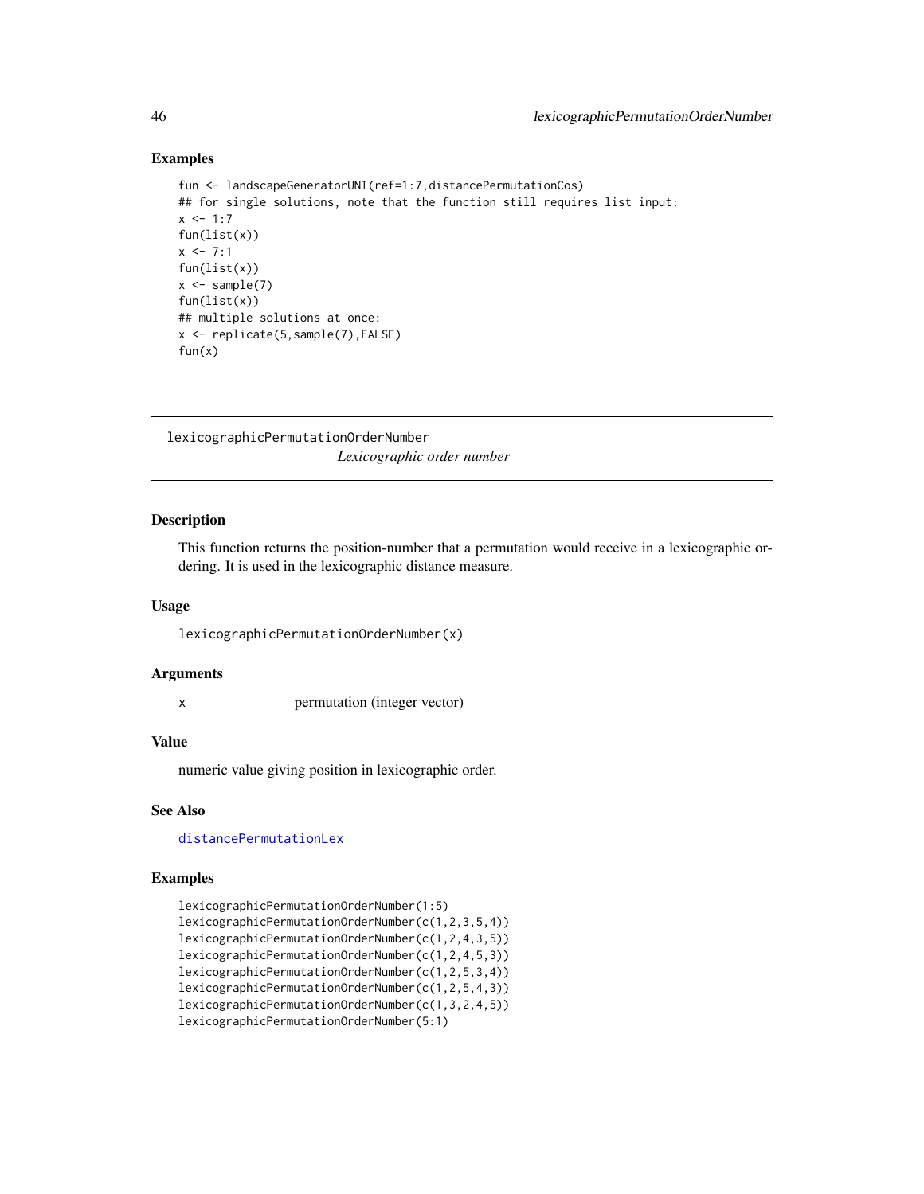## Examples

```
fun <- landscapeGeneratorUNI(ref=1:7,distancePermutationCos)
## for single solutions, note that the function still requires list input:
x <- 1:7
fun(list(x))
x <- 7:1
fun(list(x))
x <- sample(7)
fun(list(x))
## multiple solutions at once:
x <- replicate(5,sample(7),FALSE)
fun(x)
```

---

# lexicographicPermutationOrderNumber

*Lexicographic order number*

---

## Description

This function returns the position-number that a permutation would receive in a lexicographic ordering. It is used in the lexicographic distance measure.

## Usage

```
lexicographicPermutationOrderNumber(x)
```

## Arguments

| | |
|---|---|
| x | permutation (integer vector) |

## Value

numeric value giving position in lexicographic order.

## See Also

`distancePermutationLex`

## Examples

```
lexicographicPermutationOrderNumber(1:5)
lexicographicPermutationOrderNumber(c(1,2,3,5,4))
lexicographicPermutationOrderNumber(c(1,2,4,3,5))
lexicographicPermutationOrderNumber(c(1,2,4,5,3))
lexicographicPermutationOrderNumber(c(1,2,5,3,4))
lexicographicPermutationOrderNumber(c(1,2,5,4,3))
lexicographicPermutationOrderNumber(c(1,3,2,4,5))
lexicographicPermutationOrderNumber(5:1)
```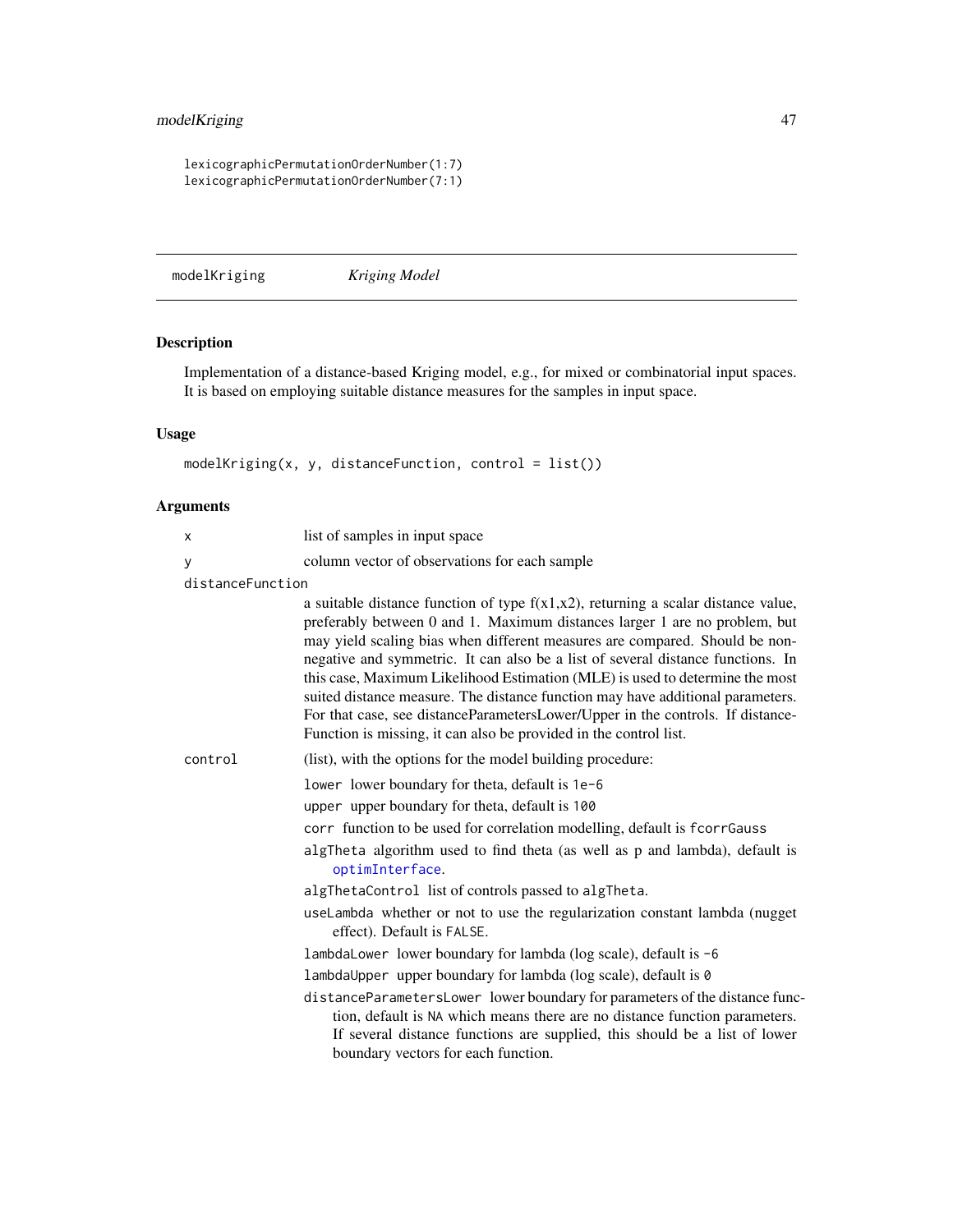```
lexicographicPermutationOrderNumber(1:7)
lexicographicPermutationOrderNumber(7:1)
```

## modelKriging — *Kriging Model*

### Description

Implementation of a distance-based Kriging model, e.g., for mixed or combinatorial input spaces. It is based on employing suitable distance measures for the samples in input space.

### Usage

```
modelKriging(x, y, distanceFunction, control = list())
```

### Arguments

- `x` — list of samples in input space
- `y` — column vector of observations for each sample
- `distanceFunction` — a suitable distance function of type f(x1,x2), returning a scalar distance value, preferably between 0 and 1. Maximum distances larger 1 are no problem, but may yield scaling bias when different measures are compared. Should be non-negative and symmetric. It can also be a list of several distance functions. In this case, Maximum Likelihood Estimation (MLE) is used to determine the most suited distance measure. The distance function may have additional parameters. For that case, see distanceParametersLower/Upper in the controls. If distanceFunction is missing, it can also be provided in the control list.
- `control` — (list), with the options for the model building procedure:
  - `lower` lower boundary for theta, default is `1e-6`
  - `upper` upper boundary for theta, default is `100`
  - `corr` function to be used for correlation modelling, default is `fcorrGauss`
  - `algTheta` algorithm used to find theta (as well as p and lambda), default is `optimInterface`.
  - `algThetaControl` list of controls passed to `algTheta`.
  - `useLambda` whether or not to use the regularization constant lambda (nugget effect). Default is `FALSE`.
  - `lambdaLower` lower boundary for lambda (log scale), default is `-6`
  - `lambdaUpper` upper boundary for lambda (log scale), default is `0`
  - `distanceParametersLower` lower boundary for parameters of the distance function, default is `NA` which means there are no distance function parameters. If several distance functions are supplied, this should be a list of lower boundary vectors for each function.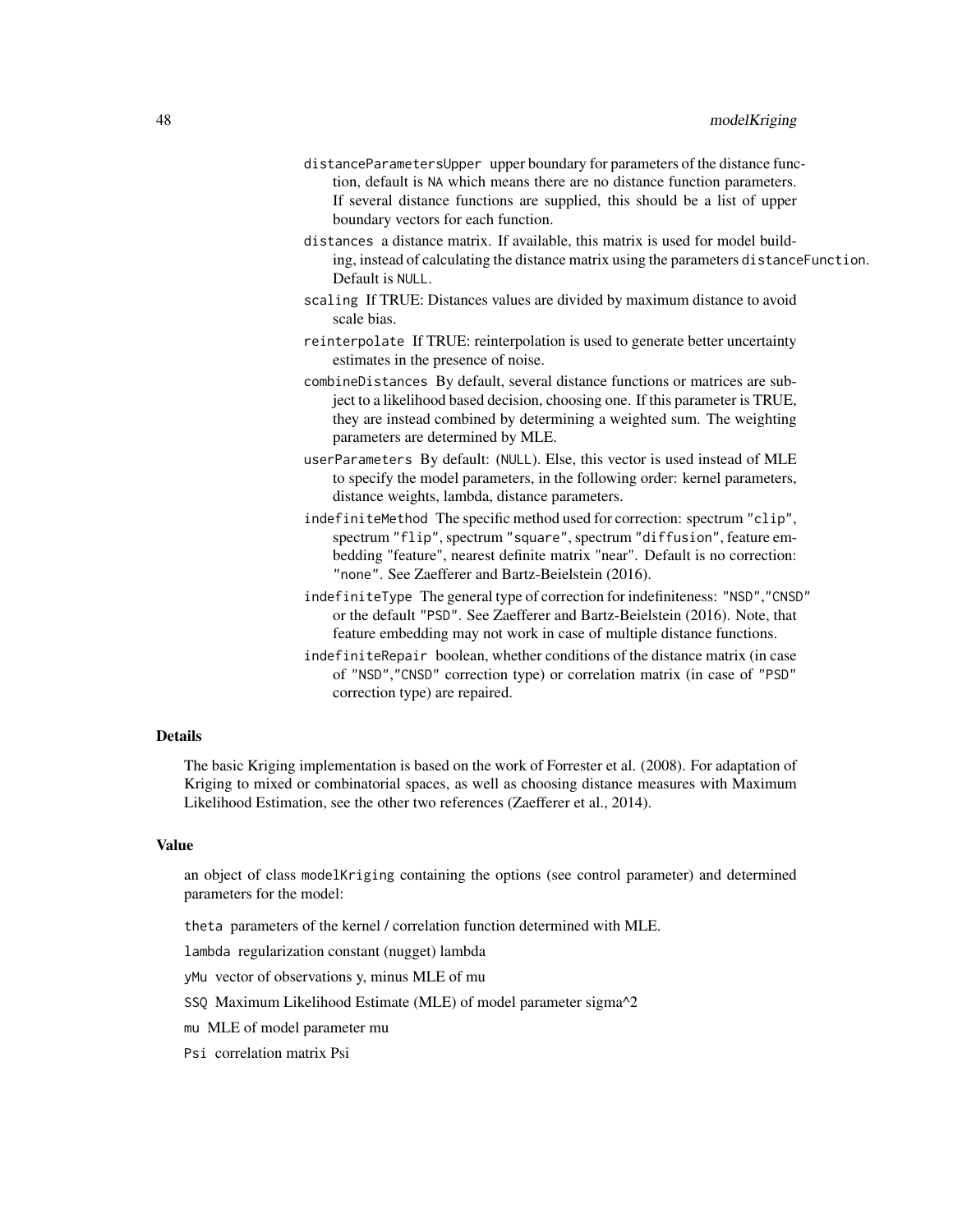`distanceParametersUpper` upper boundary for parameters of the distance function, default is `NA` which means there are no distance function parameters. If several distance functions are supplied, this should be a list of upper boundary vectors for each function.

`distances` a distance matrix. If available, this matrix is used for model building, instead of calculating the distance matrix using the parameters `distanceFunction`. Default is `NULL`.

`scaling` If TRUE: Distances values are divided by maximum distance to avoid scale bias.

`reinterpolate` If TRUE: reinterpolation is used to generate better uncertainty estimates in the presence of noise.

`combineDistances` By default, several distance functions or matrices are subject to a likelihood based decision, choosing one. If this parameter is TRUE, they are instead combined by determining a weighted sum. The weighting parameters are determined by MLE.

`userParameters` By default: (`NULL`). Else, this vector is used instead of MLE to specify the model parameters, in the following order: kernel parameters, distance weights, lambda, distance parameters.

`indefiniteMethod` The specific method used for correction: spectrum `"clip"`, spectrum `"flip"`, spectrum `"square"`, spectrum `"diffusion"`, feature embedding "feature", nearest definite matrix "near". Default is no correction: `"none"`. See Zaefferer and Bartz-Beielstein (2016).

`indefiniteType` The general type of correction for indefiniteness: `"NSD"`,`"CNSD"` or the default `"PSD"`. See Zaefferer and Bartz-Beielstein (2016). Note, that feature embedding may not work in case of multiple distance functions.

`indefiniteRepair` boolean, whether conditions of the distance matrix (in case of `"NSD"`,`"CNSD"` correction type) or correlation matrix (in case of `"PSD"` correction type) are repaired.

## Details

The basic Kriging implementation is based on the work of Forrester et al. (2008). For adaptation of Kriging to mixed or combinatorial spaces, as well as choosing distance measures with Maximum Likelihood Estimation, see the other two references (Zaefferer et al., 2014).

## Value

an object of class `modelKriging` containing the options (see control parameter) and determined parameters for the model:

`theta` parameters of the kernel / correlation function determined with MLE.

`lambda` regularization constant (nugget) lambda

`yMu` vector of observations y, minus MLE of mu

`SSQ` Maximum Likelihood Estimate (MLE) of model parameter sigma^2

`mu` MLE of model parameter mu

`Psi` correlation matrix Psi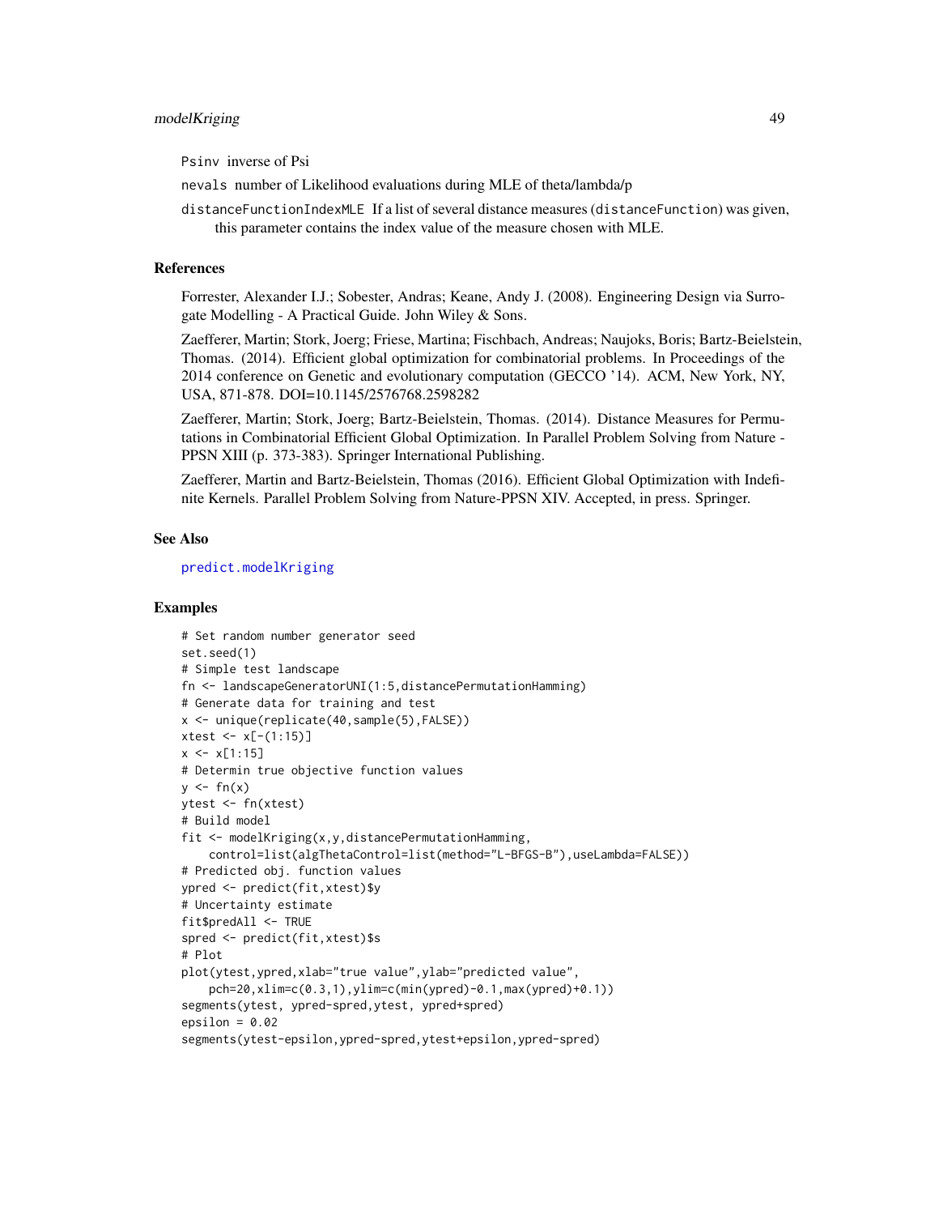`Psinv` inverse of Psi

`nevals` number of Likelihood evaluations during MLE of theta/lambda/p

`distanceFunctionIndexMLE` If a list of several distance measures (`distanceFunction`) was given, this parameter contains the index value of the measure chosen with MLE.

### References

Forrester, Alexander I.J.; Sobester, Andras; Keane, Andy J. (2008). Engineering Design via Surrogate Modelling - A Practical Guide. John Wiley & Sons.

Zaefferer, Martin; Stork, Joerg; Friese, Martina; Fischbach, Andreas; Naujoks, Boris; Bartz-Beielstein, Thomas. (2014). Efficient global optimization for combinatorial problems. In Proceedings of the 2014 conference on Genetic and evolutionary computation (GECCO '14). ACM, New York, NY, USA, 871-878. DOI=10.1145/2576768.2598282

Zaefferer, Martin; Stork, Joerg; Bartz-Beielstein, Thomas. (2014). Distance Measures for Permutations in Combinatorial Efficient Global Optimization. In Parallel Problem Solving from Nature - PPSN XIII (p. 373-383). Springer International Publishing.

Zaefferer, Martin and Bartz-Beielstein, Thomas (2016). Efficient Global Optimization with Indefinite Kernels. Parallel Problem Solving from Nature-PPSN XIV. Accepted, in press. Springer.

### See Also

`predict.modelKriging`

### Examples

```
# Set random number generator seed
set.seed(1)
# Simple test landscape
fn <- landscapeGeneratorUNI(1:5,distancePermutationHamming)
# Generate data for training and test
x <- unique(replicate(40,sample(5),FALSE))
xtest <- x[-(1:15)]
x <- x[1:15]
# Determin true objective function values
y <- fn(x)
ytest <- fn(xtest)
# Build model
fit <- modelKriging(x,y,distancePermutationHamming,
    control=list(algThetaControl=list(method="L-BFGS-B"),useLambda=FALSE))
# Predicted obj. function values
ypred <- predict(fit,xtest)$y
# Uncertainty estimate
fit$predAll <- TRUE
spred <- predict(fit,xtest)$s
# Plot
plot(ytest,ypred,xlab="true value",ylab="predicted value",
    pch=20,xlim=c(0.3,1),ylim=c(min(ypred)-0.1,max(ypred)+0.1))
segments(ytest, ypred-spred,ytest, ypred+spred)
epsilon = 0.02
segments(ytest-epsilon,ypred-spred,ytest+epsilon,ypred-spred)
```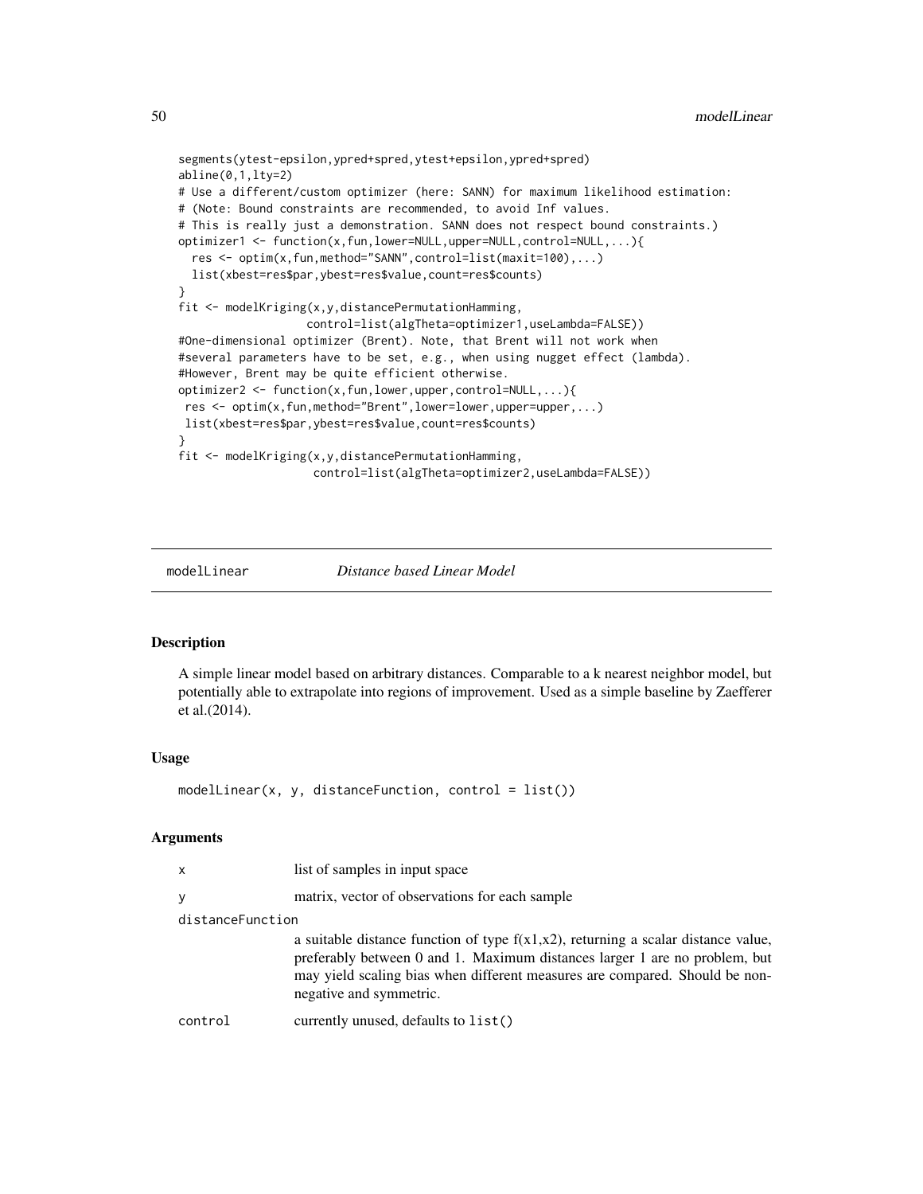```
segments(ytest-epsilon,ypred+spred,ytest+epsilon,ypred+spred)
abline(0,1,lty=2)
# Use a different/custom optimizer (here: SANN) for maximum likelihood estimation:
# (Note: Bound constraints are recommended, to avoid Inf values.
# This is really just a demonstration. SANN does not respect bound constraints.)
optimizer1 <- function(x,fun,lower=NULL,upper=NULL,control=NULL,...){
  res <- optim(x,fun,method="SANN",control=list(maxit=100),...)
  list(xbest=res$par,ybest=res$value,count=res$counts)
}
fit <- modelKriging(x,y,distancePermutationHamming,
                   control=list(algTheta=optimizer1,useLambda=FALSE))
#One-dimensional optimizer (Brent). Note, that Brent will not work when
#several parameters have to be set, e.g., when using nugget effect (lambda).
#However, Brent may be quite efficient otherwise.
optimizer2 <- function(x,fun,lower,upper,control=NULL,...){
 res <- optim(x,fun,method="Brent",lower=lower,upper=upper,...)
 list(xbest=res$par,ybest=res$value,count=res$counts)
}
fit <- modelKriging(x,y,distancePermutationHamming,
                    control=list(algTheta=optimizer2,useLambda=FALSE))
```

---

## modelLinear &nbsp;&nbsp;&nbsp;&nbsp; *Distance based Linear Model*

---

### Description

A simple linear model based on arbitrary distances. Comparable to a k nearest neighbor model, but potentially able to extrapolate into regions of improvement. Used as a simple baseline by Zaefferer et al.(2014).

### Usage

```
modelLinear(x, y, distanceFunction, control = list())
```

### Arguments

| | |
|---|---|
| `x` | list of samples in input space |
| `y` | matrix, vector of observations for each sample |
| `distanceFunction` | a suitable distance function of type f(x1,x2), returning a scalar distance value, preferably between 0 and 1. Maximum distances larger 1 are no problem, but may yield scaling bias when different measures are compared. Should be non-negative and symmetric. |
| `control` | currently unused, defaults to `list()` |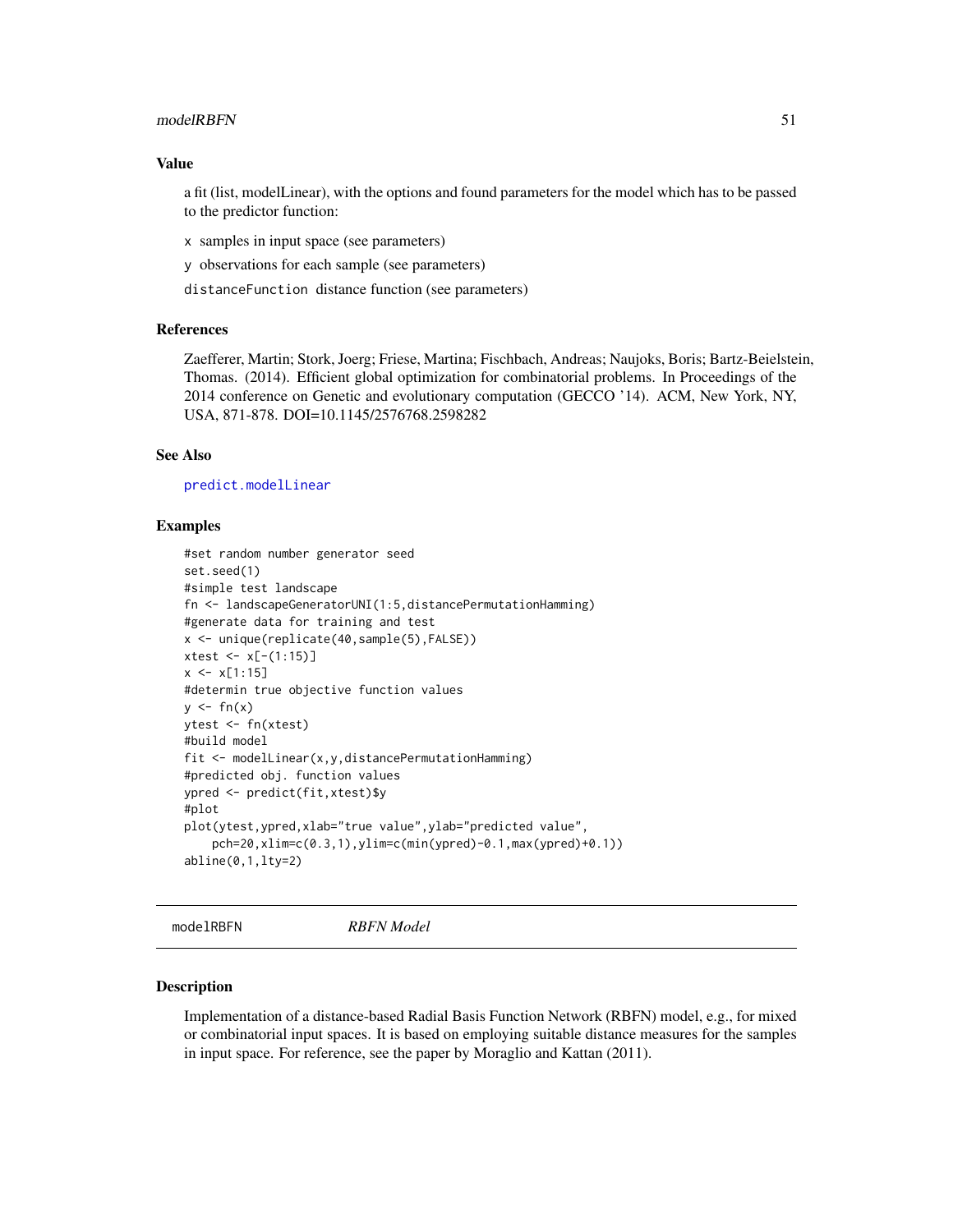### Value

a fit (list, modelLinear), with the options and found parameters for the model which has to be passed to the predictor function:

x  samples in input space (see parameters)

y  observations for each sample (see parameters)

distanceFunction  distance function (see parameters)

### References

Zaefferer, Martin; Stork, Joerg; Friese, Martina; Fischbach, Andreas; Naujoks, Boris; Bartz-Beielstein, Thomas. (2014). Efficient global optimization for combinatorial problems. In Proceedings of the 2014 conference on Genetic and evolutionary computation (GECCO '14). ACM, New York, NY, USA, 871-878. DOI=10.1145/2576768.2598282

### See Also

predict.modelLinear

### Examples

```
#set random number generator seed
set.seed(1)
#simple test landscape
fn <- landscapeGeneratorUNI(1:5,distancePermutationHamming)
#generate data for training and test
x <- unique(replicate(40,sample(5),FALSE))
xtest <- x[-(1:15)]
x <- x[1:15]
#determin true objective function values
y <- fn(x)
ytest <- fn(xtest)
#build model
fit <- modelLinear(x,y,distancePermutationHamming)
#predicted obj. function values
ypred <- predict(fit,xtest)$y
#plot
plot(ytest,ypred,xlab="true value",ylab="predicted value",
    pch=20,xlim=c(0.3,1),ylim=c(min(ypred)-0.1,max(ypred)+0.1))
abline(0,1,lty=2)
```

---

## modelRBFN    *RBFN Model*

### Description

Implementation of a distance-based Radial Basis Function Network (RBFN) model, e.g., for mixed or combinatorial input spaces. It is based on employing suitable distance measures for the samples in input space. For reference, see the paper by Moraglio and Kattan (2011).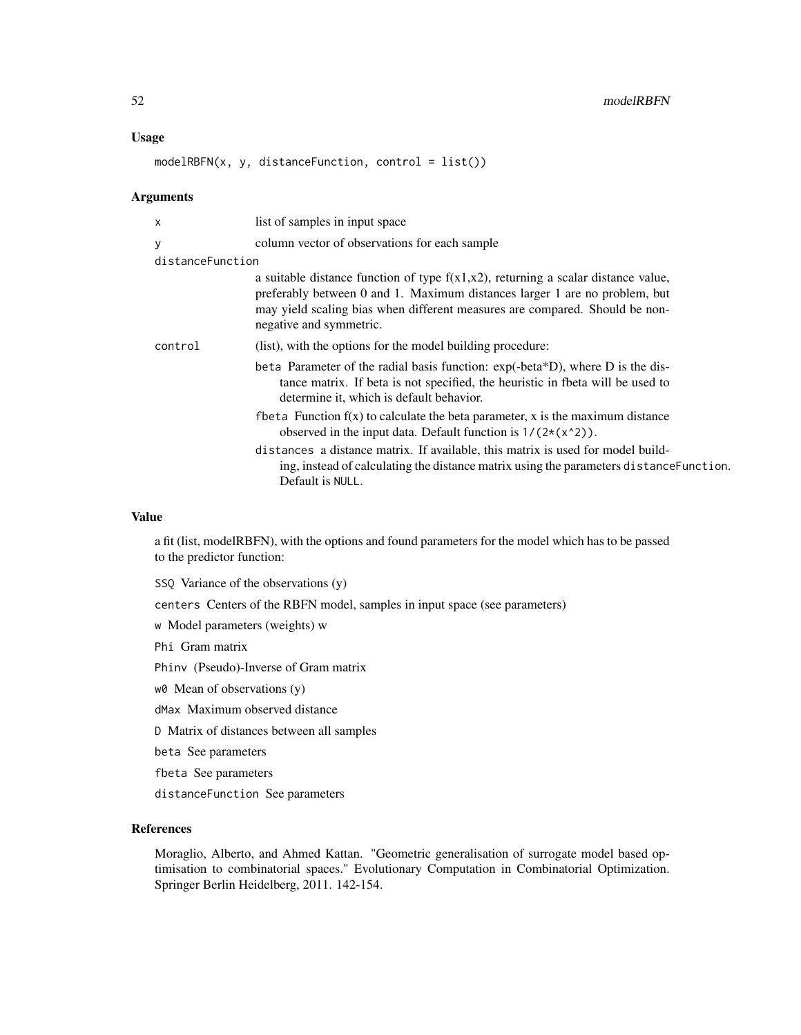### Usage

```
modelRBFN(x, y, distanceFunction, control = list())
```

### Arguments

| | |
|---|---|
| x | list of samples in input space |
| y | column vector of observations for each sample |
| distanceFunction | a suitable distance function of type f(x1,x2), returning a scalar distance value, preferably between 0 and 1. Maximum distances larger 1 are no problem, but may yield scaling bias when different measures are compared. Should be non-negative and symmetric. |
| control | (list), with the options for the model building procedure:<br>`beta` Parameter of the radial basis function: exp(-beta*D), where D is the distance matrix. If beta is not specified, the heuristic in fbeta will be used to determine it, which is default behavior.<br>`fbeta` Function f(x) to calculate the beta parameter, x is the maximum distance observed in the input data. Default function is `1/(2*(x^2))`.<br>`distances` a distance matrix. If available, this matrix is used for model building, instead of calculating the distance matrix using the parameters `distanceFunction`. Default is `NULL`. |

### Value

a fit (list, modelRBFN), with the options and found parameters for the model which has to be passed to the predictor function:

`SSQ` Variance of the observations (y)

`centers` Centers of the RBFN model, samples in input space (see parameters)

`w` Model parameters (weights) w

`Phi` Gram matrix

`Phinv` (Pseudo)-Inverse of Gram matrix

`w0` Mean of observations (y)

`dMax` Maximum observed distance

`D` Matrix of distances between all samples

`beta` See parameters

`fbeta` See parameters

`distanceFunction` See parameters

### References

Moraglio, Alberto, and Ahmed Kattan. "Geometric generalisation of surrogate model based optimisation to combinatorial spaces." Evolutionary Computation in Combinatorial Optimization. Springer Berlin Heidelberg, 2011. 142-154.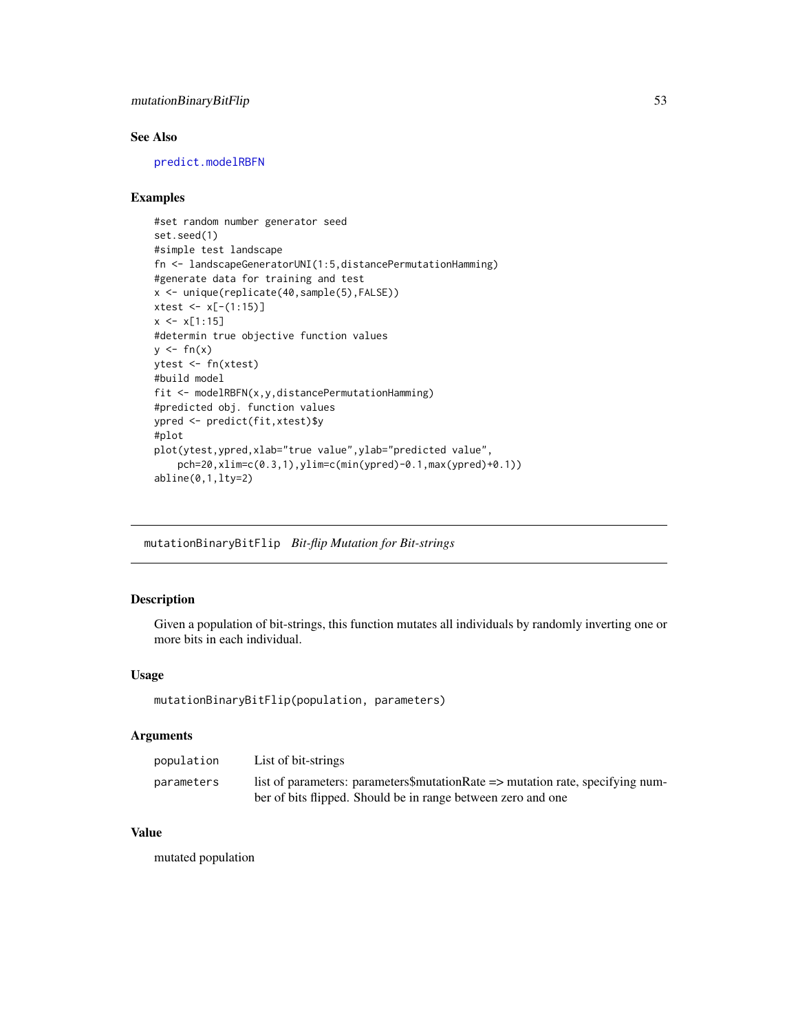### See Also

predict.modelRBFN

### Examples

```
#set random number generator seed
set.seed(1)
#simple test landscape
fn <- landscapeGeneratorUNI(1:5,distancePermutationHamming)
#generate data for training and test
x <- unique(replicate(40,sample(5),FALSE))
xtest <- x[-(1:15)]
x <- x[1:15]
#determin true objective function values
y <- fn(x)
ytest <- fn(xtest)
#build model
fit <- modelRBFN(x,y,distancePermutationHamming)
#predicted obj. function values
ypred <- predict(fit,xtest)$y
#plot
plot(ytest,ypred,xlab="true value",ylab="predicted value",
    pch=20,xlim=c(0.3,1),ylim=c(min(ypred)-0.1,max(ypred)+0.1))
abline(0,1,lty=2)
```

---

## mutationBinaryBitFlip *Bit-flip Mutation for Bit-strings*

### Description

Given a population of bit-strings, this function mutates all individuals by randomly inverting one or more bits in each individual.

### Usage

```
mutationBinaryBitFlip(population, parameters)
```

### Arguments

| | |
|---|---|
| population | List of bit-strings |
| parameters | list of parameters: parameters$mutationRate => mutation rate, specifying number of bits flipped. Should be in range between zero and one |

### Value

mutated population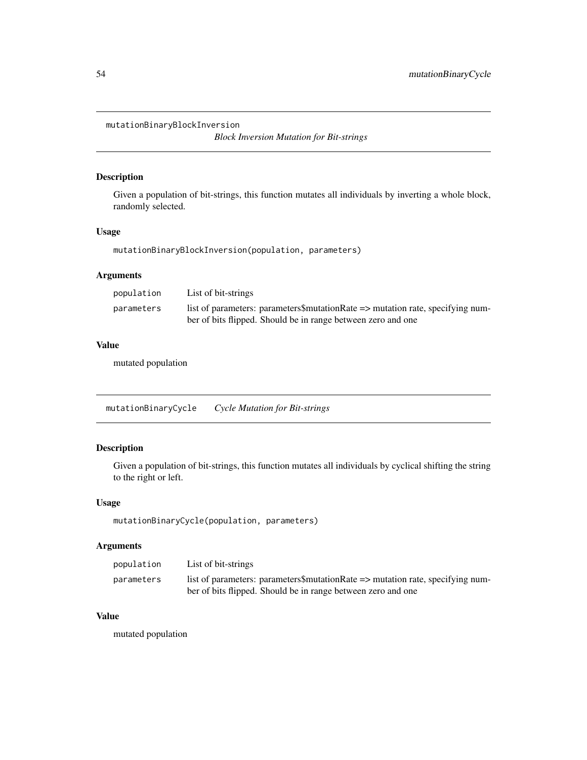## mutationBinaryBlockInversion

*Block Inversion Mutation for Bit-strings*

### Description

Given a population of bit-strings, this function mutates all individuals by inverting a whole block, randomly selected.

### Usage

```
mutationBinaryBlockInversion(population, parameters)
```

### Arguments

| | |
|---|---|
| population | List of bit-strings |
| parameters | list of parameters: parameters$mutationRate => mutation rate, specifying number of bits flipped. Should be in range between zero and one |

### Value

mutated population

## mutationBinaryCycle

*Cycle Mutation for Bit-strings*

### Description

Given a population of bit-strings, this function mutates all individuals by cyclical shifting the string to the right or left.

### Usage

```
mutationBinaryCycle(population, parameters)
```

### Arguments

| | |
|---|---|
| population | List of bit-strings |
| parameters | list of parameters: parameters$mutationRate => mutation rate, specifying number of bits flipped. Should be in range between zero and one |

### Value

mutated population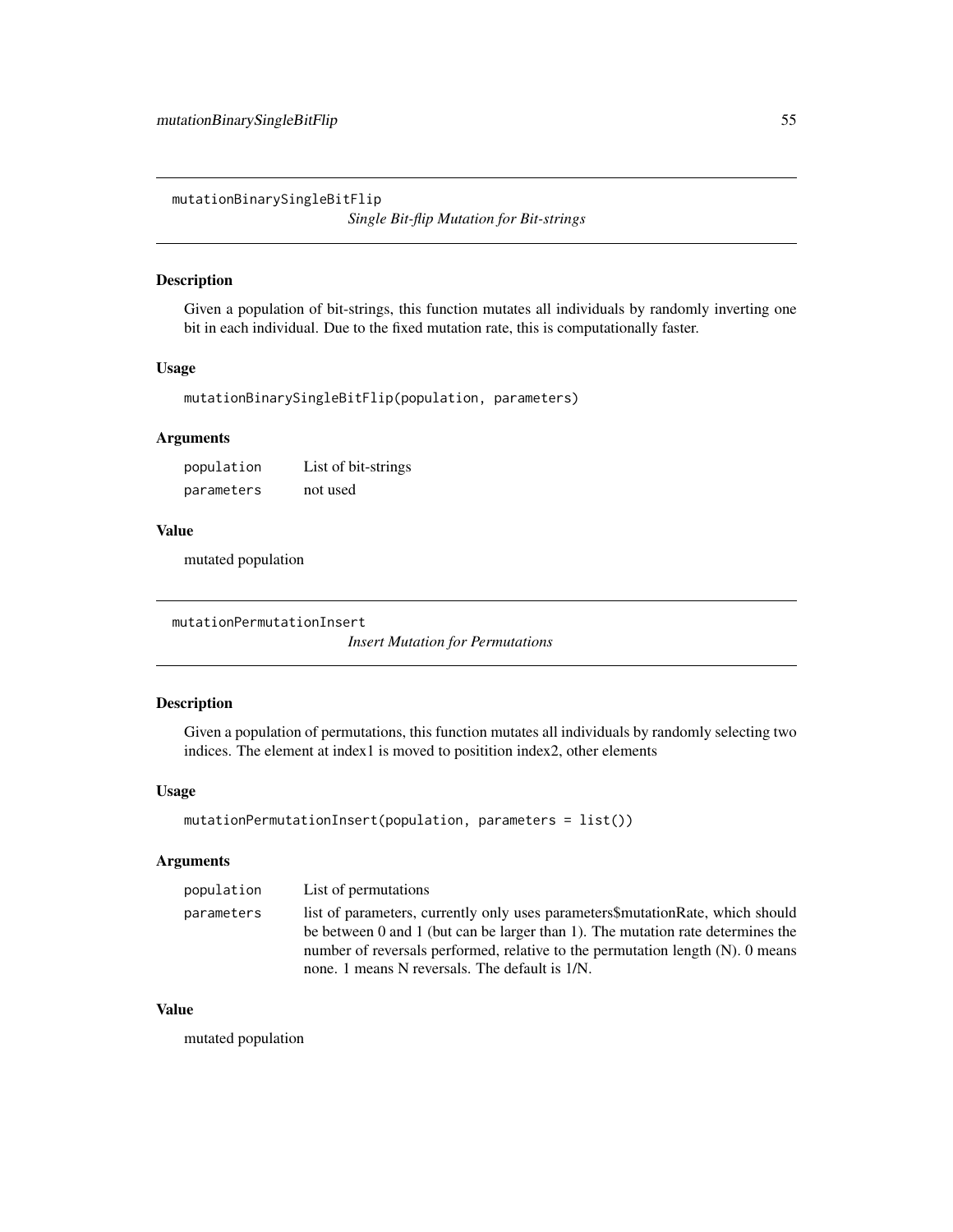## mutationBinarySingleBitFlip

*Single Bit-flip Mutation for Bit-strings*

### Description

Given a population of bit-strings, this function mutates all individuals by randomly inverting one bit in each individual. Due to the fixed mutation rate, this is computationally faster.

### Usage

```
mutationBinarySingleBitFlip(population, parameters)
```

### Arguments

| | |
|---|---|
| population | List of bit-strings |
| parameters | not used |

### Value

mutated population

## mutationPermutationInsert

*Insert Mutation for Permutations*

### Description

Given a population of permutations, this function mutates all individuals by randomly selecting two indices. The element at index1 is moved to positition index2, other elements

### Usage

```
mutationPermutationInsert(population, parameters = list())
```

### Arguments

| | |
|---|---|
| population | List of permutations |
| parameters | list of parameters, currently only uses parameters$mutationRate, which should be between 0 and 1 (but can be larger than 1). The mutation rate determines the number of reversals performed, relative to the permutation length (N). 0 means none. 1 means N reversals. The default is 1/N. |

### Value

mutated population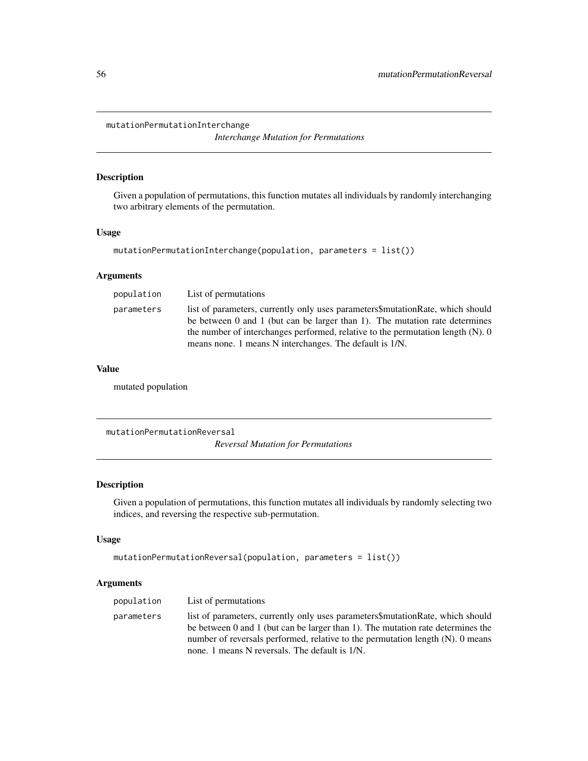## mutationPermutationInterchange

*Interchange Mutation for Permutations*

### Description

Given a population of permutations, this function mutates all individuals by randomly interchanging two arbitrary elements of the permutation.

### Usage

```
mutationPermutationInterchange(population, parameters = list())
```

### Arguments

| | |
|---|---|
| population | List of permutations |
| parameters | list of parameters, currently only uses parameters$mutationRate, which should be between 0 and 1 (but can be larger than 1). The mutation rate determines the number of interchanges performed, relative to the permutation length (N). 0 means none. 1 means N interchanges. The default is 1/N. |

### Value

mutated population

## mutationPermutationReversal

*Reversal Mutation for Permutations*

### Description

Given a population of permutations, this function mutates all individuals by randomly selecting two indices, and reversing the respective sub-permutation.

### Usage

```
mutationPermutationReversal(population, parameters = list())
```

### Arguments

| | |
|---|---|
| population | List of permutations |
| parameters | list of parameters, currently only uses parameters$mutationRate, which should be between 0 and 1 (but can be larger than 1). The mutation rate determines the number of reversals performed, relative to the permutation length (N). 0 means none. 1 means N reversals. The default is 1/N. |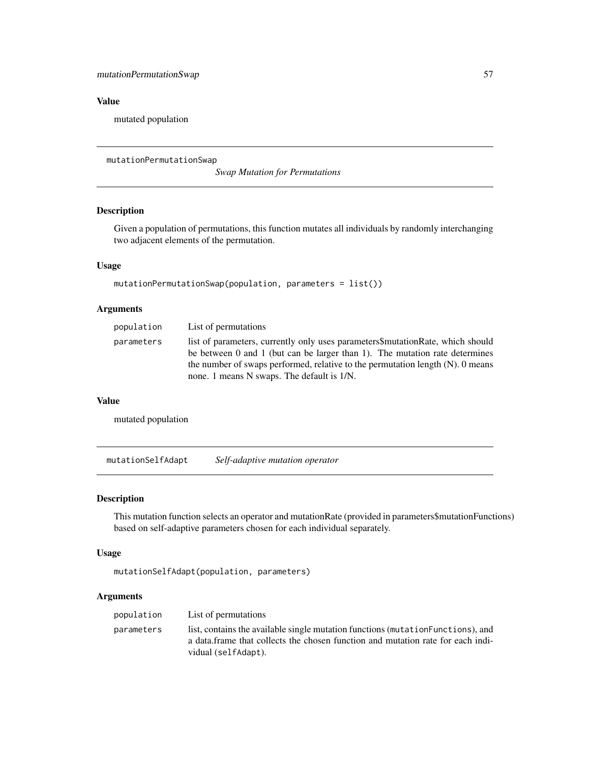### Value

mutated population

## mutationPermutationSwap

*Swap Mutation for Permutations*

### Description

Given a population of permutations, this function mutates all individuals by randomly interchanging two adjacent elements of the permutation.

### Usage

```
mutationPermutationSwap(population, parameters = list())
```

### Arguments

| | |
|---|---|
| population | List of permutations |
| parameters | list of parameters, currently only uses parameters$mutationRate, which should be between 0 and 1 (but can be larger than 1). The mutation rate determines the number of swaps performed, relative to the permutation length (N). 0 means none. 1 means N swaps. The default is 1/N. |

### Value

mutated population

## mutationSelfAdapt *Self-adaptive mutation operator*

### Description

This mutation function selects an operator and mutationRate (provided in parameters$mutationFunctions) based on self-adaptive parameters chosen for each individual separately.

### Usage

```
mutationSelfAdapt(population, parameters)
```

### Arguments

| | |
|---|---|
| population | List of permutations |
| parameters | list, contains the available single mutation functions (`mutationFunctions`), and a data.frame that collects the chosen function and mutation rate for each individual (`selfAdapt`). |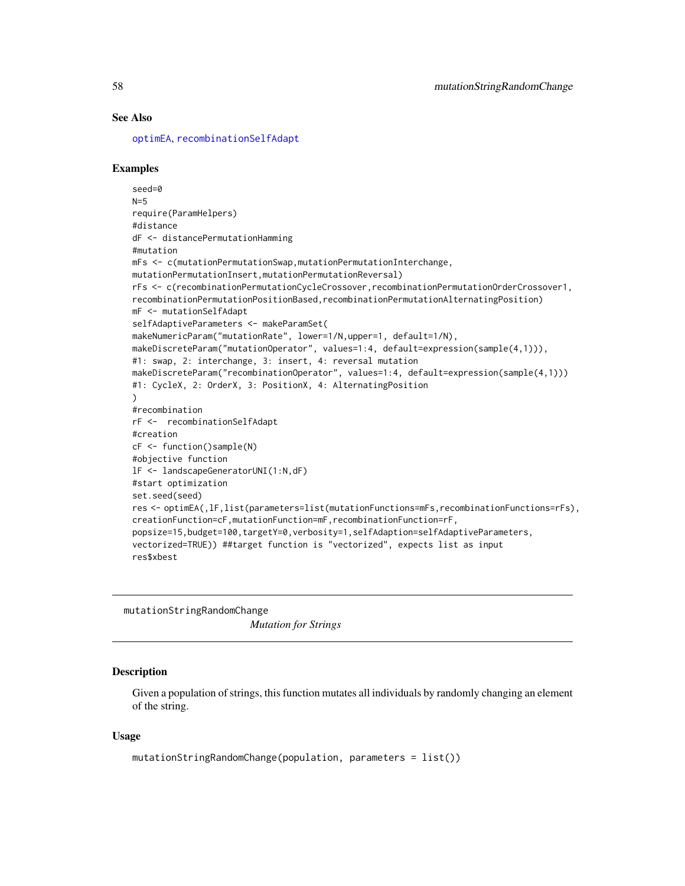## See Also

optimEA, recombinationSelfAdapt

## Examples

```
seed=0
N=5
require(ParamHelpers)
#distance
dF <- distancePermutationHamming
#mutation
mFs <- c(mutationPermutationSwap,mutationPermutationInterchange,
mutationPermutationInsert,mutationPermutationReversal)
rFs <- c(recombinationPermutationCycleCrossover,recombinationPermutationOrderCrossover1,
recombinationPermutationPositionBased,recombinationPermutationAlternatingPosition)
mF <- mutationSelfAdapt
selfAdaptiveParameters <- makeParamSet(
makeNumericParam("mutationRate", lower=1/N,upper=1, default=1/N),
makeDiscreteParam("mutationOperator", values=1:4, default=expression(sample(4,1))),
#1: swap, 2: interchange, 3: insert, 4: reversal mutation
makeDiscreteParam("recombinationOperator", values=1:4, default=expression(sample(4,1)))
#1: CycleX, 2: OrderX, 3: PositionX, 4: AlternatingPosition
)
#recombination
rF <-  recombinationSelfAdapt
#creation
cF <- function()sample(N)
#objective function
lF <- landscapeGeneratorUNI(1:N,dF)
#start optimization
set.seed(seed)
res <- optimEA(,lF,list(parameters=list(mutationFunctions=mFs,recombinationFunctions=rFs),
creationFunction=cF,mutationFunction=mF,recombinationFunction=rF,
popsize=15,budget=100,targetY=0,verbosity=1,selfAdaption=selfAdaptiveParameters,
vectorized=TRUE)) ##target function is "vectorized", expects list as input
res$xbest
```

---

# mutationStringRandomChange

*Mutation for Strings*

## Description

Given a population of strings, this function mutates all individuals by randomly changing an element of the string.

## Usage

```
mutationStringRandomChange(population, parameters = list())
```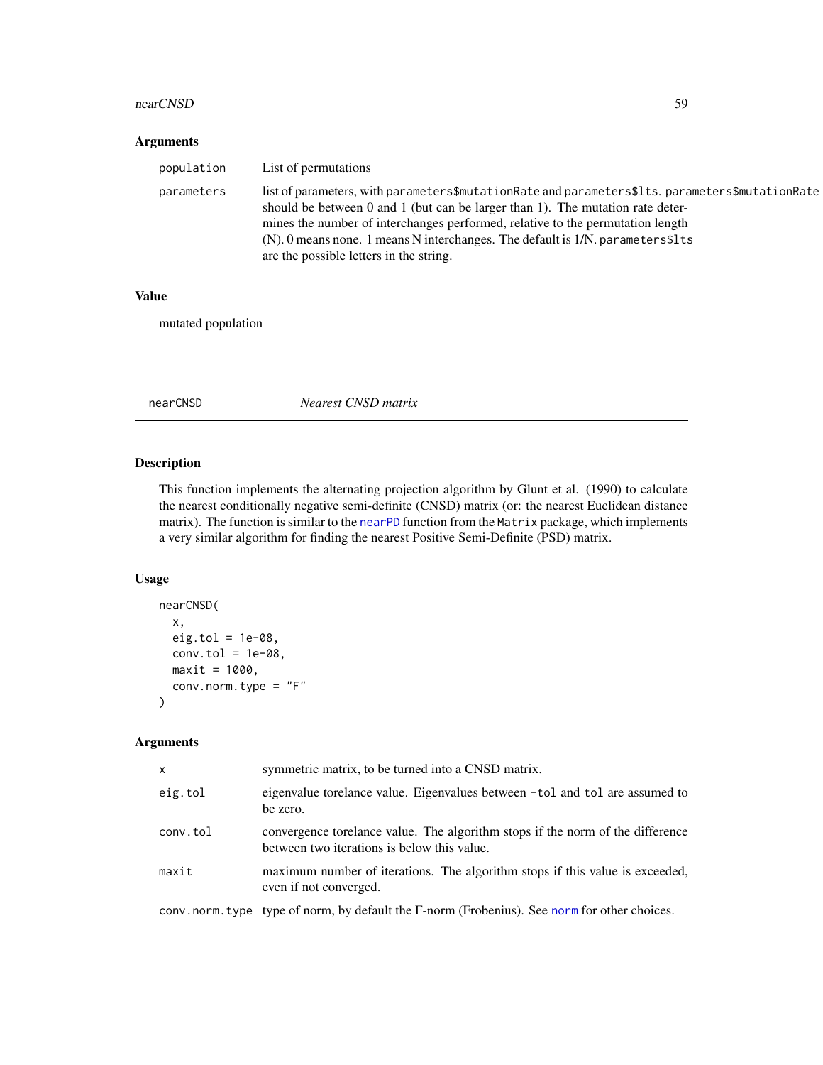### Arguments

| | |
|---|---|
| population | List of permutations |
| parameters | list of parameters, with `parameters$mutationRate` and `parameters$lts`. `parameters$mutationRate` should be between 0 and 1 (but can be larger than 1). The mutation rate determines the number of interchanges performed, relative to the permutation length (N). 0 means none. 1 means N interchanges. The default is 1/N. `parameters$lts` are the possible letters in the string. |

### Value

mutated population

---

## nearCNSD *Nearest CNSD matrix*

---

### Description

This function implements the alternating projection algorithm by Glunt et al. (1990) to calculate the nearest conditionally negative semi-definite (CNSD) matrix (or: the nearest Euclidean distance matrix). The function is similar to the `nearPD` function from the `Matrix` package, which implements a very similar algorithm for finding the nearest Positive Semi-Definite (PSD) matrix.

### Usage

```
nearCNSD(
  x,
  eig.tol = 1e-08,
  conv.tol = 1e-08,
  maxit = 1000,
  conv.norm.type = "F"
)
```

### Arguments

| | |
|---|---|
| x | symmetric matrix, to be turned into a CNSD matrix. |
| eig.tol | eigenvalue torelance value. Eigenvalues between `-tol` and `tol` are assumed to be zero. |
| conv.tol | convergence torelance value. The algorithm stops if the norm of the difference between two iterations is below this value. |
| maxit | maximum number of iterations. The algorithm stops if this value is exceeded, even if not converged. |
| conv.norm.type | type of norm, by default the F-norm (Frobenius). See `norm` for other choices. |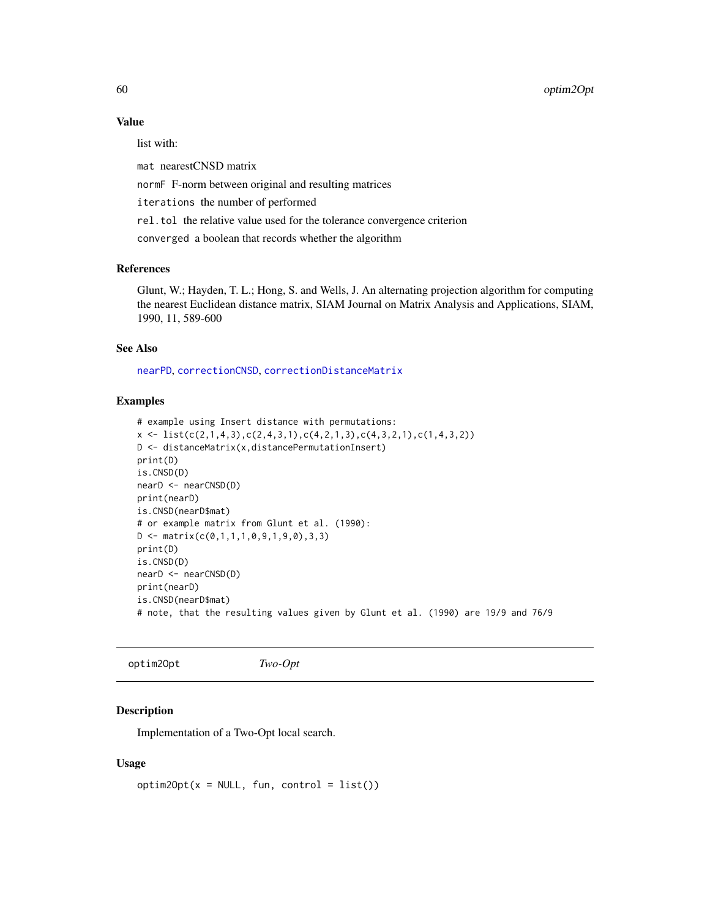### Value

list with:

`mat` nearestCNSD matrix

`normF` F-norm between original and resulting matrices

`iterations` the number of performed

`rel.tol` the relative value used for the tolerance convergence criterion

`converged` a boolean that records whether the algorithm

### References

Glunt, W.; Hayden, T. L.; Hong, S. and Wells, J. An alternating projection algorithm for computing the nearest Euclidean distance matrix, SIAM Journal on Matrix Analysis and Applications, SIAM, 1990, 11, 589-600

### See Also

`nearPD`, `correctionCNSD`, `correctionDistanceMatrix`

### Examples

```
# example using Insert distance with permutations:
x <- list(c(2,1,4,3),c(2,4,3,1),c(4,2,1,3),c(4,3,2,1),c(1,4,3,2))
D <- distanceMatrix(x,distancePermutationInsert)
print(D)
is.CNSD(D)
nearD <- nearCNSD(D)
print(nearD)
is.CNSD(nearD$mat)
# or example matrix from Glunt et al. (1990):
D <- matrix(c(0,1,1,1,0,9,1,9,0),3,3)
print(D)
is.CNSD(D)
nearD <- nearCNSD(D)
print(nearD)
is.CNSD(nearD$mat)
# note, that the resulting values given by Glunt et al. (1990) are 19/9 and 76/9
```

---

## optim2Opt *Two-Opt*

### Description

Implementation of a Two-Opt local search.

### Usage

```
optim2Opt(x = NULL, fun, control = list())
```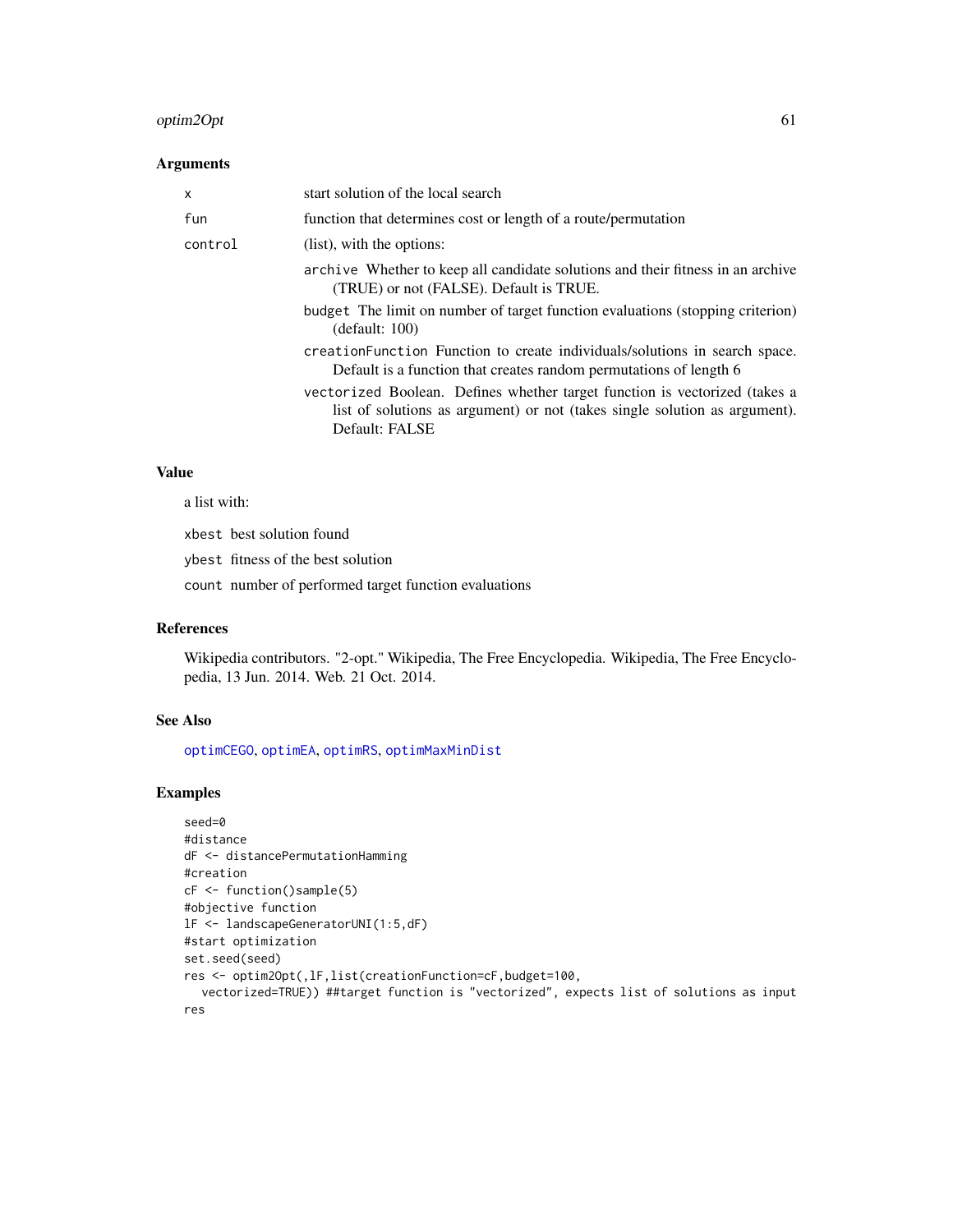### Arguments

| | |
|---|---|
| x | start solution of the local search |
| fun | function that determines cost or length of a route/permutation |
| control | (list), with the options: |

- `archive` Whether to keep all candidate solutions and their fitness in an archive (TRUE) or not (FALSE). Default is TRUE.
- `budget` The limit on number of target function evaluations (stopping criterion) (default: 100)
- `creationFunction` Function to create individuals/solutions in search space. Default is a function that creates random permutations of length 6
- `vectorized` Boolean. Defines whether target function is vectorized (takes a list of solutions as argument) or not (takes single solution as argument). Default: FALSE

### Value

a list with:

- `xbest` best solution found
- `ybest` fitness of the best solution
- `count` number of performed target function evaluations

### References

Wikipedia contributors. "2-opt." Wikipedia, The Free Encyclopedia. Wikipedia, The Free Encyclopedia, 13 Jun. 2014. Web. 21 Oct. 2014.

### See Also

optimCEGO, optimEA, optimRS, optimMaxMinDist

### Examples

```
seed=0
#distance
dF <- distancePermutationHamming
#creation
cF <- function()sample(5)
#objective function
lF <- landscapeGeneratorUNI(1:5,dF)
#start optimization
set.seed(seed)
res <- optim2Opt(,lF,list(creationFunction=cF,budget=100,
   vectorized=TRUE)) ##target function is "vectorized", expects list of solutions as input
res
```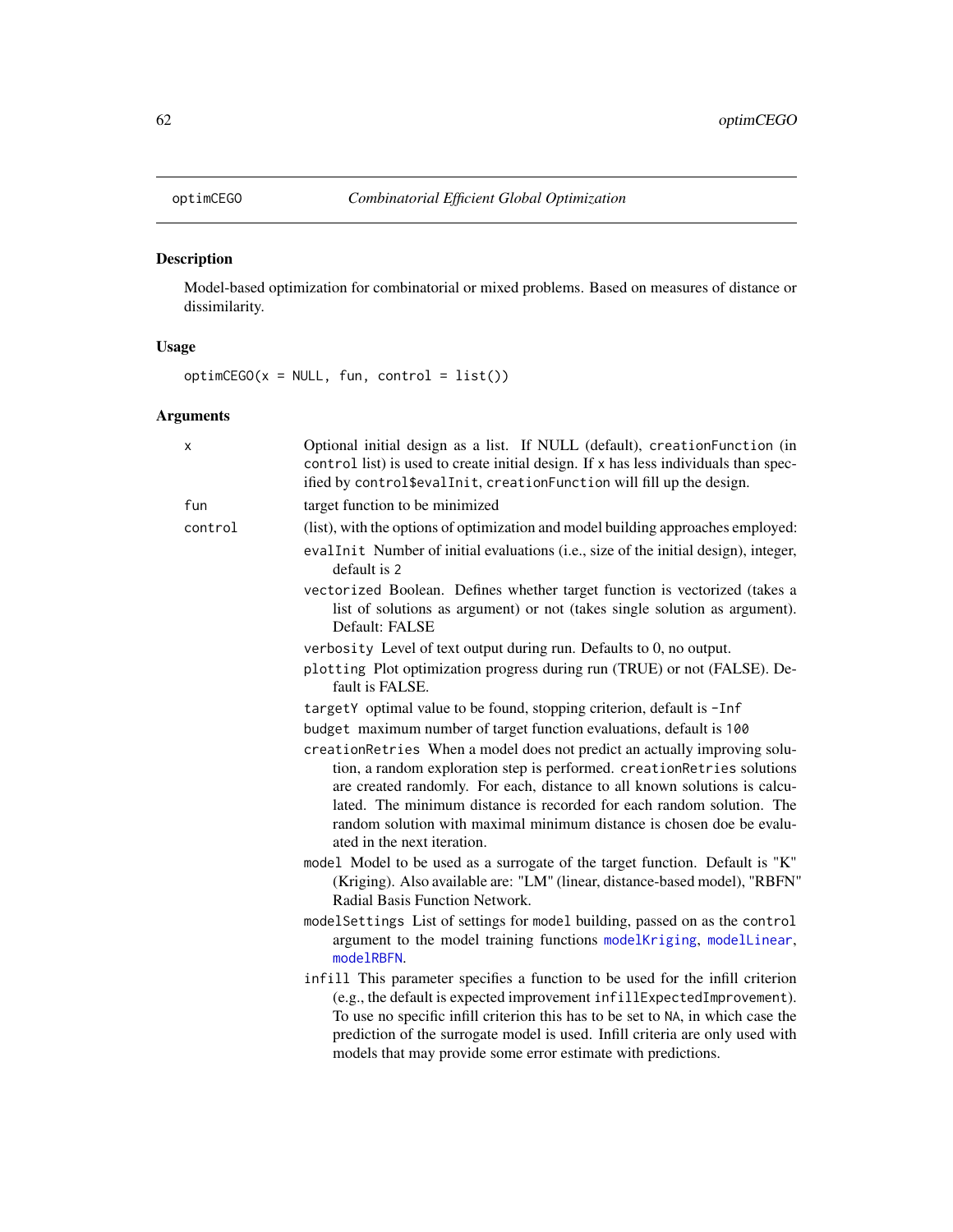## optimCEGO — *Combinatorial Efficient Global Optimization*

### Description

Model-based optimization for combinatorial or mixed problems. Based on measures of distance or dissimilarity.

### Usage

```
optimCEGO(x = NULL, fun, control = list())
```

### Arguments

- `x` — Optional initial design as a list. If NULL (default), `creationFunction` (in `control` list) is used to create initial design. If `x` has less individuals than specified by `control$evalInit`, `creationFunction` will fill up the design.
- `fun` — target function to be minimized
- `control` — (list), with the options of optimization and model building approaches employed:
  - `evalInit` Number of initial evaluations (i.e., size of the initial design), integer, default is `2`
  - `vectorized` Boolean. Defines whether target function is vectorized (takes a list of solutions as argument) or not (takes single solution as argument). Default: FALSE
  - `verbosity` Level of text output during run. Defaults to 0, no output.
  - `plotting` Plot optimization progress during run (TRUE) or not (FALSE). Default is FALSE.
  - `targetY` optimal value to be found, stopping criterion, default is `-Inf`
  - `budget` maximum number of target function evaluations, default is `100`
  - `creationRetries` When a model does not predict an actually improving solution, a random exploration step is performed. `creationRetries` solutions are created randomly. For each, distance to all known solutions is calculated. The minimum distance is recorded for each random solution. The random solution with maximal minimum distance is chosen doe be evaluated in the next iteration.
  - `model` Model to be used as a surrogate of the target function. Default is "K" (Kriging). Also available are: "LM" (linear, distance-based model), "RBFN" Radial Basis Function Network.
  - `modelSettings` List of settings for `model` building, passed on as the `control` argument to the model training functions `modelKriging`, `modelLinear`, `modelRBFN`.
  - `infill` This parameter specifies a function to be used for the infill criterion (e.g., the default is expected improvement `infillExpectedImprovement`). To use no specific infill criterion this has to be set to `NA`, in which case the prediction of the surrogate model is used. Infill criteria are only used with models that may provide some error estimate with predictions.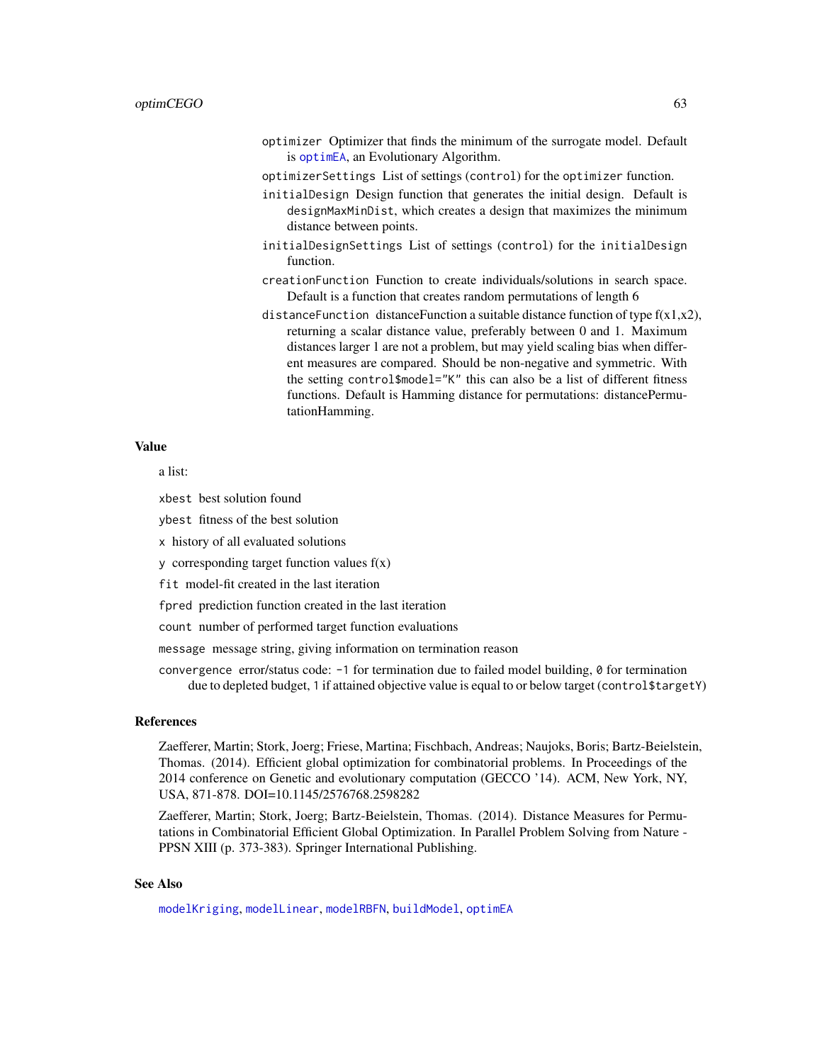`optimizer` Optimizer that finds the minimum of the surrogate model. Default is `optimEA`, an Evolutionary Algorithm.

`optimizerSettings` List of settings (`control`) for the `optimizer` function.

`initialDesign` Design function that generates the initial design. Default is `designMaxMinDist`, which creates a design that maximizes the minimum distance between points.

`initialDesignSettings` List of settings (`control`) for the `initialDesign` function.

`creationFunction` Function to create individuals/solutions in search space. Default is a function that creates random permutations of length 6

`distanceFunction` distanceFunction a suitable distance function of type f(x1,x2), returning a scalar distance value, preferably between 0 and 1. Maximum distances larger 1 are not a problem, but may yield scaling bias when different measures are compared. Should be non-negative and symmetric. With the setting `control$model="K"` this can also be a list of different fitness functions. Default is Hamming distance for permutations: distancePermutationHamming.

## Value

a list:

`xbest` best solution found

`ybest` fitness of the best solution

`x` history of all evaluated solutions

`y` corresponding target function values f(x)

`fit` model-fit created in the last iteration

`fpred` prediction function created in the last iteration

`count` number of performed target function evaluations

`message` message string, giving information on termination reason

`convergence` error/status code: `-1` for termination due to failed model building, `0` for termination due to depleted budget, `1` if attained objective value is equal to or below target (`control$targetY`)

## References

Zaefferer, Martin; Stork, Joerg; Friese, Martina; Fischbach, Andreas; Naujoks, Boris; Bartz-Beielstein, Thomas. (2014). Efficient global optimization for combinatorial problems. In Proceedings of the 2014 conference on Genetic and evolutionary computation (GECCO '14). ACM, New York, NY, USA, 871-878. DOI=10.1145/2576768.2598282

Zaefferer, Martin; Stork, Joerg; Bartz-Beielstein, Thomas. (2014). Distance Measures for Permutations in Combinatorial Efficient Global Optimization. In Parallel Problem Solving from Nature - PPSN XIII (p. 373-383). Springer International Publishing.

## See Also

`modelKriging`, `modelLinear`, `modelRBFN`, `buildModel`, `optimEA`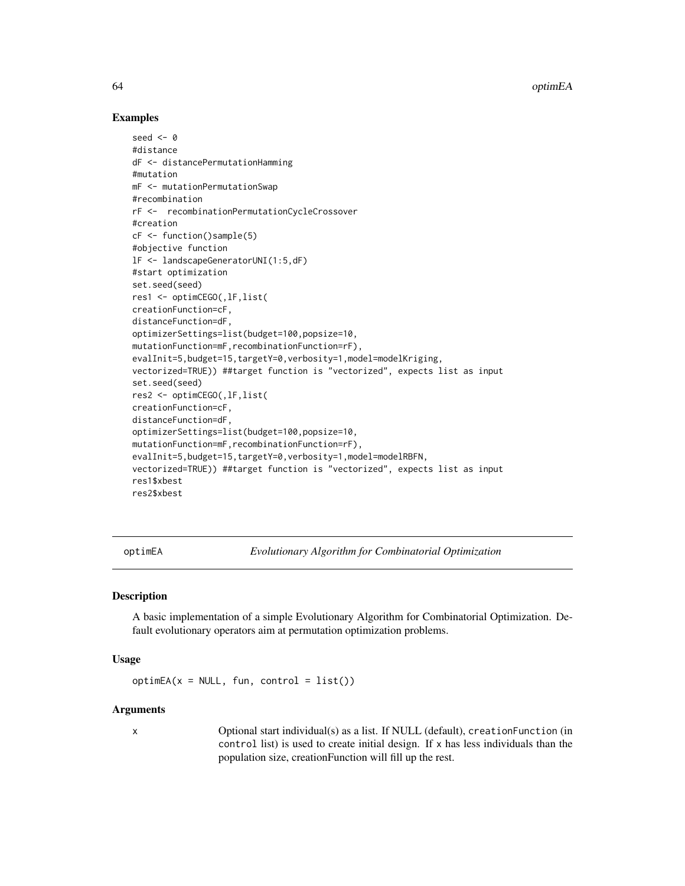## Examples

```
seed <- 0
#distance
dF <- distancePermutationHamming
#mutation
mF <- mutationPermutationSwap
#recombination
rF <-  recombinationPermutationCycleCrossover
#creation
cF <- function()sample(5)
#objective function
lF <- landscapeGeneratorUNI(1:5,dF)
#start optimization
set.seed(seed)
res1 <- optimCEGO(,lF,list(
creationFunction=cF,
distanceFunction=dF,
optimizerSettings=list(budget=100,popsize=10,
mutationFunction=mF,recombinationFunction=rF),
evalInit=5,budget=15,targetY=0,verbosity=1,model=modelKriging,
vectorized=TRUE)) ##target function is "vectorized", expects list as input
set.seed(seed)
res2 <- optimCEGO(,lF,list(
creationFunction=cF,
distanceFunction=dF,
optimizerSettings=list(budget=100,popsize=10,
mutationFunction=mF,recombinationFunction=rF),
evalInit=5,budget=15,targetY=0,verbosity=1,model=modelRBFN,
vectorized=TRUE)) ##target function is "vectorized", expects list as input
res1$xbest
res2$xbest
```

---

# optimEA *Evolutionary Algorithm for Combinatorial Optimization*

---

## Description

A basic implementation of a simple Evolutionary Algorithm for Combinatorial Optimization. Default evolutionary operators aim at permutation optimization problems.

## Usage

```
optimEA(x = NULL, fun, control = list())
```

## Arguments

| | |
|---|---|
| `x` | Optional start individual(s) as a list. If NULL (default), `creationFunction` (in `control` list) is used to create initial design. If `x` has less individuals than the population size, creationFunction will fill up the rest. |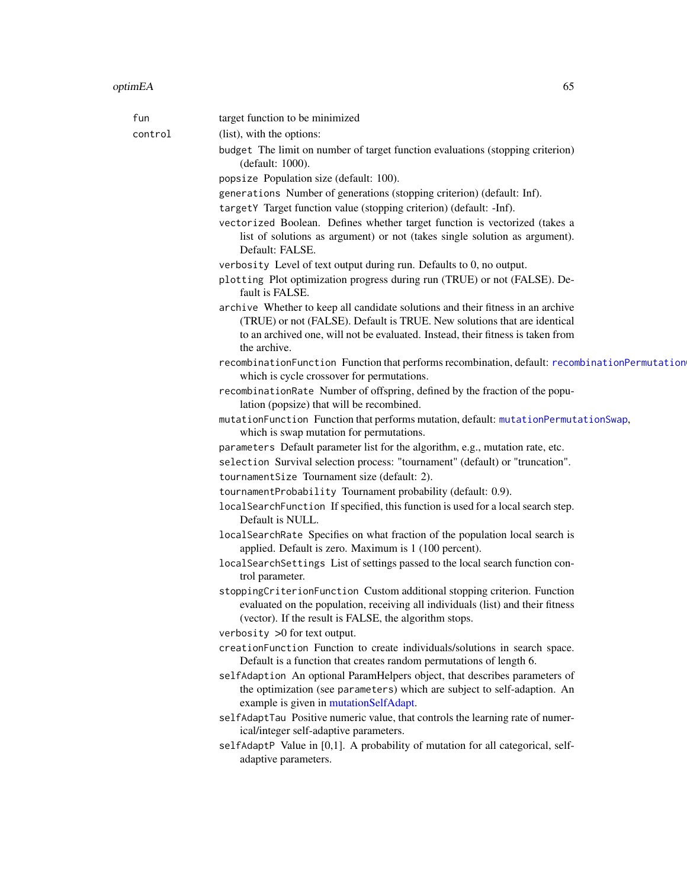`fun` target function to be minimized

`control` (list), with the options:

- `budget` The limit on number of target function evaluations (stopping criterion) (default: 1000).
- `popsize` Population size (default: 100).
- `generations` Number of generations (stopping criterion) (default: Inf).
- `targetY` Target function value (stopping criterion) (default: -Inf).
- `vectorized` Boolean. Defines whether target function is vectorized (takes a list of solutions as argument) or not (takes single solution as argument). Default: FALSE.
- `verbosity` Level of text output during run. Defaults to 0, no output.
- `plotting` Plot optimization progress during run (TRUE) or not (FALSE). Default is FALSE.
- `archive` Whether to keep all candidate solutions and their fitness in an archive (TRUE) or not (FALSE). Default is TRUE. New solutions that are identical to an archived one, will not be evaluated. Instead, their fitness is taken from the archive.
- `recombinationFunction` Function that performs recombination, default: `recombinationPermutation` which is cycle crossover for permutations.
- `recombinationRate` Number of offspring, defined by the fraction of the population (popsize) that will be recombined.
- `mutationFunction` Function that performs mutation, default: `mutationPermutationSwap`, which is swap mutation for permutations.
- `parameters` Default parameter list for the algorithm, e.g., mutation rate, etc.
- `selection` Survival selection process: "tournament" (default) or "truncation".
- `tournamentSize` Tournament size (default: 2).
- `tournamentProbability` Tournament probability (default: 0.9).
- `localSearchFunction` If specified, this function is used for a local search step. Default is NULL.
- `localSearchRate` Specifies on what fraction of the population local search is applied. Default is zero. Maximum is 1 (100 percent).
- `localSearchSettings` List of settings passed to the local search function control parameter.
- `stoppingCriterionFunction` Custom additional stopping criterion. Function evaluated on the population, receiving all individuals (list) and their fitness (vector). If the result is FALSE, the algorithm stops.
- `verbosity` >0 for text output.
- `creationFunction` Function to create individuals/solutions in search space. Default is a function that creates random permutations of length 6.
- `selfAdaption` An optional ParamHelpers object, that describes parameters of the optimization (see `parameters`) which are subject to self-adaption. An example is given in mutationSelfAdapt.
- `selfAdaptTau` Positive numeric value, that controls the learning rate of numerical/integer self-adaptive parameters.
- `selfAdaptP` Value in [0,1]. A probability of mutation for all categorical, self-adaptive parameters.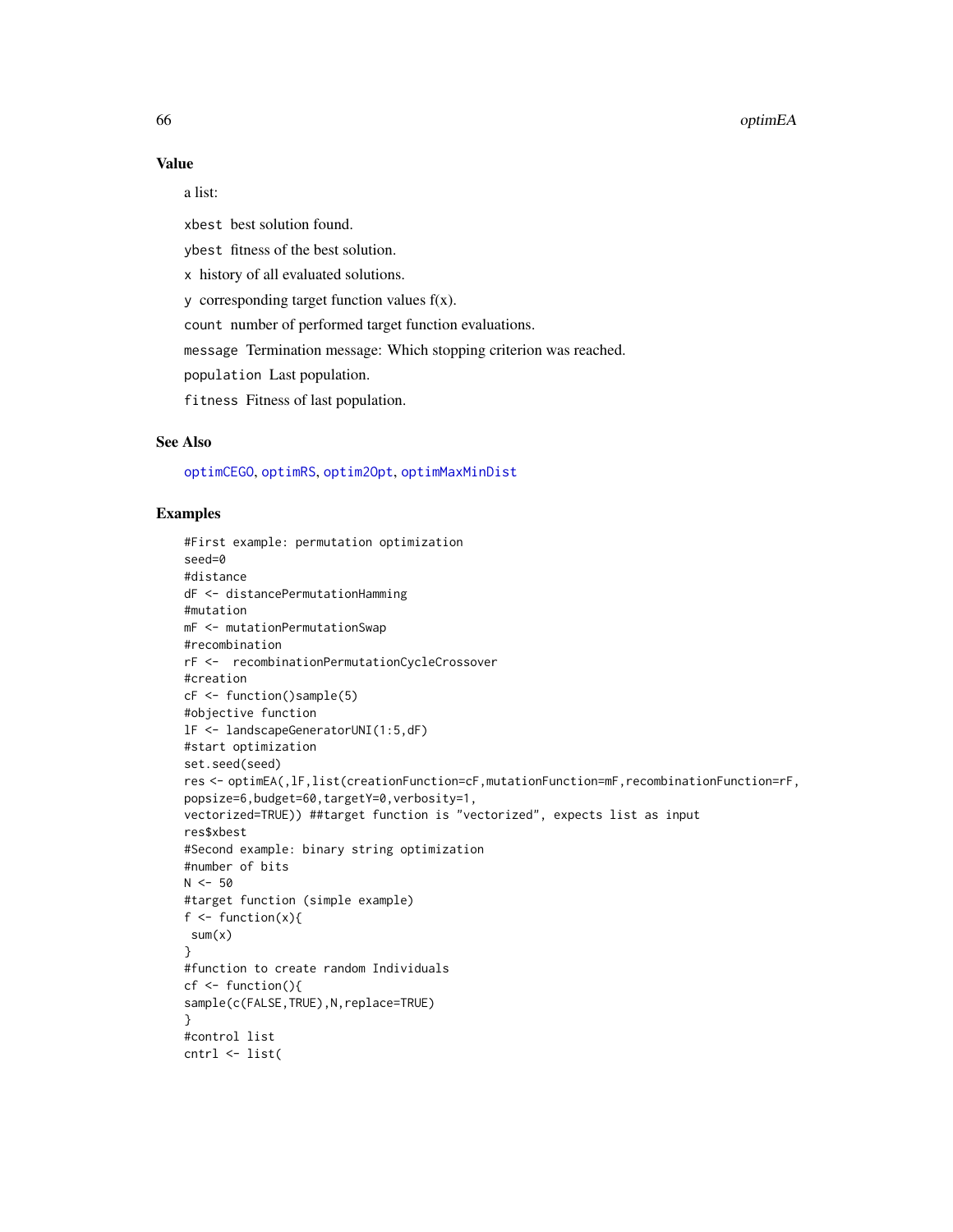## Value

a list:

`xbest` best solution found.

`ybest` fitness of the best solution.

`x` history of all evaluated solutions.

`y` corresponding target function values f(x).

`count` number of performed target function evaluations.

`message` Termination message: Which stopping criterion was reached.

`population` Last population.

`fitness` Fitness of last population.

## See Also

`optimCEGO`, `optimRS`, `optim2Opt`, `optimMaxMinDist`

## Examples

```
#First example: permutation optimization
seed=0
#distance
dF <- distancePermutationHamming
#mutation
mF <- mutationPermutationSwap
#recombination
rF <-  recombinationPermutationCycleCrossover
#creation
cF <- function()sample(5)
#objective function
lF <- landscapeGeneratorUNI(1:5,dF)
#start optimization
set.seed(seed)
res <- optimEA(,lF,list(creationFunction=cF,mutationFunction=mF,recombinationFunction=rF,
popsize=6,budget=60,targetY=0,verbosity=1,
vectorized=TRUE)) ##target function is "vectorized", expects list as input
res$xbest
#Second example: binary string optimization
#number of bits
N <- 50
#target function (simple example)
f <- function(x){
 sum(x)
}
#function to create random Individuals
cf <- function(){
sample(c(FALSE,TRUE),N,replace=TRUE)
}
#control list
cntrl <- list(
```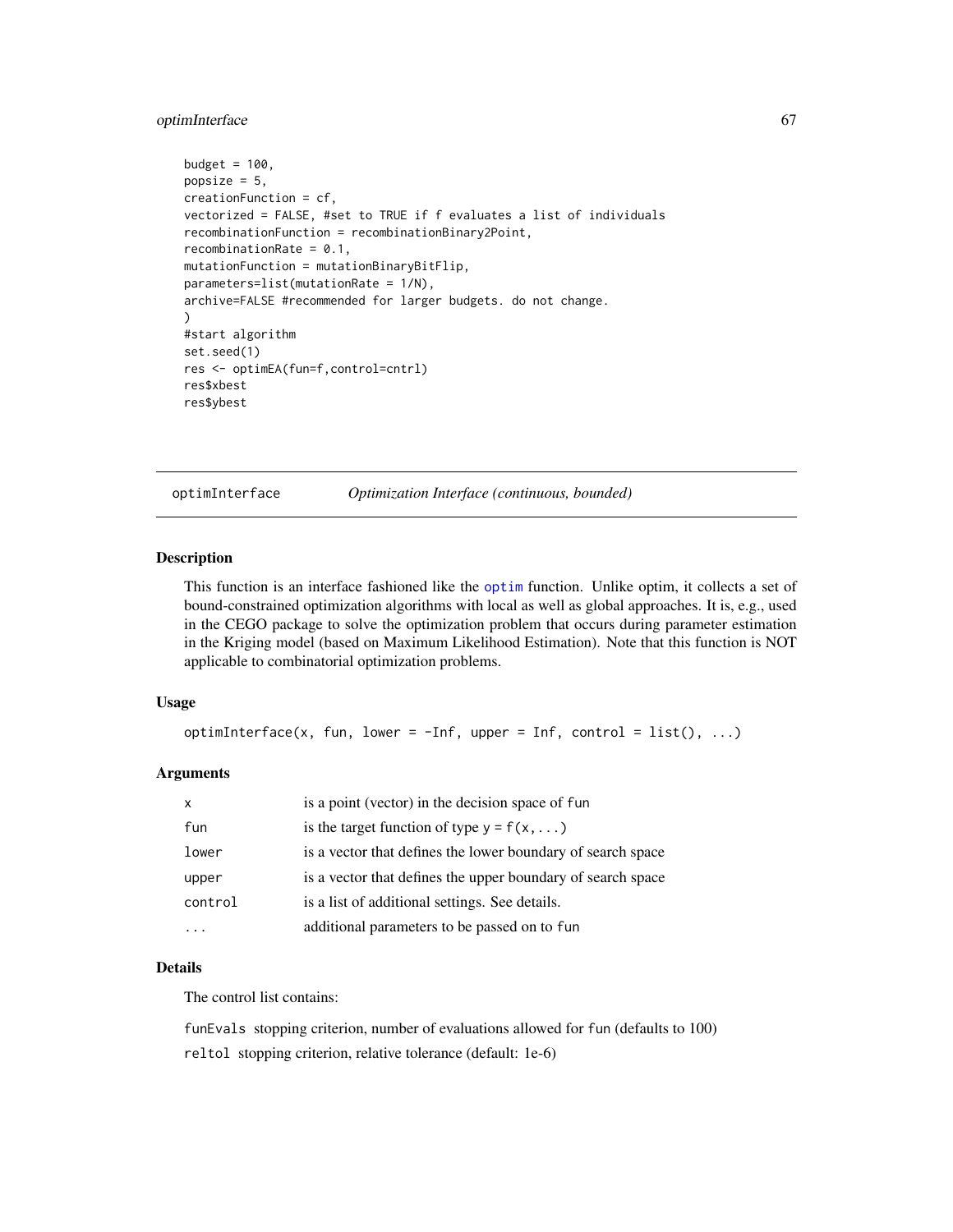```
budget = 100,
popsize = 5,
creationFunction = cf,
vectorized = FALSE, #set to TRUE if f evaluates a list of individuals
recombinationFunction = recombinationBinary2Point,
recombinationRate = 0.1,
mutationFunction = mutationBinaryBitFlip,
parameters=list(mutationRate = 1/N),
archive=FALSE #recommended for larger budgets. do not change.
)
#start algorithm
set.seed(1)
res <- optimEA(fun=f,control=cntrl)
res$xbest
res$ybest
```

## optimInterface — *Optimization Interface (continuous, bounded)*

### Description

This function is an interface fashioned like the optim function. Unlike optim, it collects a set of bound-constrained optimization algorithms with local as well as global approaches. It is, e.g., used in the CEGO package to solve the optimization problem that occurs during parameter estimation in the Kriging model (based on Maximum Likelihood Estimation). Note that this function is NOT applicable to combinatorial optimization problems.

### Usage

```
optimInterface(x, fun, lower = -Inf, upper = Inf, control = list(), ...)
```

### Arguments

| | |
|---|---|
| x | is a point (vector) in the decision space of fun |
| fun | is the target function of type y = f(x, ...) |
| lower | is a vector that defines the lower boundary of search space |
| upper | is a vector that defines the upper boundary of search space |
| control | is a list of additional settings. See details. |
| ... | additional parameters to be passed on to fun |

### Details

The control list contains:

funEvals stopping criterion, number of evaluations allowed for fun (defaults to 100)

reltol stopping criterion, relative tolerance (default: 1e-6)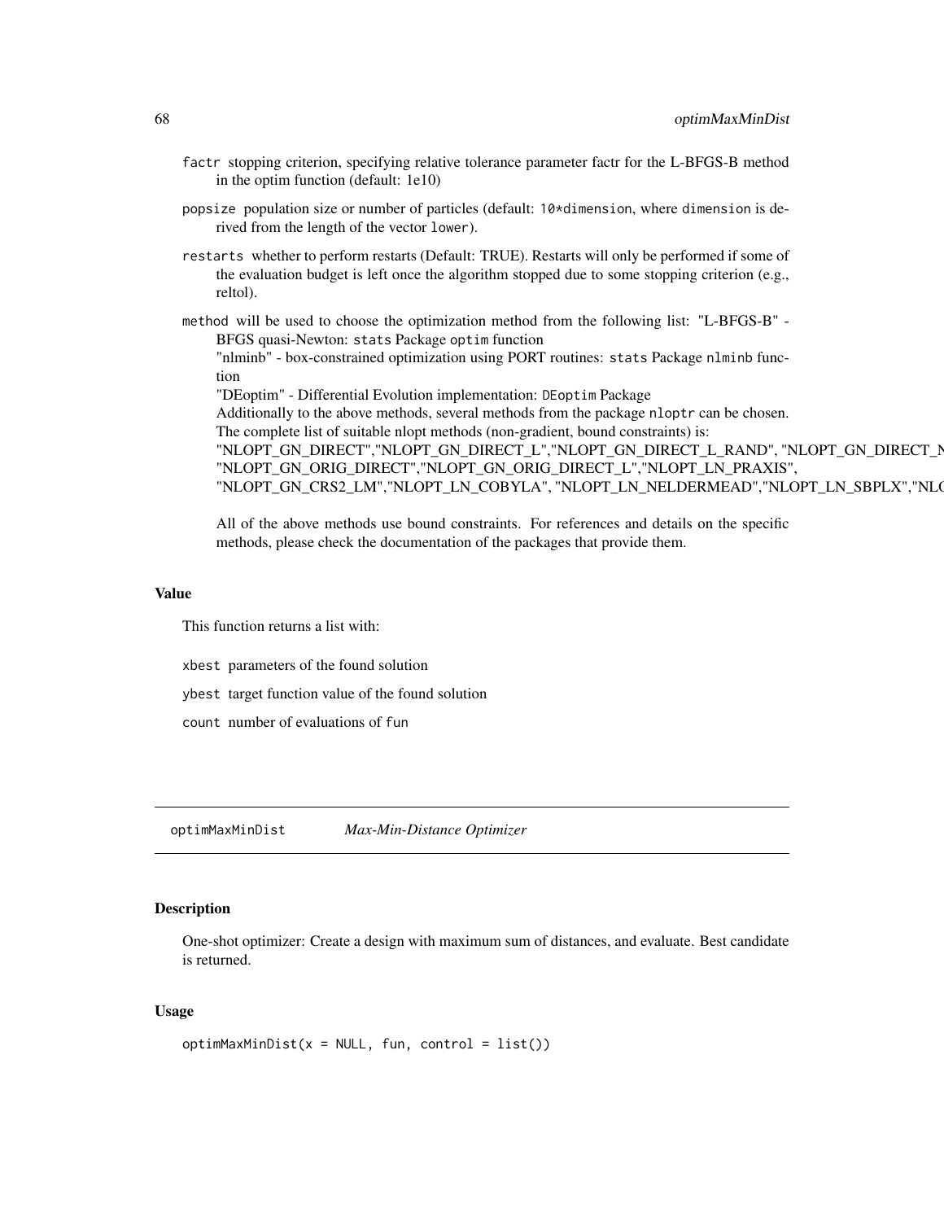factr stopping criterion, specifying relative tolerance parameter factr for the L-BFGS-B method in the optim function (default: 1e10)

popsize population size or number of particles (default: `10*dimension`, where `dimension` is derived from the length of the vector `lower`).

restarts whether to perform restarts (Default: TRUE). Restarts will only be performed if some of the evaluation budget is left once the algorithm stopped due to some stopping criterion (e.g., reltol).

method will be used to choose the optimization method from the following list: "L-BFGS-B" - BFGS quasi-Newton: `stats` Package `optim` function
"nlminb" - box-constrained optimization using PORT routines: `stats` Package `nlminb` function
"DEoptim" - Differential Evolution implementation: `DEoptim` Package
Additionally to the above methods, several methods from the package `nloptr` can be chosen. The complete list of suitable nlopt methods (non-gradient, bound constraints) is:
"NLOPT_GN_DIRECT","NLOPT_GN_DIRECT_L","NLOPT_GN_DIRECT_L_RAND", "NLOPT_GN_DIRECT_N
"NLOPT_GN_ORIG_DIRECT","NLOPT_GN_ORIG_DIRECT_L","NLOPT_LN_PRAXIS",
"NLOPT_GN_CRS2_LM","NLOPT_LN_COBYLA", "NLOPT_LN_NELDERMEAD","NLOPT_LN_SBPLX","NLO

All of the above methods use bound constraints. For references and details on the specific methods, please check the documentation of the packages that provide them.

## Value

This function returns a list with:

xbest parameters of the found solution

ybest target function value of the found solution

count number of evaluations of `fun`

---

optimMaxMinDist *Max-Min-Distance Optimizer*

---

## Description

One-shot optimizer: Create a design with maximum sum of distances, and evaluate. Best candidate is returned.

## Usage

```
optimMaxMinDist(x = NULL, fun, control = list())
```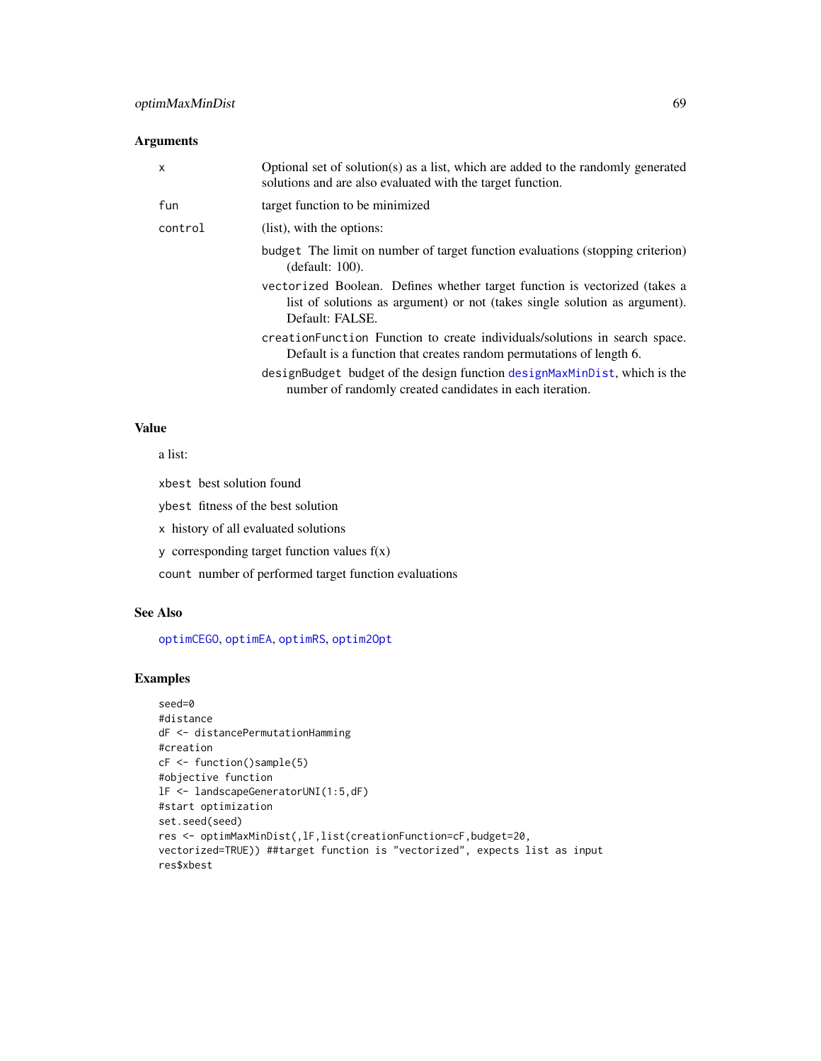### Arguments

| | |
|---|---|
| `x` | Optional set of solution(s) as a list, which are added to the randomly generated solutions and are also evaluated with the target function. |
| `fun` | target function to be minimized |
| `control` | (list), with the options: |

- `budget` The limit on number of target function evaluations (stopping criterion) (default: 100).
- `vectorized` Boolean. Defines whether target function is vectorized (takes a list of solutions as argument) or not (takes single solution as argument). Default: FALSE.
- `creationFunction` Function to create individuals/solutions in search space. Default is a function that creates random permutations of length 6.
- `designBudget` budget of the design function `designMaxMinDist`, which is the number of randomly created candidates in each iteration.

### Value

a list:

- `xbest` best solution found
- `ybest` fitness of the best solution
- `x` history of all evaluated solutions
- `y` corresponding target function values f(x)
- `count` number of performed target function evaluations

### See Also

`optimCEGO`, `optimEA`, `optimRS`, `optim2Opt`

### Examples

```
seed=0
#distance
dF <- distancePermutationHamming
#creation
cF <- function()sample(5)
#objective function
lF <- landscapeGeneratorUNI(1:5,dF)
#start optimization
set.seed(seed)
res <- optimMaxMinDist(,lF,list(creationFunction=cF,budget=20,
vectorized=TRUE)) ##target function is "vectorized", expects list as input
res$xbest
```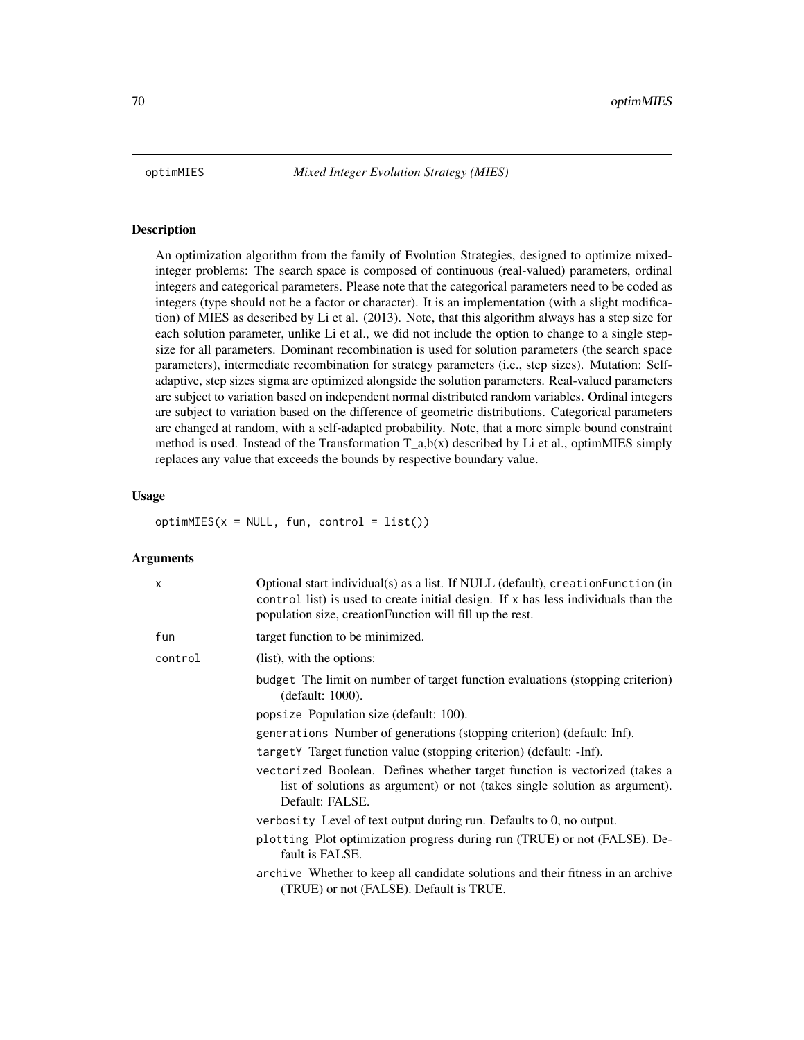## optimMIES *Mixed Integer Evolution Strategy (MIES)*

### Description

An optimization algorithm from the family of Evolution Strategies, designed to optimize mixed-integer problems: The search space is composed of continuous (real-valued) parameters, ordinal integers and categorical parameters. Please note that the categorical parameters need to be coded as integers (type should not be a factor or character). It is an implementation (with a slight modification) of MIES as described by Li et al. (2013). Note, that this algorithm always has a step size for each solution parameter, unlike Li et al., we did not include the option to change to a single step-size for all parameters. Dominant recombination is used for solution parameters (the search space parameters), intermediate recombination for strategy parameters (i.e., step sizes). Mutation: Self-adaptive, step sizes sigma are optimized alongside the solution parameters. Real-valued parameters are subject to variation based on independent normal distributed random variables. Ordinal integers are subject to variation based on the difference of geometric distributions. Categorical parameters are changed at random, with a self-adapted probability. Note, that a more simple bound constraint method is used. Instead of the Transformation T_a,b(x) described by Li et al., optimMIES simply replaces any value that exceeds the bounds by respective boundary value.

### Usage

```
optimMIES(x = NULL, fun, control = list())
```

### Arguments

- `x` Optional start individual(s) as a list. If NULL (default), `creationFunction` (in `control` list) is used to create initial design. If `x` has less individuals than the population size, creationFunction will fill up the rest.
- `fun` target function to be minimized.
- `control` (list), with the options:
  - `budget` The limit on number of target function evaluations (stopping criterion) (default: 1000).
  - `popsize` Population size (default: 100).
  - `generations` Number of generations (stopping criterion) (default: Inf).
  - `targetY` Target function value (stopping criterion) (default: -Inf).
  - `vectorized` Boolean. Defines whether target function is vectorized (takes a list of solutions as argument) or not (takes single solution as argument). Default: FALSE.
  - `verbosity` Level of text output during run. Defaults to 0, no output.
  - `plotting` Plot optimization progress during run (TRUE) or not (FALSE). Default is FALSE.
  - `archive` Whether to keep all candidate solutions and their fitness in an archive (TRUE) or not (FALSE). Default is TRUE.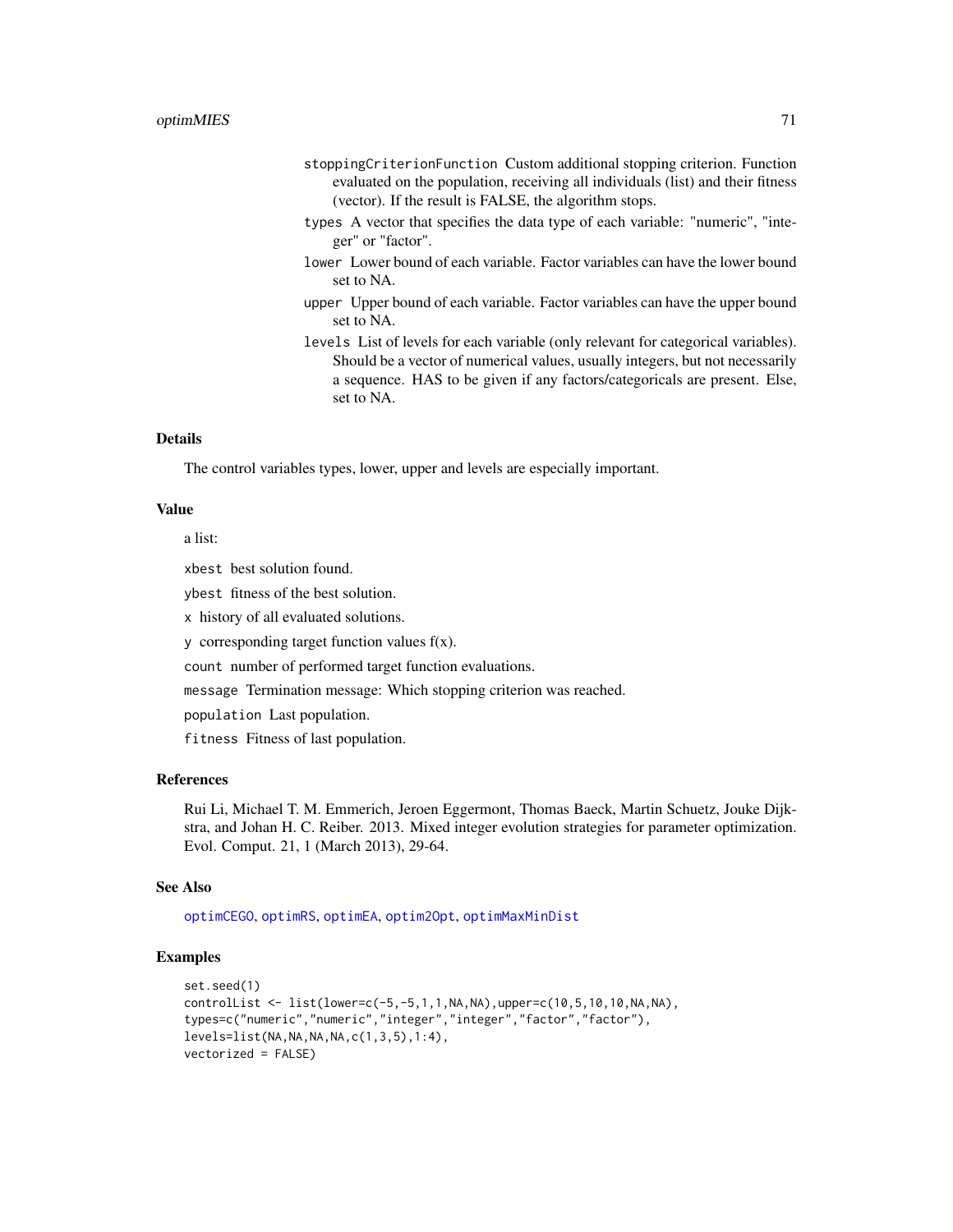`stoppingCriterionFunction` Custom additional stopping criterion. Function evaluated on the population, receiving all individuals (list) and their fitness (vector). If the result is FALSE, the algorithm stops.

`types` A vector that specifies the data type of each variable: "numeric", "integer" or "factor".

`lower` Lower bound of each variable. Factor variables can have the lower bound set to NA.

`upper` Upper bound of each variable. Factor variables can have the upper bound set to NA.

`levels` List of levels for each variable (only relevant for categorical variables). Should be a vector of numerical values, usually integers, but not necessarily a sequence. HAS to be given if any factors/categoricals are present. Else, set to NA.

## Details

The control variables types, lower, upper and levels are especially important.

## Value

a list:

`xbest` best solution found.

`ybest` fitness of the best solution.

`x` history of all evaluated solutions.

`y` corresponding target function values f(x).

`count` number of performed target function evaluations.

`message` Termination message: Which stopping criterion was reached.

`population` Last population.

`fitness` Fitness of last population.

## References

Rui Li, Michael T. M. Emmerich, Jeroen Eggermont, Thomas Baeck, Martin Schuetz, Jouke Dijkstra, and Johan H. C. Reiber. 2013. Mixed integer evolution strategies for parameter optimization. Evol. Comput. 21, 1 (March 2013), 29-64.

## See Also

optimCEGO, optimRS, optimEA, optim2Opt, optimMaxMinDist

## Examples

```
set.seed(1)
controlList <- list(lower=c(-5,-5,1,1,NA,NA),upper=c(10,5,10,10,NA,NA),
types=c("numeric","numeric","integer","integer","factor","factor"),
levels=list(NA,NA,NA,NA,c(1,3,5),1:4),
vectorized = FALSE)
```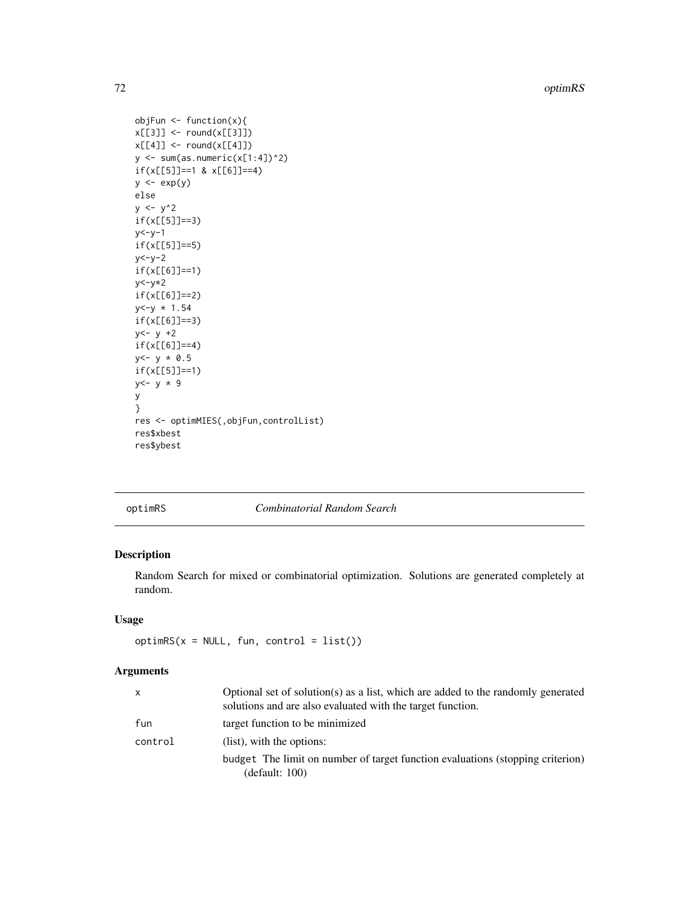```
objFun <- function(x){
x[[3]] <- round(x[[3]])
x[[4]] <- round(x[[4]])
y <- sum(as.numeric(x[1:4])^2)
if(x[[5]]==1 & x[[6]]==4)
y <- exp(y)
else
y <- y^2
if(x[[5]]==3)
y<-y-1
if(x[[5]]==5)
y<-y-2
if(x[[6]]==1)
y<-y*2
if(x[[6]]==2)
y<-y * 1.54
if(x[[6]]==3)
y<- y +2
if(x[[6]]==4)
y<- y * 0.5
if(x[[5]]==1)
y<- y * 9
y
}
res <- optimMIES(,objFun,controlList)
res$xbest
res$ybest
```

---

## optimRS — *Combinatorial Random Search*

### Description

Random Search for mixed or combinatorial optimization. Solutions are generated completely at random.

### Usage

```
optimRS(x = NULL, fun, control = list())
```

### Arguments

| | |
|---|---|
| x | Optional set of solution(s) as a list, which are added to the randomly generated solutions and are also evaluated with the target function. |
| fun | target function to be minimized |
| control | (list), with the options: |
| | budget The limit on number of target function evaluations (stopping criterion) (default: 100) |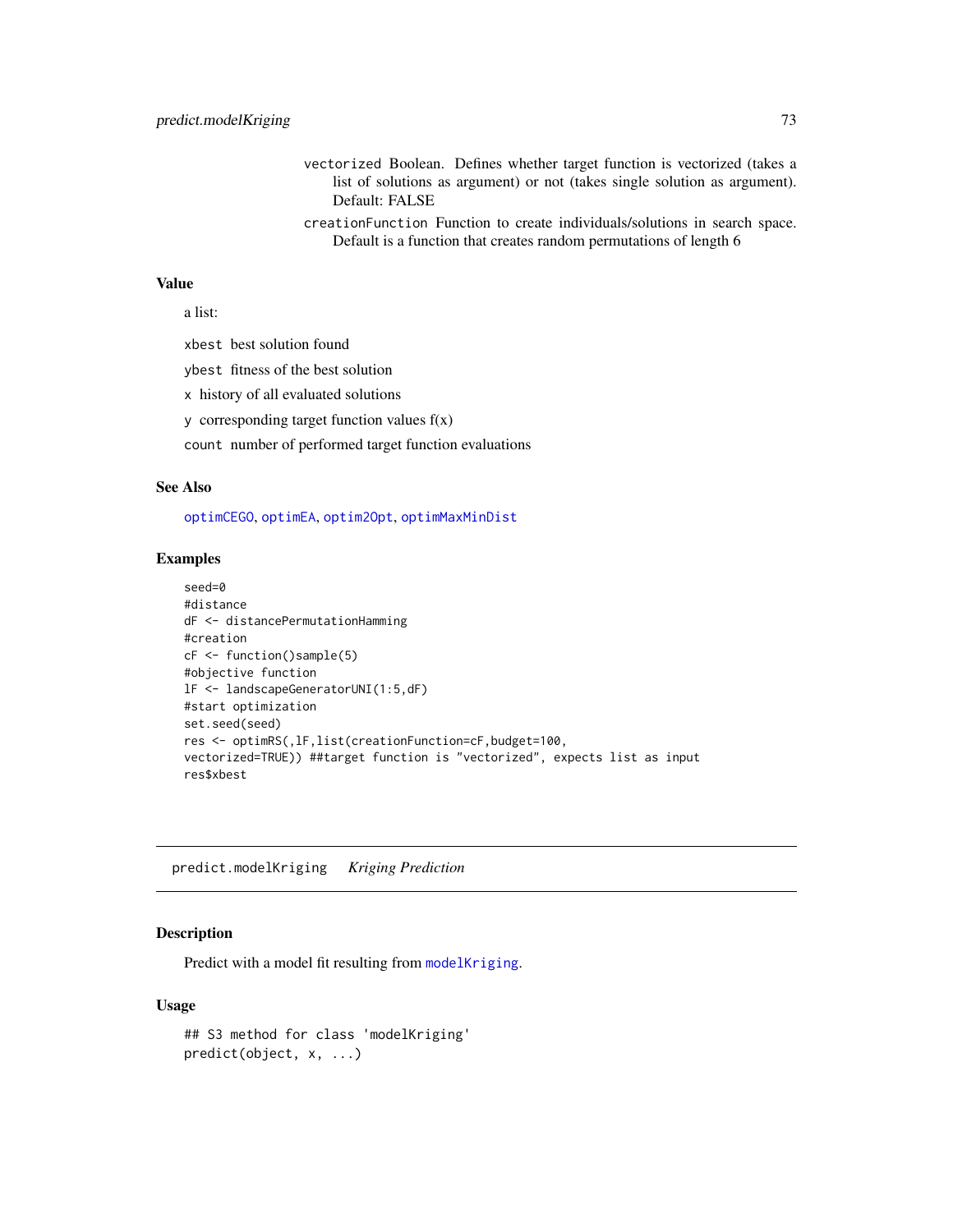vectorized Boolean. Defines whether target function is vectorized (takes a list of solutions as argument) or not (takes single solution as argument). Default: FALSE

creationFunction Function to create individuals/solutions in search space. Default is a function that creates random permutations of length 6

### Value

a list:

xbest best solution found

ybest fitness of the best solution

x history of all evaluated solutions

y corresponding target function values f(x)

count number of performed target function evaluations

### See Also

optimCEGO, optimEA, optim2Opt, optimMaxMinDist

### Examples

```
seed=0
#distance
dF <- distancePermutationHamming
#creation
cF <- function()sample(5)
#objective function
lF <- landscapeGeneratorUNI(1:5,dF)
#start optimization
set.seed(seed)
res <- optimRS(,lF,list(creationFunction=cF,budget=100,
vectorized=TRUE)) ##target function is "vectorized", expects list as input
res$xbest
```

---

## predict.modelKriging *Kriging Prediction*

### Description

Predict with a model fit resulting from modelKriging.

### Usage

```
## S3 method for class 'modelKriging'
predict(object, x, ...)
```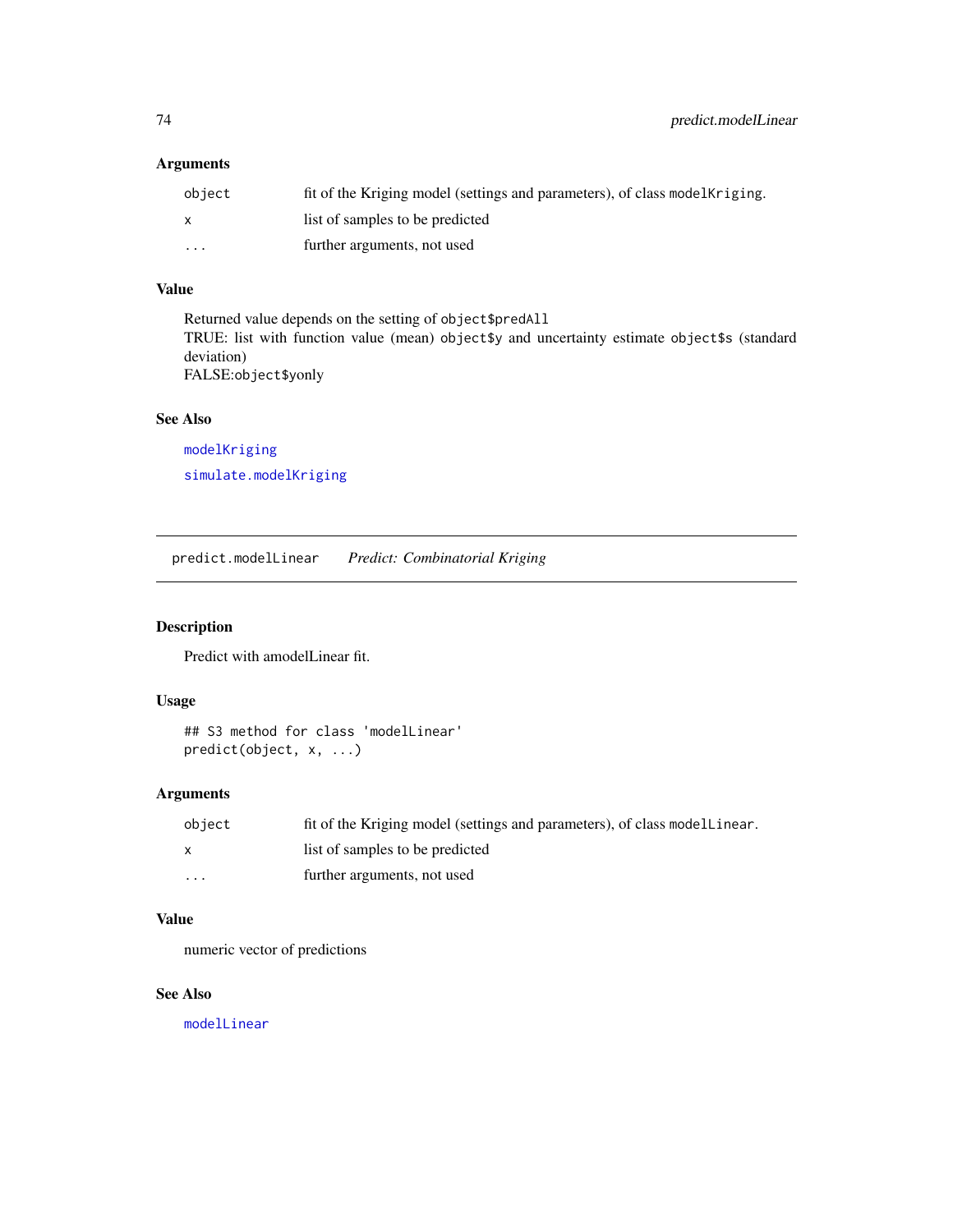### Arguments

| | |
|---|---|
| `object` | fit of the Kriging model (settings and parameters), of class `modelKriging`. |
| `x` | list of samples to be predicted |
| `...` | further arguments, not used |

### Value

Returned value depends on the setting of `object$predAll`
TRUE: list with function value (mean) `object$y` and uncertainty estimate `object$s` (standard deviation)
FALSE:`object$y`only

### See Also

`modelKriging`

`simulate.modelKriging`

---

## `predict.modelLinear` *Predict: Combinatorial Kriging*

### Description

Predict with amodelLinear fit.

### Usage

```
## S3 method for class 'modelLinear'
predict(object, x, ...)
```

### Arguments

| | |
|---|---|
| `object` | fit of the Kriging model (settings and parameters), of class `modelLinear`. |
| `x` | list of samples to be predicted |
| `...` | further arguments, not used |

### Value

numeric vector of predictions

### See Also

`modelLinear`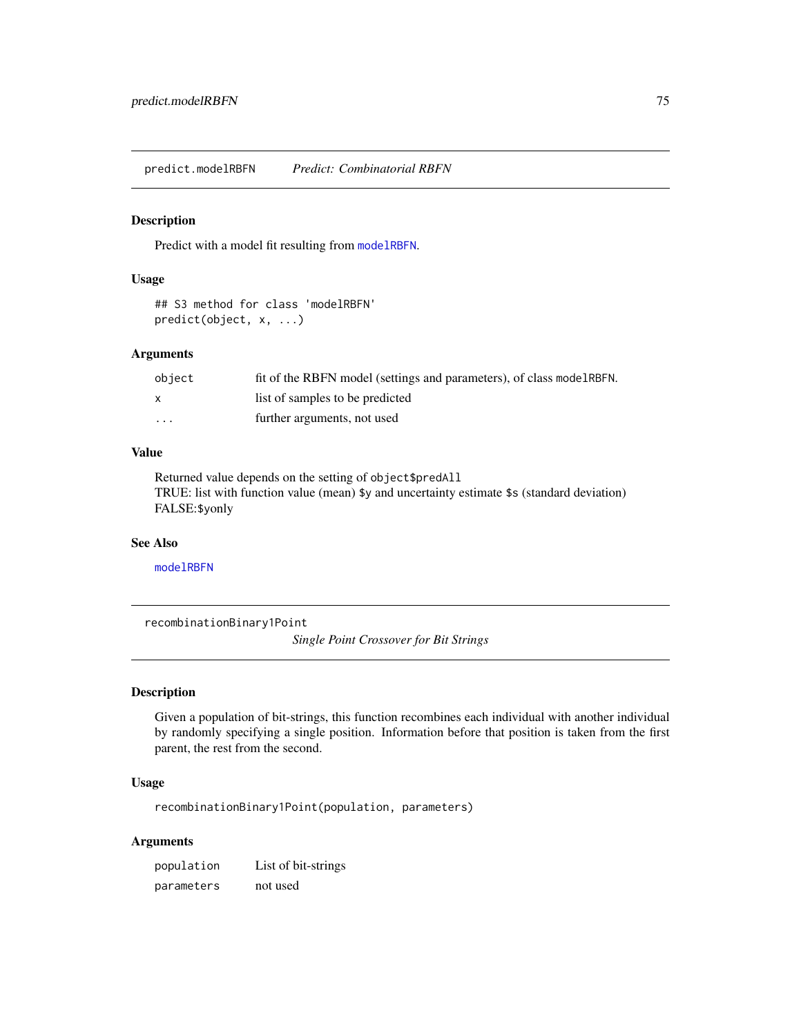## predict.modelRBFN — *Predict: Combinatorial RBFN*

### Description

Predict with a model fit resulting from `modelRBFN`.

### Usage

```
## S3 method for class 'modelRBFN'
predict(object, x, ...)
```

### Arguments

| | |
|---|---|
| `object` | fit of the RBFN model (settings and parameters), of class `modelRBFN`. |
| `x` | list of samples to be predicted |
| `...` | further arguments, not used |

### Value

Returned value depends on the setting of `object$predAll`
TRUE: list with function value (mean) `$y` and uncertainty estimate `$s` (standard deviation)
FALSE:`$y`only

### See Also

`modelRBFN`

## recombinationBinary1Point — *Single Point Crossover for Bit Strings*

### Description

Given a population of bit-strings, this function recombines each individual with another individual by randomly specifying a single position. Information before that position is taken from the first parent, the rest from the second.

### Usage

```
recombinationBinary1Point(population, parameters)
```

### Arguments

| | |
|---|---|
| `population` | List of bit-strings |
| `parameters` | not used |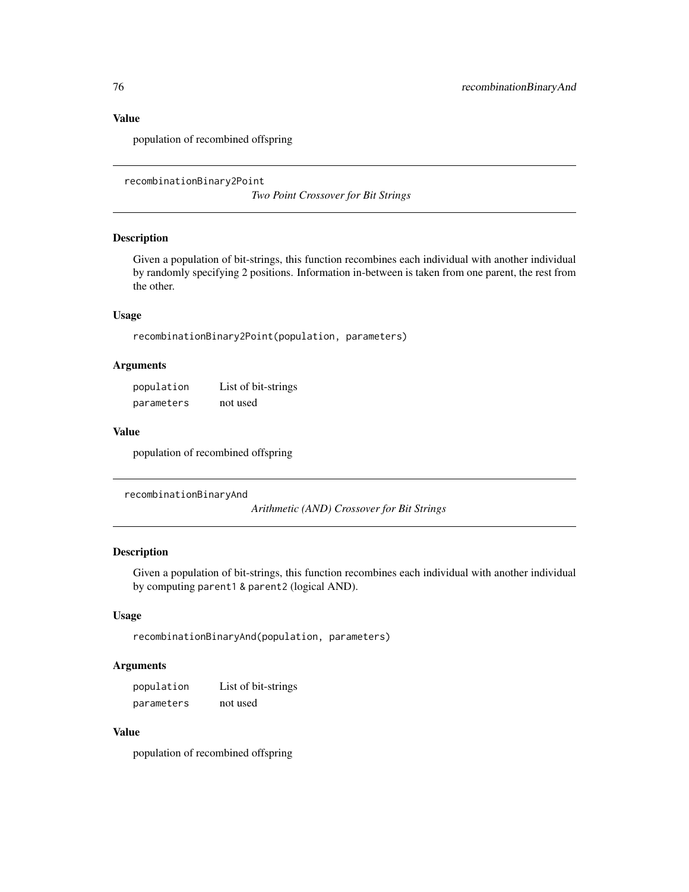### Value

population of recombined offspring

---

## recombinationBinary2Point

*Two Point Crossover for Bit Strings*

### Description

Given a population of bit-strings, this function recombines each individual with another individual by randomly specifying 2 positions. Information in-between is taken from one parent, the rest from the other.

### Usage

```
recombinationBinary2Point(population, parameters)
```

### Arguments

| | |
|---|---|
| `population` | List of bit-strings |
| `parameters` | not used |

### Value

population of recombined offspring

---

## recombinationBinaryAnd

*Arithmetic (AND) Crossover for Bit Strings*

### Description

Given a population of bit-strings, this function recombines each individual with another individual by computing `parent1 & parent2` (logical AND).

### Usage

```
recombinationBinaryAnd(population, parameters)
```

### Arguments

| | |
|---|---|
| `population` | List of bit-strings |
| `parameters` | not used |

### Value

population of recombined offspring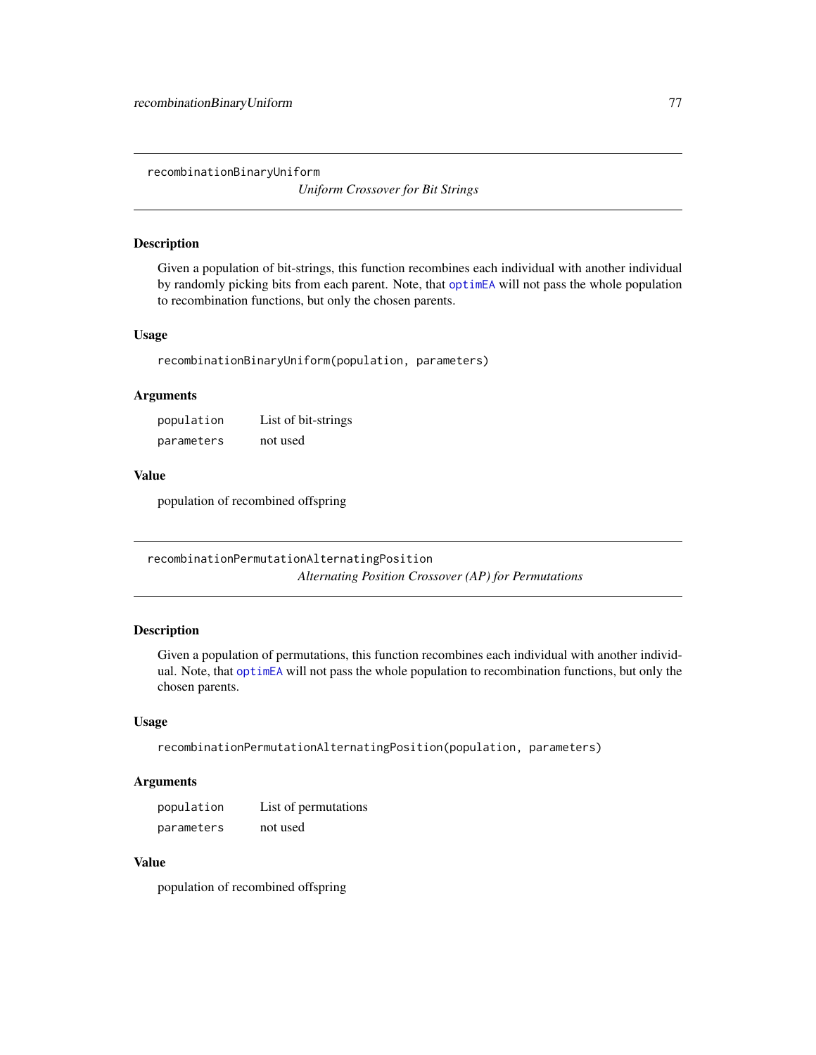## recombinationBinaryUniform

*Uniform Crossover for Bit Strings*

### Description

Given a population of bit-strings, this function recombines each individual with another individual by randomly picking bits from each parent. Note, that `optimEA` will not pass the whole population to recombination functions, but only the chosen parents.

### Usage

```
recombinationBinaryUniform(population, parameters)
```

### Arguments

| | |
|---|---|
| `population` | List of bit-strings |
| `parameters` | not used |

### Value

population of recombined offspring

## recombinationPermutationAlternatingPosition

*Alternating Position Crossover (AP) for Permutations*

### Description

Given a population of permutations, this function recombines each individual with another individual. Note, that `optimEA` will not pass the whole population to recombination functions, but only the chosen parents.

### Usage

```
recombinationPermutationAlternatingPosition(population, parameters)
```

### Arguments

| | |
|---|---|
| `population` | List of permutations |
| `parameters` | not used |

### Value

population of recombined offspring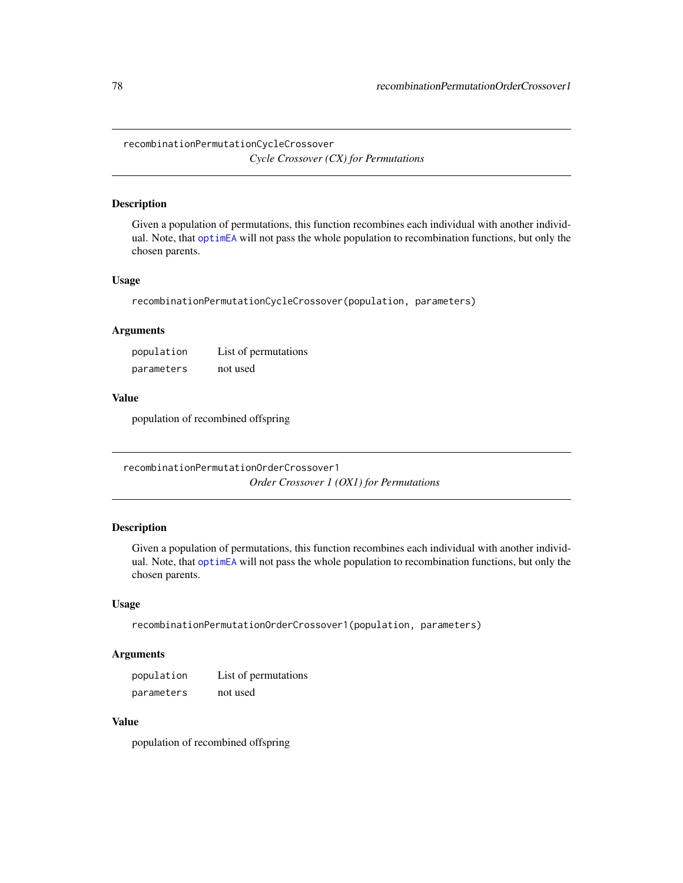## recombinationPermutationCycleCrossover

*Cycle Crossover (CX) for Permutations*

### Description

Given a population of permutations, this function recombines each individual with another individual. Note, that optimEA will not pass the whole population to recombination functions, but only the chosen parents.

### Usage

```
recombinationPermutationCycleCrossover(population, parameters)
```

### Arguments

| | |
|---|---|
| population | List of permutations |
| parameters | not used |

### Value

population of recombined offspring

## recombinationPermutationOrderCrossover1

*Order Crossover 1 (OX1) for Permutations*

### Description

Given a population of permutations, this function recombines each individual with another individual. Note, that optimEA will not pass the whole population to recombination functions, but only the chosen parents.

### Usage

```
recombinationPermutationOrderCrossover1(population, parameters)
```

### Arguments

| | |
|---|---|
| population | List of permutations |
| parameters | not used |

### Value

population of recombined offspring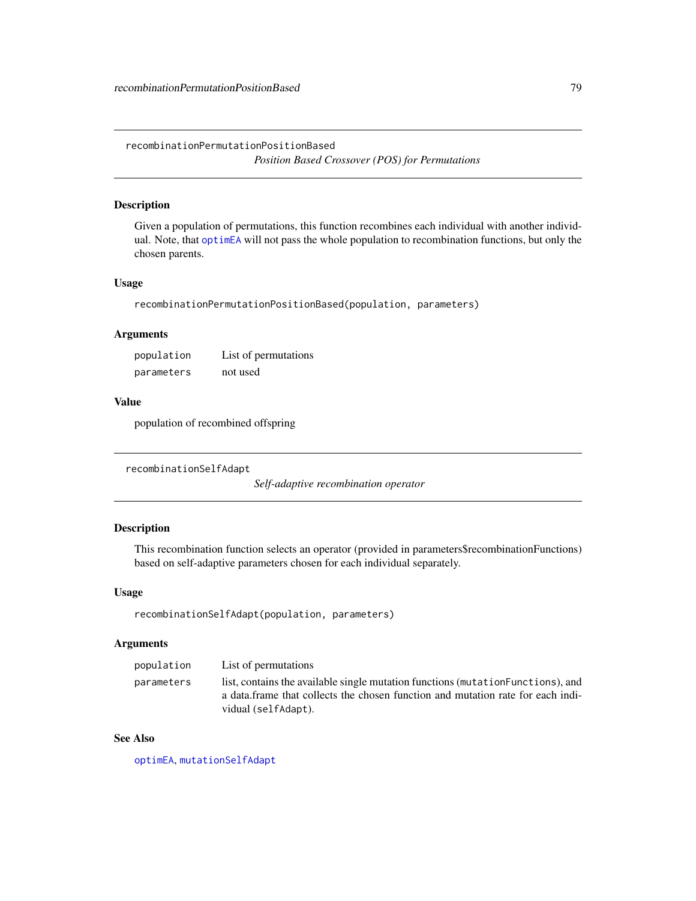## recombinationPermutationPositionBased

*Position Based Crossover (POS) for Permutations*

### Description

Given a population of permutations, this function recombines each individual with another individual. Note, that optimEA will not pass the whole population to recombination functions, but only the chosen parents.

### Usage

```
recombinationPermutationPositionBased(population, parameters)
```

### Arguments

| | |
|---|---|
| population | List of permutations |
| parameters | not used |

### Value

population of recombined offspring

## recombinationSelfAdapt

*Self-adaptive recombination operator*

### Description

This recombination function selects an operator (provided in parameters$recombinationFunctions) based on self-adaptive parameters chosen for each individual separately.

### Usage

```
recombinationSelfAdapt(population, parameters)
```

### Arguments

| | |
|---|---|
| population | List of permutations |
| parameters | list, contains the available single mutation functions (`mutationFunctions`), and a data.frame that collects the chosen function and mutation rate for each individual (`selfAdapt`). |

### See Also

optimEA, mutationSelfAdapt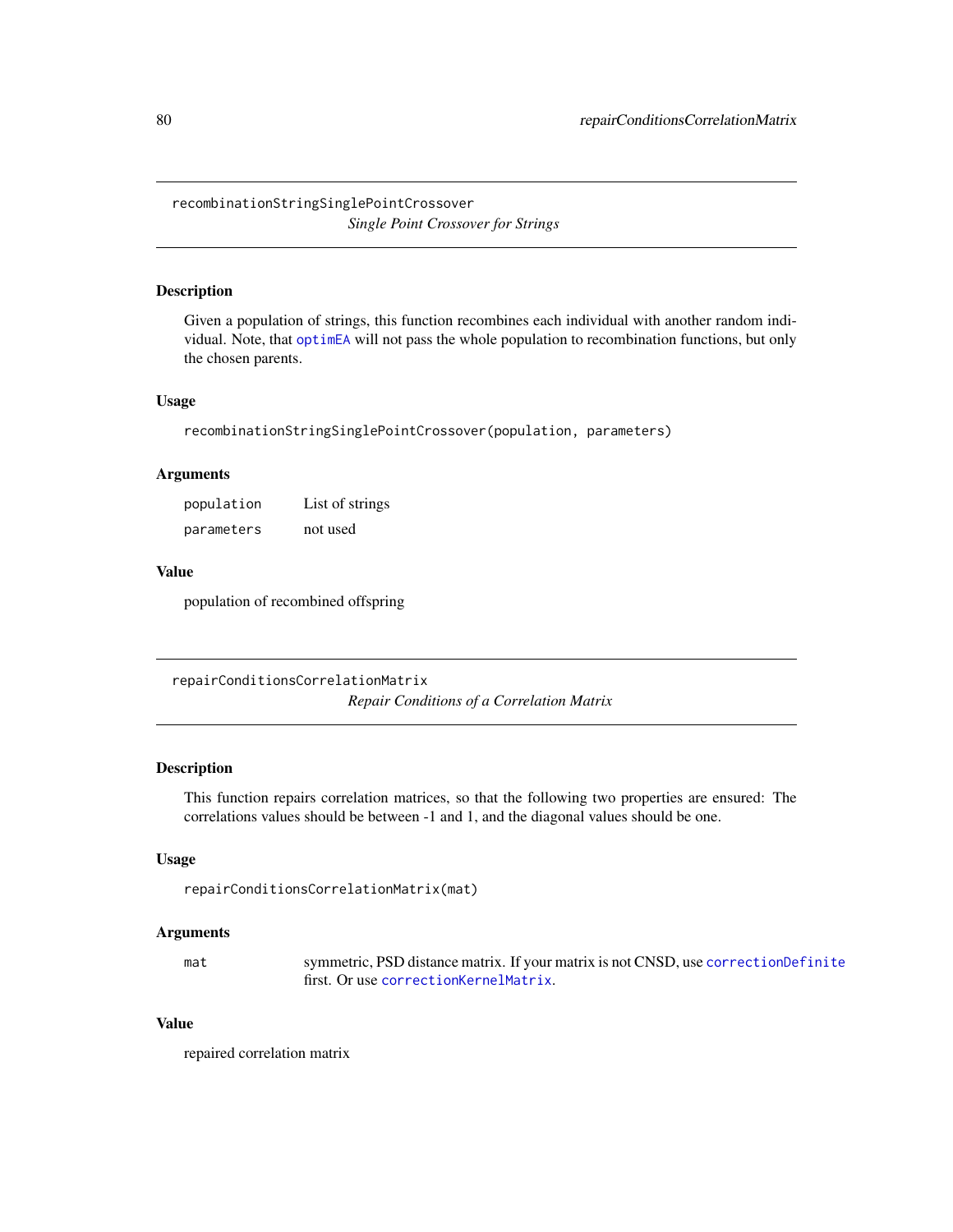## recombinationStringSinglePointCrossover

*Single Point Crossover for Strings*

### Description

Given a population of strings, this function recombines each individual with another random individual. Note, that `optimEA` will not pass the whole population to recombination functions, but only the chosen parents.

### Usage

```
recombinationStringSinglePointCrossover(population, parameters)
```

### Arguments

| | |
|---|---|
| `population` | List of strings |
| `parameters` | not used |

### Value

population of recombined offspring

## repairConditionsCorrelationMatrix

*Repair Conditions of a Correlation Matrix*

### Description

This function repairs correlation matrices, so that the following two properties are ensured: The correlations values should be between -1 and 1, and the diagonal values should be one.

### Usage

```
repairConditionsCorrelationMatrix(mat)
```

### Arguments

| | |
|---|---|
| `mat` | symmetric, PSD distance matrix. If your matrix is not CNSD, use `correctionDefinite` first. Or use `correctionKernelMatrix`. |

### Value

repaired correlation matrix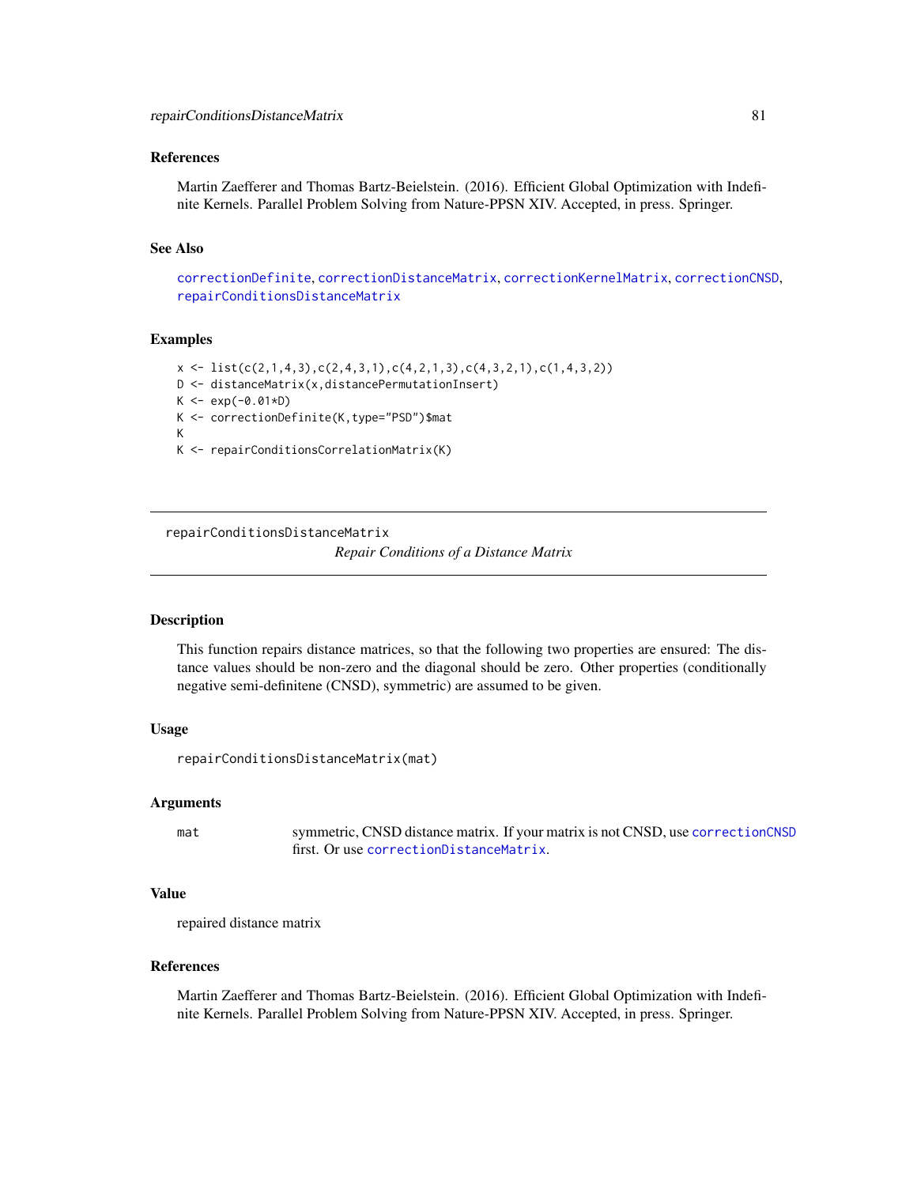## References

Martin Zaefferer and Thomas Bartz-Beielstein. (2016). Efficient Global Optimization with Indefinite Kernels. Parallel Problem Solving from Nature-PPSN XIV. Accepted, in press. Springer.

## See Also

correctionDefinite, correctionDistanceMatrix, correctionKernelMatrix, correctionCNSD, repairConditionsDistanceMatrix

## Examples

```
x <- list(c(2,1,4,3),c(2,4,3,1),c(4,2,1,3),c(4,3,2,1),c(1,4,3,2))
D <- distanceMatrix(x,distancePermutationInsert)
K <- exp(-0.01*D)
K <- correctionDefinite(K,type="PSD")$mat
K
K <- repairConditionsCorrelationMatrix(K)
```

---

# repairConditionsDistanceMatrix

*Repair Conditions of a Distance Matrix*

---

## Description

This function repairs distance matrices, so that the following two properties are ensured: The distance values should be non-zero and the diagonal should be zero. Other properties (conditionally negative semi-definitene (CNSD), symmetric) are assumed to be given.

## Usage

```
repairConditionsDistanceMatrix(mat)
```

## Arguments

| | |
|---|---|
| mat | symmetric, CNSD distance matrix. If your matrix is not CNSD, use correctionCNSD first. Or use correctionDistanceMatrix. |

## Value

repaired distance matrix

## References

Martin Zaefferer and Thomas Bartz-Beielstein. (2016). Efficient Global Optimization with Indefinite Kernels. Parallel Problem Solving from Nature-PPSN XIV. Accepted, in press. Springer.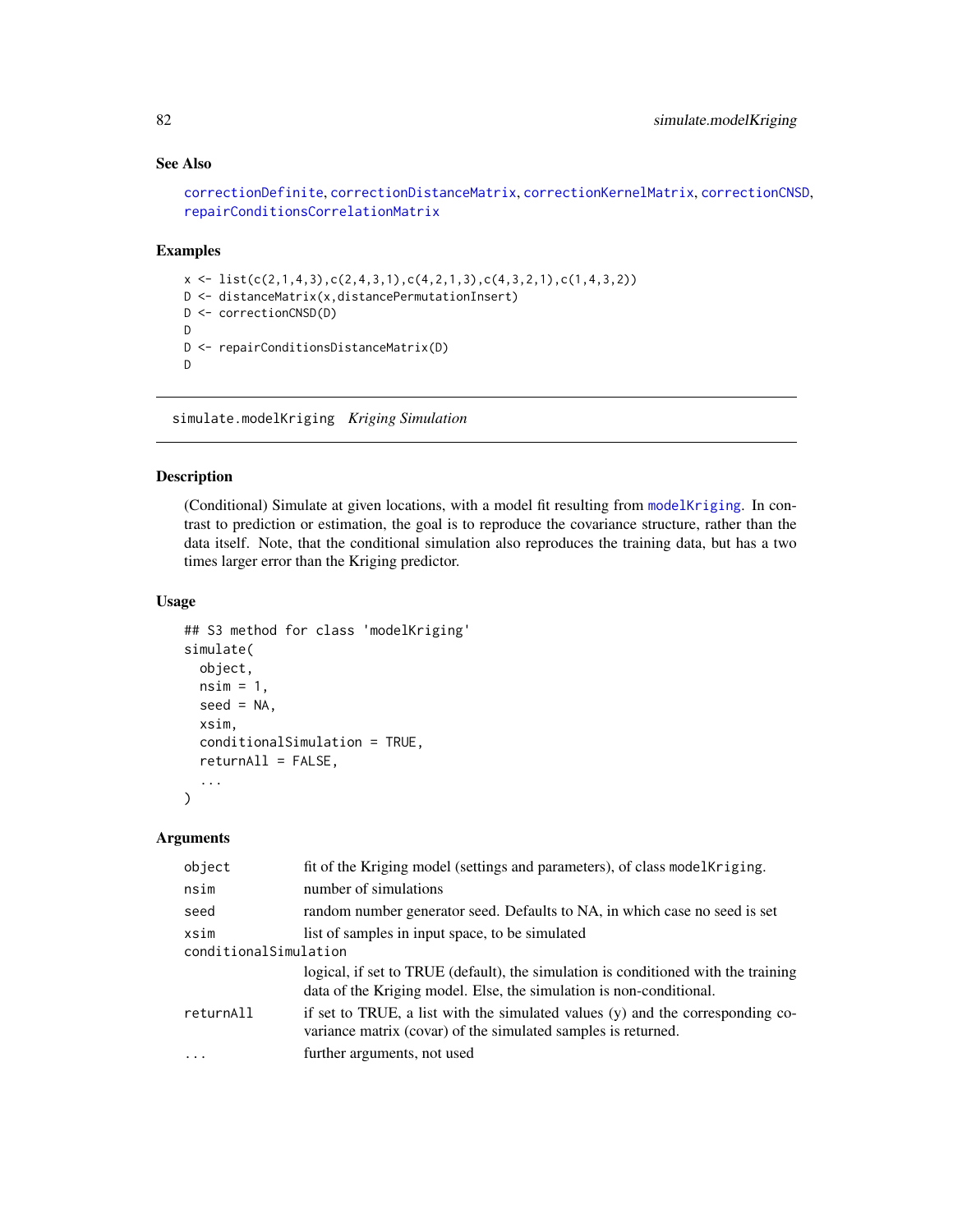### See Also

correctionDefinite, correctionDistanceMatrix, correctionKernelMatrix, correctionCNSD, repairConditionsCorrelationMatrix

### Examples

```
x <- list(c(2,1,4,3),c(2,4,3,1),c(4,2,1,3),c(4,3,2,1),c(1,4,3,2))
D <- distanceMatrix(x,distancePermutationInsert)
D <- correctionCNSD(D)
D
D <- repairConditionsDistanceMatrix(D)
D
```

---

## simulate.modelKriging *Kriging Simulation*

---

### Description

(Conditional) Simulate at given locations, with a model fit resulting from modelKriging. In contrast to prediction or estimation, the goal is to reproduce the covariance structure, rather than the data itself. Note, that the conditional simulation also reproduces the training data, but has a two times larger error than the Kriging predictor.

### Usage

```
## S3 method for class 'modelKriging'
simulate(
  object,
  nsim = 1,
  seed = NA,
  xsim,
  conditionalSimulation = TRUE,
  returnAll = FALSE,
  ...
)
```

### Arguments

| | |
|---|---|
| `object` | fit of the Kriging model (settings and parameters), of class `modelKriging`. |
| `nsim` | number of simulations |
| `seed` | random number generator seed. Defaults to NA, in which case no seed is set |
| `xsim` | list of samples in input space, to be simulated |
| `conditionalSimulation` | logical, if set to TRUE (default), the simulation is conditioned with the training data of the Kriging model. Else, the simulation is non-conditional. |
| `returnAll` | if set to TRUE, a list with the simulated values (y) and the corresponding covariance matrix (covar) of the simulated samples is returned. |
| `...` | further arguments, not used |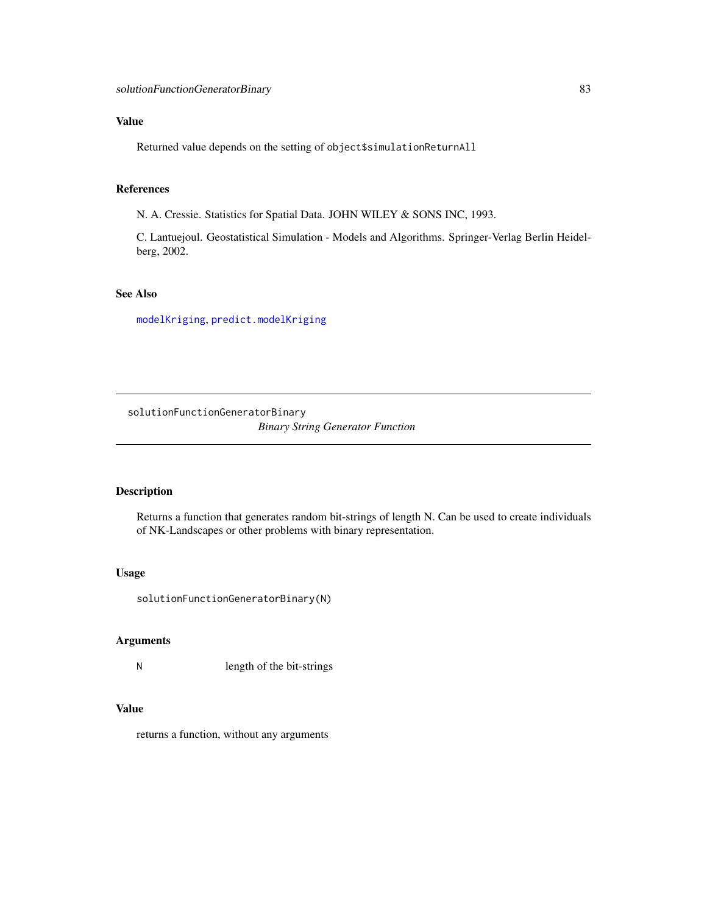## Value

Returned value depends on the setting of `object$simulationReturnAll`

## References

N. A. Cressie. Statistics for Spatial Data. JOHN WILEY & SONS INC, 1993.

C. Lantuejoul. Geostatistical Simulation - Models and Algorithms. Springer-Verlag Berlin Heidelberg, 2002.

## See Also

`modelKriging`, `predict.modelKriging`

---

# solutionFunctionGeneratorBinary

*Binary String Generator Function*

---

## Description

Returns a function that generates random bit-strings of length N. Can be used to create individuals of NK-Landscapes or other problems with binary representation.

## Usage

```
solutionFunctionGeneratorBinary(N)
```

## Arguments

| | |
|---|---|
| N | length of the bit-strings |

## Value

returns a function, without any arguments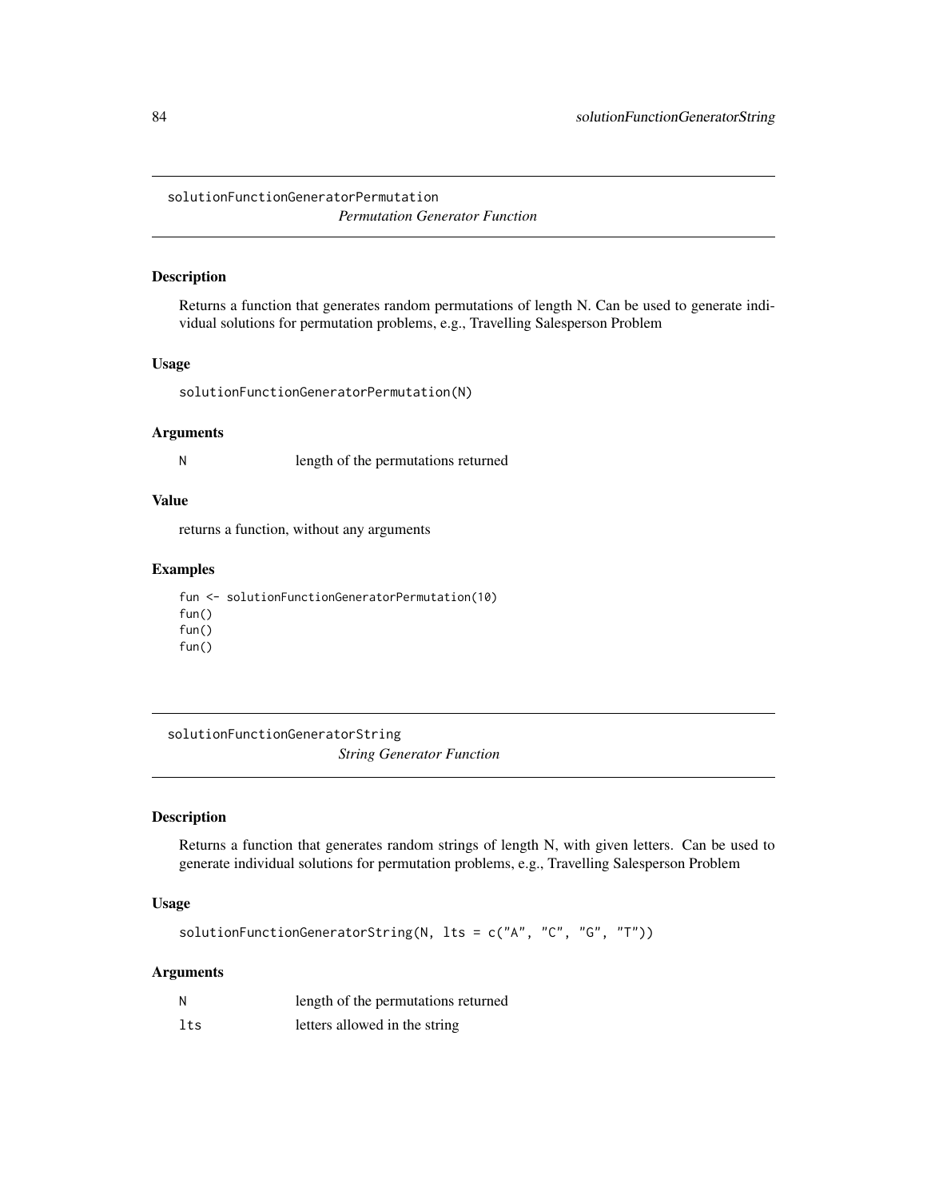## solutionFunctionGeneratorPermutation

*Permutation Generator Function*

### Description

Returns a function that generates random permutations of length N. Can be used to generate individual solutions for permutation problems, e.g., Travelling Salesperson Problem

### Usage

```
solutionFunctionGeneratorPermutation(N)
```

### Arguments

| | |
|---|---|
| N | length of the permutations returned |

### Value

returns a function, without any arguments

### Examples

```
fun <- solutionFunctionGeneratorPermutation(10)
fun()
fun()
fun()
```

## solutionFunctionGeneratorString

*String Generator Function*

### Description

Returns a function that generates random strings of length N, with given letters. Can be used to generate individual solutions for permutation problems, e.g., Travelling Salesperson Problem

### Usage

```
solutionFunctionGeneratorString(N, lts = c("A", "C", "G", "T"))
```

### Arguments

| | |
|---|---|
| N | length of the permutations returned |
| lts | letters allowed in the string |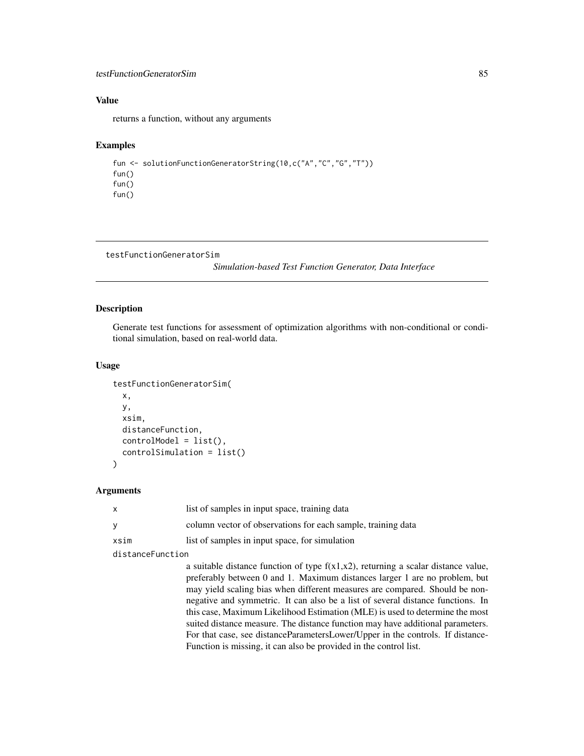## Value

returns a function, without any arguments

## Examples

```
fun <- solutionFunctionGeneratorString(10,c("A","C","G","T"))
fun()
fun()
fun()
```

---

# testFunctionGeneratorSim

*Simulation-based Test Function Generator, Data Interface*

## Description

Generate test functions for assessment of optimization algorithms with non-conditional or conditional simulation, based on real-world data.

## Usage

```
testFunctionGeneratorSim(
  x,
  y,
  xsim,
  distanceFunction,
  controlModel = list(),
  controlSimulation = list()
)
```

## Arguments

| | |
|---|---|
| x | list of samples in input space, training data |
| y | column vector of observations for each sample, training data |
| xsim | list of samples in input space, for simulation |
| distanceFunction | a suitable distance function of type f(x1,x2), returning a scalar distance value, preferably between 0 and 1. Maximum distances larger 1 are no problem, but may yield scaling bias when different measures are compared. Should be non-negative and symmetric. It can also be a list of several distance functions. In this case, Maximum Likelihood Estimation (MLE) is used to determine the most suited distance measure. The distance function may have additional parameters. For that case, see distanceParametersLower/Upper in the controls. If distanceFunction is missing, it can also be provided in the control list. |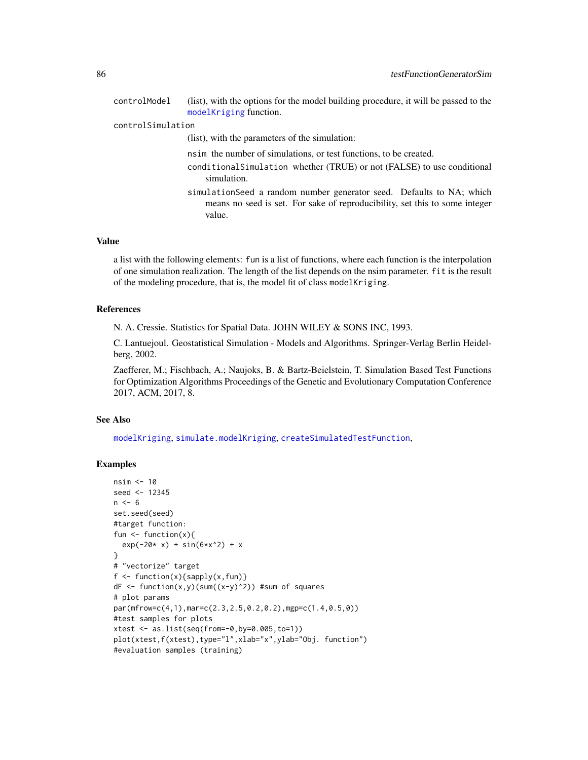controlModel
: (list), with the options for the model building procedure, it will be passed to the `modelKriging` function.

controlSimulation
: (list), with the parameters of the simulation:

  `nsim` the number of simulations, or test functions, to be created.

  `conditionalSimulation` whether (TRUE) or not (FALSE) to use conditional simulation.

  `simulationSeed` a random number generator seed. Defaults to NA; which means no seed is set. For sake of reproducibility, set this to some integer value.

## Value

a list with the following elements: `fun` is a list of functions, where each function is the interpolation of one simulation realization. The length of the list depends on the nsim parameter. `fit` is the result of the modeling procedure, that is, the model fit of class `modelKriging`.

## References

N. A. Cressie. Statistics for Spatial Data. JOHN WILEY & SONS INC, 1993.

C. Lantuejoul. Geostatistical Simulation - Models and Algorithms. Springer-Verlag Berlin Heidelberg, 2002.

Zaefferer, M.; Fischbach, A.; Naujoks, B. & Bartz-Beielstein, T. Simulation Based Test Functions for Optimization Algorithms Proceedings of the Genetic and Evolutionary Computation Conference 2017, ACM, 2017, 8.

## See Also

`modelKriging`, `simulate.modelKriging`, `createSimulatedTestFunction`,

## Examples

```
nsim <- 10
seed <- 12345
n <- 6
set.seed(seed)
#target function:
fun <- function(x){
  exp(-20* x) + sin(6*x^2) + x
}
# "vectorize" target
f <- function(x){sapply(x,fun)}
dF <- function(x,y)(sum((x-y)^2)) #sum of squares
# plot params
par(mfrow=c(4,1),mar=c(2.3,2.5,0.2,0.2),mgp=c(1.4,0.5,0))
#test samples for plots
xtest <- as.list(seq(from=-0,by=0.005,to=1))
plot(xtest,f(xtest),type="l",xlab="x",ylab="Obj. function")
#evaluation samples (training)
```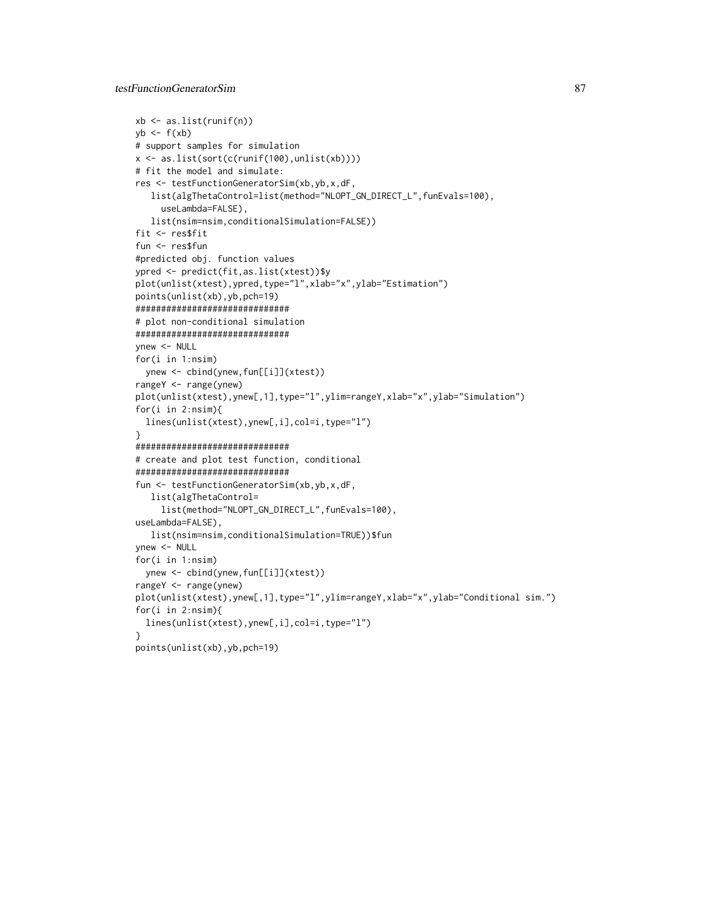```
xb <- as.list(runif(n))
yb <- f(xb)
# support samples for simulation
x <- as.list(sort(c(runif(100),unlist(xb))))
# fit the model and simulate:
res <- testFunctionGeneratorSim(xb,yb,x,dF,
   list(algThetaControl=list(method="NLOPT_GN_DIRECT_L",funEvals=100),
     useLambda=FALSE),
   list(nsim=nsim,conditionalSimulation=FALSE))
fit <- res$fit
fun <- res$fun
#predicted obj. function values
ypred <- predict(fit,as.list(xtest))$y
plot(unlist(xtest),ypred,type="l",xlab="x",ylab="Estimation")
points(unlist(xb),yb,pch=19)
##############################
# plot non-conditional simulation
##############################
ynew <- NULL
for(i in 1:nsim)
  ynew <- cbind(ynew,fun[[i]](xtest))
rangeY <- range(ynew)
plot(unlist(xtest),ynew[,1],type="l",ylim=rangeY,xlab="x",ylab="Simulation")
for(i in 2:nsim){
  lines(unlist(xtest),ynew[,i],col=i,type="l")
}
##############################
# create and plot test function, conditional
##############################
fun <- testFunctionGeneratorSim(xb,yb,x,dF,
   list(algThetaControl=
     list(method="NLOPT_GN_DIRECT_L",funEvals=100),
useLambda=FALSE),
   list(nsim=nsim,conditionalSimulation=TRUE))$fun
ynew <- NULL
for(i in 1:nsim)
  ynew <- cbind(ynew,fun[[i]](xtest))
rangeY <- range(ynew)
plot(unlist(xtest),ynew[,1],type="l",ylim=rangeY,xlab="x",ylab="Conditional sim.")
for(i in 2:nsim){
  lines(unlist(xtest),ynew[,i],col=i,type="l")
}
points(unlist(xb),yb,pch=19)
```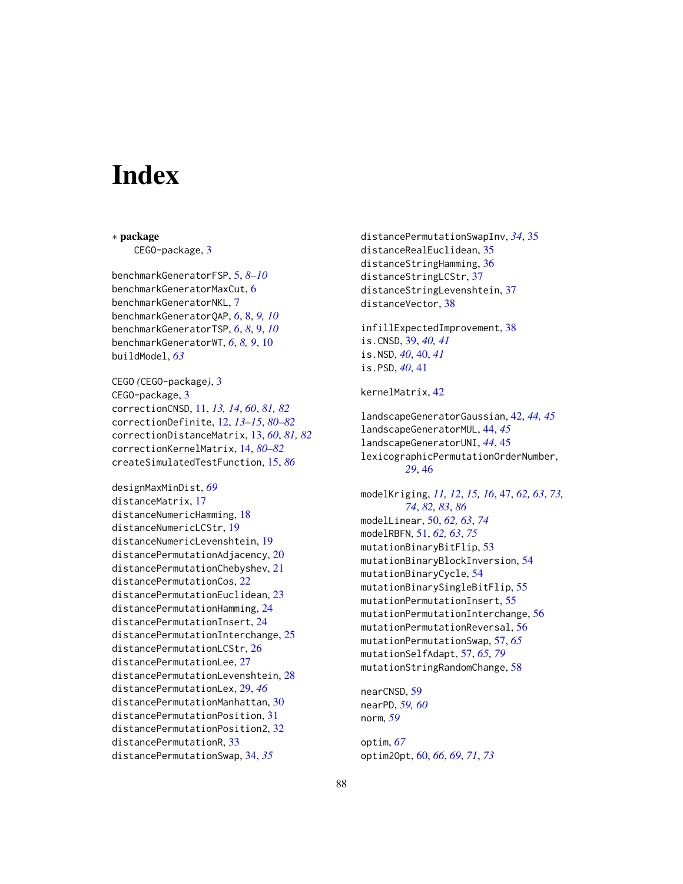# Index

∗ **package**
    CEGO-package, 3

benchmarkGeneratorFSP, 5, *8–10*
benchmarkGeneratorMaxCut, 6
benchmarkGeneratorNKL, 7
benchmarkGeneratorQAP, *6*, 8, *9, 10*
benchmarkGeneratorTSP, *6*, *8*, 9, *10*
benchmarkGeneratorWT, *6*, *8, 9*, 10
buildModel, *63*

CEGO *(*CEGO-package*)*, 3
CEGO-package, 3
correctionCNSD, 11, *13, 14*, *60*, *81, 82*
correctionDefinite, 12, *13–15*, *80–82*
correctionDistanceMatrix, 13, *60*, *81, 82*
correctionKernelMatrix, 14, *80–82*
createSimulatedTestFunction, 15, *86*

designMaxMinDist, *69*
distanceMatrix, 17
distanceNumericHamming, 18
distanceNumericLCStr, 19
distanceNumericLevenshtein, 19
distancePermutationAdjacency, 20
distancePermutationChebyshev, 21
distancePermutationCos, 22
distancePermutationEuclidean, 23
distancePermutationHamming, 24
distancePermutationInsert, 24
distancePermutationInterchange, 25
distancePermutationLCStr, 26
distancePermutationLee, 27
distancePermutationLevenshtein, 28
distancePermutationLex, 29, *46*
distancePermutationManhattan, 30
distancePermutationPosition, 31
distancePermutationPosition2, 32
distancePermutationR, 33
distancePermutationSwap, 34, *35*
distancePermutationSwapInv, *34*, 35
distanceRealEuclidean, 35
distanceStringHamming, 36
distanceStringLCStr, 37
distanceStringLevenshtein, 37
distanceVector, 38

infillExpectedImprovement, 38
is.CNSD, 39, *40, 41*
is.NSD, *40*, 40, *41*
is.PSD, *40*, 41

kernelMatrix, 42

landscapeGeneratorGaussian, 42, *44, 45*
landscapeGeneratorMUL, 44, *45*
landscapeGeneratorUNI, *44*, 45
lexicographicPermutationOrderNumber, *29*, 46

modelKriging, *11, 12*, *15, 16*, 47, *62, 63*, *73, 74*, *82, 83*, *86*
modelLinear, 50, *62, 63*, *74*
modelRBFN, 51, *62, 63*, *75*
mutationBinaryBitFlip, 53
mutationBinaryBlockInversion, 54
mutationBinaryCycle, 54
mutationBinarySingleBitFlip, 55
mutationPermutationInsert, 55
mutationPermutationInterchange, 56
mutationPermutationReversal, 56
mutationPermutationSwap, 57, *65*
mutationSelfAdapt, 57, *65*, *79*
mutationStringRandomChange, 58

nearCNSD, 59
nearPD, *59, 60*
norm, *59*

optim, *67*
optim2Opt, 60, *66*, *69*, *71*, *73*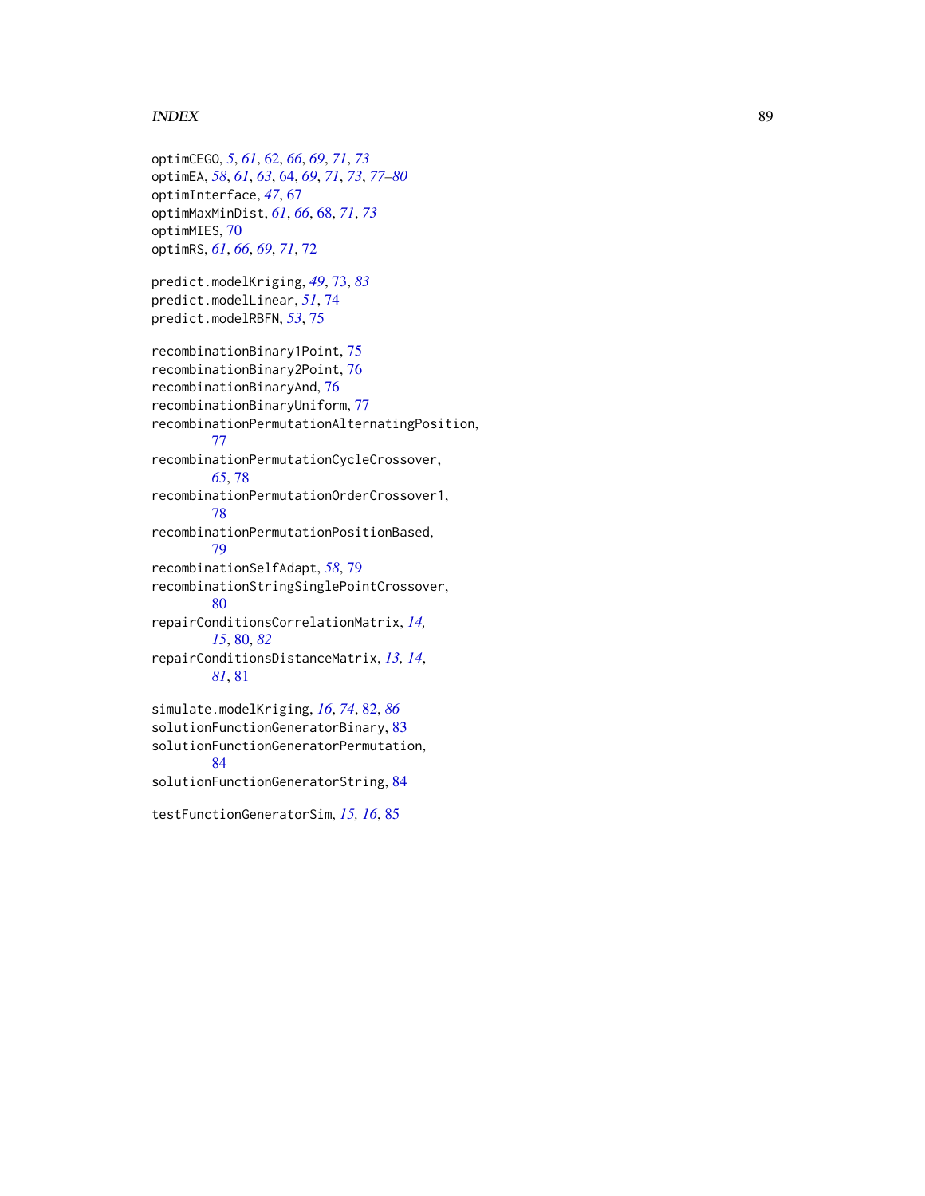optimCEGO, *5*, *61*, 62, *66*, *69*, *71*, *73*
optimEA, *58*, *61*, *63*, 64, *69*, *71*, *73*, *77–80*
optimInterface, *47*, 67
optimMaxMinDist, *61*, *66*, 68, *71*, *73*
optimMIES, 70
optimRS, *61*, *66*, *69*, *71*, 72

predict.modelKriging, *49*, 73, *83*
predict.modelLinear, *51*, 74
predict.modelRBFN, *53*, 75

recombinationBinary1Point, 75
recombinationBinary2Point, 76
recombinationBinaryAnd, 76
recombinationBinaryUniform, 77
recombinationPermutationAlternatingPosition, 77
recombinationPermutationCycleCrossover, *65*, 78
recombinationPermutationOrderCrossover1, 78
recombinationPermutationPositionBased, 79
recombinationSelfAdapt, *58*, 79
recombinationStringSinglePointCrossover, 80
repairConditionsCorrelationMatrix, *14, 15*, 80, *82*
repairConditionsDistanceMatrix, *13, 14*, *81*, 81

simulate.modelKriging, *16*, *74*, 82, *86*
solutionFunctionGeneratorBinary, 83
solutionFunctionGeneratorPermutation, 84
solutionFunctionGeneratorString, 84

testFunctionGeneratorSim, *15, 16*, 85